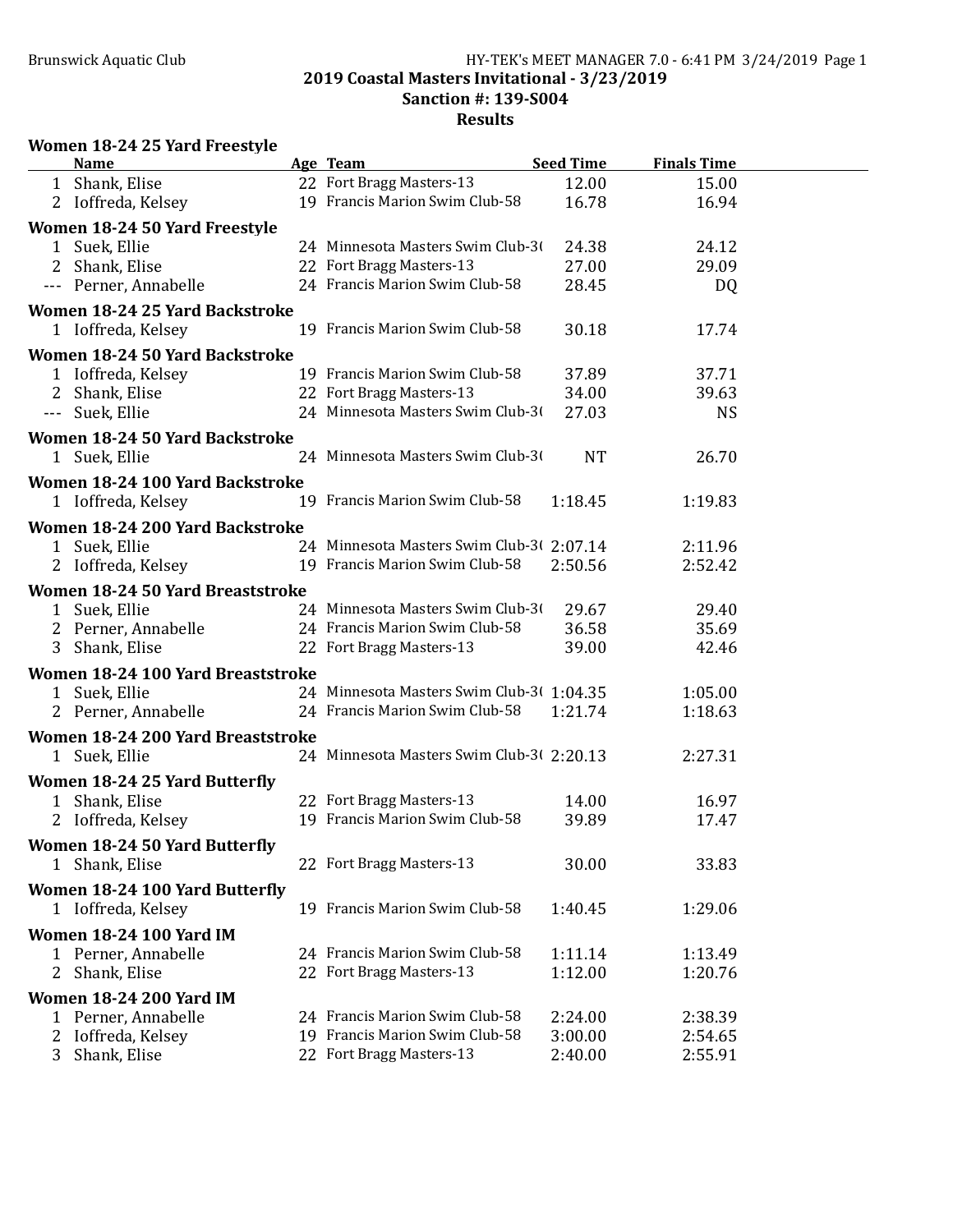# 2019 Coastal Masters Invitational - 3/23/2019

## Sanction #: 139-S004

## Results

### Women 18-24 25 Yard Freestyle

| | Name | Age | Team | Seed Time | Finals Time |
|---|---|---|---|---|---|
| 1 | Shank, Elise | 22 | Fort Bragg Masters-13 | 12.00 | 15.00 |
| 2 | Ioffreda, Kelsey | 19 | Francis Marion Swim Club-58 | 16.78 | 16.94 |

### Women 18-24 50 Yard Freestyle

| | Name | Age | Team | Seed Time | Finals Time |
|---|---|---|---|---|---|
| 1 | Suek, Ellie | 24 | Minnesota Masters Swim Club-3( | 24.38 | 24.12 |
| 2 | Shank, Elise | 22 | Fort Bragg Masters-13 | 27.00 | 29.09 |
| --- | Perner, Annabelle | 24 | Francis Marion Swim Club-58 | 28.45 | DQ |

### Women 18-24 25 Yard Backstroke

| | Name | Age | Team | Seed Time | Finals Time |
|---|---|---|---|---|---|
| 1 | Ioffreda, Kelsey | 19 | Francis Marion Swim Club-58 | 30.18 | 17.74 |

### Women 18-24 50 Yard Backstroke

| | Name | Age | Team | Seed Time | Finals Time |
|---|---|---|---|---|---|
| 1 | Ioffreda, Kelsey | 19 | Francis Marion Swim Club-58 | 37.89 | 37.71 |
| 2 | Shank, Elise | 22 | Fort Bragg Masters-13 | 34.00 | 39.63 |
| --- | Suek, Ellie | 24 | Minnesota Masters Swim Club-3( | 27.03 | NS |

### Women 18-24 50 Yard Backstroke

| | Name | Age | Team | Seed Time | Finals Time |
|---|---|---|---|---|---|
| 1 | Suek, Ellie | 24 | Minnesota Masters Swim Club-3( | NT | 26.70 |

### Women 18-24 100 Yard Backstroke

| | Name | Age | Team | Seed Time | Finals Time |
|---|---|---|---|---|---|
| 1 | Ioffreda, Kelsey | 19 | Francis Marion Swim Club-58 | 1:18.45 | 1:19.83 |

### Women 18-24 200 Yard Backstroke

| | Name | Age | Team | Seed Time | Finals Time |
|---|---|---|---|---|---|
| 1 | Suek, Ellie | 24 | Minnesota Masters Swim Club-3( | 2:07.14 | 2:11.96 |
| 2 | Ioffreda, Kelsey | 19 | Francis Marion Swim Club-58 | 2:50.56 | 2:52.42 |

### Women 18-24 50 Yard Breaststroke

| | Name | Age | Team | Seed Time | Finals Time |
|---|---|---|---|---|---|
| 1 | Suek, Ellie | 24 | Minnesota Masters Swim Club-3( | 29.67 | 29.40 |
| 2 | Perner, Annabelle | 24 | Francis Marion Swim Club-58 | 36.58 | 35.69 |
| 3 | Shank, Elise | 22 | Fort Bragg Masters-13 | 39.00 | 42.46 |

### Women 18-24 100 Yard Breaststroke

| | Name | Age | Team | Seed Time | Finals Time |
|---|---|---|---|---|---|
| 1 | Suek, Ellie | 24 | Minnesota Masters Swim Club-3( | 1:04.35 | 1:05.00 |
| 2 | Perner, Annabelle | 24 | Francis Marion Swim Club-58 | 1:21.74 | 1:18.63 |

### Women 18-24 200 Yard Breaststroke

| | Name | Age | Team | Seed Time | Finals Time |
|---|---|---|---|---|---|
| 1 | Suek, Ellie | 24 | Minnesota Masters Swim Club-3( | 2:20.13 | 2:27.31 |

### Women 18-24 25 Yard Butterfly

| | Name | Age | Team | Seed Time | Finals Time |
|---|---|---|---|---|---|
| 1 | Shank, Elise | 22 | Fort Bragg Masters-13 | 14.00 | 16.97 |
| 2 | Ioffreda, Kelsey | 19 | Francis Marion Swim Club-58 | 39.89 | 17.47 |

### Women 18-24 50 Yard Butterfly

| | Name | Age | Team | Seed Time | Finals Time |
|---|---|---|---|---|---|
| 1 | Shank, Elise | 22 | Fort Bragg Masters-13 | 30.00 | 33.83 |

### Women 18-24 100 Yard Butterfly

| | Name | Age | Team | Seed Time | Finals Time |
|---|---|---|---|---|---|
| 1 | Ioffreda, Kelsey | 19 | Francis Marion Swim Club-58 | 1:40.45 | 1:29.06 |

### Women 18-24 100 Yard IM

| | Name | Age | Team | Seed Time | Finals Time |
|---|---|---|---|---|---|
| 1 | Perner, Annabelle | 24 | Francis Marion Swim Club-58 | 1:11.14 | 1:13.49 |
| 2 | Shank, Elise | 22 | Fort Bragg Masters-13 | 1:12.00 | 1:20.76 |

### Women 18-24 200 Yard IM

| | Name | Age | Team | Seed Time | Finals Time |
|---|---|---|---|---|---|
| 1 | Perner, Annabelle | 24 | Francis Marion Swim Club-58 | 2:24.00 | 2:38.39 |
| 2 | Ioffreda, Kelsey | 19 | Francis Marion Swim Club-58 | 3:00.00 | 2:54.65 |
| 3 | Shank, Elise | 22 | Fort Bragg Masters-13 | 2:40.00 | 2:55.91 |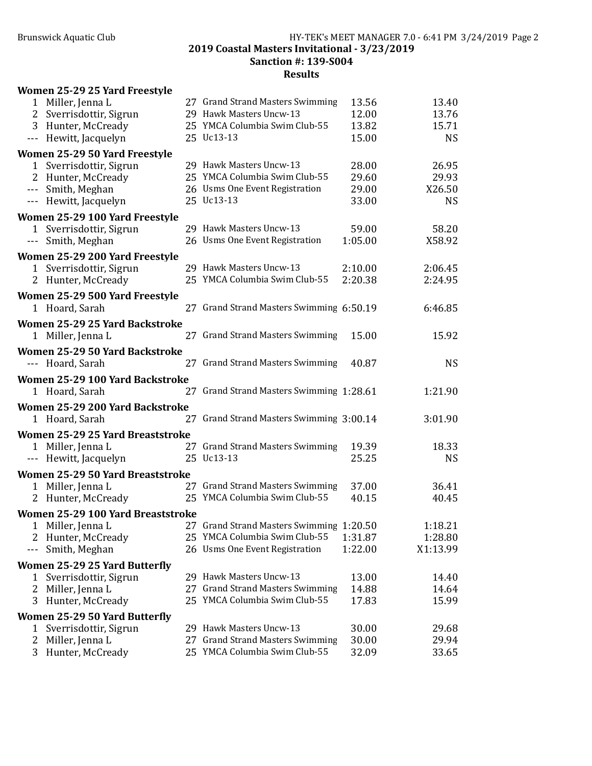**2019 Coastal Masters Invitational - 3/23/2019**
**Sanction #: 139-S004**
**Results**

### Women 25-29 25 Yard Freestyle

| Place | Name | Age | Team | Seed Time | Finals Time |
|---|---|---|---|---|---|
| 1 | Miller, Jenna L | 27 | Grand Strand Masters Swimming | 13.56 | 13.40 |
| 2 | Sverrisdottir, Sigrun | 29 | Hawk Masters Uncw-13 | 12.00 | 13.76 |
| 3 | Hunter, McCready | 25 | YMCA Columbia Swim Club-55 | 13.82 | 15.71 |
| --- | Hewitt, Jacquelyn | 25 | Uc13-13 | 15.00 | NS |

### Women 25-29 50 Yard Freestyle

| Place | Name | Age | Team | Seed Time | Finals Time |
|---|---|---|---|---|---|
| 1 | Sverrisdottir, Sigrun | 29 | Hawk Masters Uncw-13 | 28.00 | 26.95 |
| 2 | Hunter, McCready | 25 | YMCA Columbia Swim Club-55 | 29.60 | 29.93 |
| --- | Smith, Meghan | 26 | Usms One Event Registration | 29.00 | X26.50 |
| --- | Hewitt, Jacquelyn | 25 | Uc13-13 | 33.00 | NS |

### Women 25-29 100 Yard Freestyle

| Place | Name | Age | Team | Seed Time | Finals Time |
|---|---|---|---|---|---|
| 1 | Sverrisdottir, Sigrun | 29 | Hawk Masters Uncw-13 | 59.00 | 58.20 |
| --- | Smith, Meghan | 26 | Usms One Event Registration | 1:05.00 | X58.92 |

### Women 25-29 200 Yard Freestyle

| Place | Name | Age | Team | Seed Time | Finals Time |
|---|---|---|---|---|---|
| 1 | Sverrisdottir, Sigrun | 29 | Hawk Masters Uncw-13 | 2:10.00 | 2:06.45 |
| 2 | Hunter, McCready | 25 | YMCA Columbia Swim Club-55 | 2:20.38 | 2:24.95 |

### Women 25-29 500 Yard Freestyle

| Place | Name | Age | Team | Seed Time | Finals Time |
|---|---|---|---|---|---|
| 1 | Hoard, Sarah | 27 | Grand Strand Masters Swimming | 6:50.19 | 6:46.85 |

### Women 25-29 25 Yard Backstroke

| Place | Name | Age | Team | Seed Time | Finals Time |
|---|---|---|---|---|---|
| 1 | Miller, Jenna L | 27 | Grand Strand Masters Swimming | 15.00 | 15.92 |

### Women 25-29 50 Yard Backstroke

| Place | Name | Age | Team | Seed Time | Finals Time |
|---|---|---|---|---|---|
| --- | Hoard, Sarah | 27 | Grand Strand Masters Swimming | 40.87 | NS |

### Women 25-29 100 Yard Backstroke

| Place | Name | Age | Team | Seed Time | Finals Time |
|---|---|---|---|---|---|
| 1 | Hoard, Sarah | 27 | Grand Strand Masters Swimming | 1:28.61 | 1:21.90 |

### Women 25-29 200 Yard Backstroke

| Place | Name | Age | Team | Seed Time | Finals Time |
|---|---|---|---|---|---|
| 1 | Hoard, Sarah | 27 | Grand Strand Masters Swimming | 3:00.14 | 3:01.90 |

### Women 25-29 25 Yard Breaststroke

| Place | Name | Age | Team | Seed Time | Finals Time |
|---|---|---|---|---|---|
| 1 | Miller, Jenna L | 27 | Grand Strand Masters Swimming | 19.39 | 18.33 |
| --- | Hewitt, Jacquelyn | 25 | Uc13-13 | 25.25 | NS |

### Women 25-29 50 Yard Breaststroke

| Place | Name | Age | Team | Seed Time | Finals Time |
|---|---|---|---|---|---|
| 1 | Miller, Jenna L | 27 | Grand Strand Masters Swimming | 37.00 | 36.41 |
| 2 | Hunter, McCready | 25 | YMCA Columbia Swim Club-55 | 40.15 | 40.45 |

### Women 25-29 100 Yard Breaststroke

| Place | Name | Age | Team | Seed Time | Finals Time |
|---|---|---|---|---|---|
| 1 | Miller, Jenna L | 27 | Grand Strand Masters Swimming | 1:20.50 | 1:18.21 |
| 2 | Hunter, McCready | 25 | YMCA Columbia Swim Club-55 | 1:31.87 | 1:28.80 |
| --- | Smith, Meghan | 26 | Usms One Event Registration | 1:22.00 | X1:13.99 |

### Women 25-29 25 Yard Butterfly

| Place | Name | Age | Team | Seed Time | Finals Time |
|---|---|---|---|---|---|
| 1 | Sverrisdottir, Sigrun | 29 | Hawk Masters Uncw-13 | 13.00 | 14.40 |
| 2 | Miller, Jenna L | 27 | Grand Strand Masters Swimming | 14.88 | 14.64 |
| 3 | Hunter, McCready | 25 | YMCA Columbia Swim Club-55 | 17.83 | 15.99 |

### Women 25-29 50 Yard Butterfly

| Place | Name | Age | Team | Seed Time | Finals Time |
|---|---|---|---|---|---|
| 1 | Sverrisdottir, Sigrun | 29 | Hawk Masters Uncw-13 | 30.00 | 29.68 |
| 2 | Miller, Jenna L | 27 | Grand Strand Masters Swimming | 30.00 | 29.94 |
| 3 | Hunter, McCready | 25 | YMCA Columbia Swim Club-55 | 32.09 | 33.65 |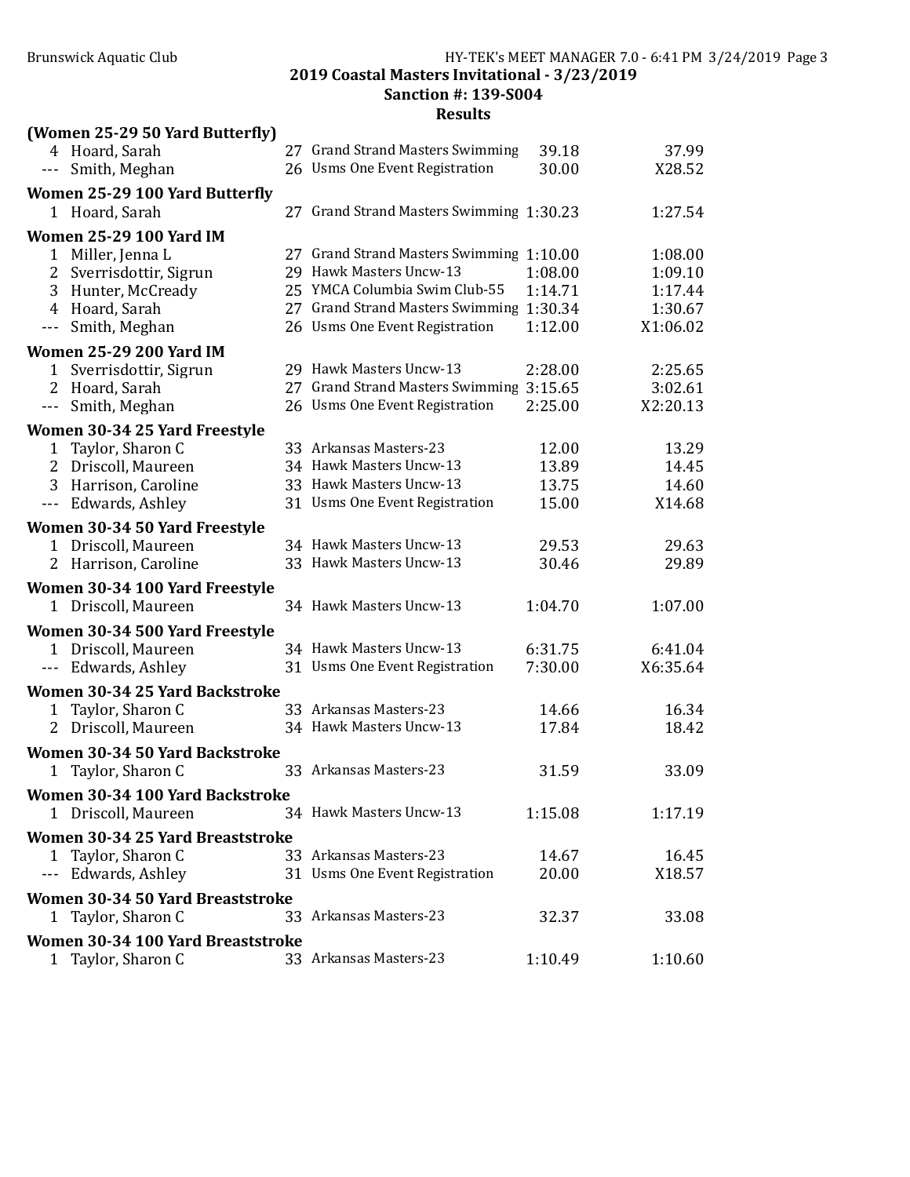## 2019 Coastal Masters Invitational - 3/23/2019

### Sanction #: 139-S004

### Results

**(Women 25-29 50 Yard Butterfly)**

| | | | | | |
|---|---|---|---|---|---|
| 4 | Hoard, Sarah | 27 | Grand Strand Masters Swimming | 39.18 | 37.99 |
| --- | Smith, Meghan | 26 | Usms One Event Registration | 30.00 | X28.52 |

**Women 25-29 100 Yard Butterfly**

| | | | | | |
|---|---|---|---|---|---|
| 1 | Hoard, Sarah | 27 | Grand Strand Masters Swimming | 1:30.23 | 1:27.54 |

**Women 25-29 100 Yard IM**

| | | | | | |
|---|---|---|---|---|---|
| 1 | Miller, Jenna L | 27 | Grand Strand Masters Swimming | 1:10.00 | 1:08.00 |
| 2 | Sverrisdottir, Sigrun | 29 | Hawk Masters Uncw-13 | 1:08.00 | 1:09.10 |
| 3 | Hunter, McCready | 25 | YMCA Columbia Swim Club-55 | 1:14.71 | 1:17.44 |
| 4 | Hoard, Sarah | 27 | Grand Strand Masters Swimming | 1:30.34 | 1:30.67 |
| --- | Smith, Meghan | 26 | Usms One Event Registration | 1:12.00 | X1:06.02 |

**Women 25-29 200 Yard IM**

| | | | | | |
|---|---|---|---|---|---|
| 1 | Sverrisdottir, Sigrun | 29 | Hawk Masters Uncw-13 | 2:28.00 | 2:25.65 |
| 2 | Hoard, Sarah | 27 | Grand Strand Masters Swimming | 3:15.65 | 3:02.61 |
| --- | Smith, Meghan | 26 | Usms One Event Registration | 2:25.00 | X2:20.13 |

**Women 30-34 25 Yard Freestyle**

| | | | | | |
|---|---|---|---|---|---|
| 1 | Taylor, Sharon C | 33 | Arkansas Masters-23 | 12.00 | 13.29 |
| 2 | Driscoll, Maureen | 34 | Hawk Masters Uncw-13 | 13.89 | 14.45 |
| 3 | Harrison, Caroline | 33 | Hawk Masters Uncw-13 | 13.75 | 14.60 |
| --- | Edwards, Ashley | 31 | Usms One Event Registration | 15.00 | X14.68 |

**Women 30-34 50 Yard Freestyle**

| | | | | | |
|---|---|---|---|---|---|
| 1 | Driscoll, Maureen | 34 | Hawk Masters Uncw-13 | 29.53 | 29.63 |
| 2 | Harrison, Caroline | 33 | Hawk Masters Uncw-13 | 30.46 | 29.89 |

**Women 30-34 100 Yard Freestyle**

| | | | | | |
|---|---|---|---|---|---|
| 1 | Driscoll, Maureen | 34 | Hawk Masters Uncw-13 | 1:04.70 | 1:07.00 |

**Women 30-34 500 Yard Freestyle**

| | | | | | |
|---|---|---|---|---|---|
| 1 | Driscoll, Maureen | 34 | Hawk Masters Uncw-13 | 6:31.75 | 6:41.04 |
| --- | Edwards, Ashley | 31 | Usms One Event Registration | 7:30.00 | X6:35.64 |

**Women 30-34 25 Yard Backstroke**

| | | | | | |
|---|---|---|---|---|---|
| 1 | Taylor, Sharon C | 33 | Arkansas Masters-23 | 14.66 | 16.34 |
| 2 | Driscoll, Maureen | 34 | Hawk Masters Uncw-13 | 17.84 | 18.42 |

**Women 30-34 50 Yard Backstroke**

| | | | | | |
|---|---|---|---|---|---|
| 1 | Taylor, Sharon C | 33 | Arkansas Masters-23 | 31.59 | 33.09 |

**Women 30-34 100 Yard Backstroke**

| | | | | | |
|---|---|---|---|---|---|
| 1 | Driscoll, Maureen | 34 | Hawk Masters Uncw-13 | 1:15.08 | 1:17.19 |

**Women 30-34 25 Yard Breaststroke**

| | | | | | |
|---|---|---|---|---|---|
| 1 | Taylor, Sharon C | 33 | Arkansas Masters-23 | 14.67 | 16.45 |
| --- | Edwards, Ashley | 31 | Usms One Event Registration | 20.00 | X18.57 |

**Women 30-34 50 Yard Breaststroke**

| | | | | | |
|---|---|---|---|---|---|
| 1 | Taylor, Sharon C | 33 | Arkansas Masters-23 | 32.37 | 33.08 |

**Women 30-34 100 Yard Breaststroke**

| | | | | | |
|---|---|---|---|---|---|
| 1 | Taylor, Sharon C | 33 | Arkansas Masters-23 | 1:10.49 | 1:10.60 |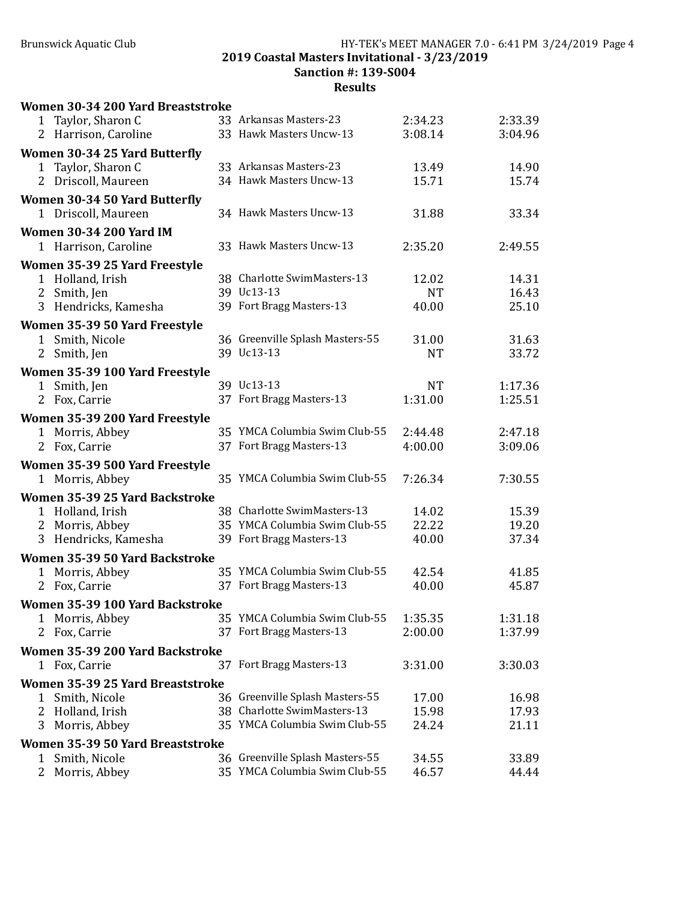## 2019 Coastal Masters Invitational - 3/23/2019
### Sanction #: 139-S004
### Results

**Women 30-34 200 Yard Breaststroke**

| | Name | Age | Team | Seed | Finals |
|---|---|---|---|---|---|
| 1 | Taylor, Sharon C | 33 | Arkansas Masters-23 | 2:34.23 | 2:33.39 |
| 2 | Harrison, Caroline | 33 | Hawk Masters Uncw-13 | 3:08.14 | 3:04.96 |

**Women 30-34 25 Yard Butterfly**

| | Name | Age | Team | Seed | Finals |
|---|---|---|---|---|---|
| 1 | Taylor, Sharon C | 33 | Arkansas Masters-23 | 13.49 | 14.90 |
| 2 | Driscoll, Maureen | 34 | Hawk Masters Uncw-13 | 15.71 | 15.74 |

**Women 30-34 50 Yard Butterfly**

| | Name | Age | Team | Seed | Finals |
|---|---|---|---|---|---|
| 1 | Driscoll, Maureen | 34 | Hawk Masters Uncw-13 | 31.88 | 33.34 |

**Women 30-34 200 Yard IM**

| | Name | Age | Team | Seed | Finals |
|---|---|---|---|---|---|
| 1 | Harrison, Caroline | 33 | Hawk Masters Uncw-13 | 2:35.20 | 2:49.55 |

**Women 35-39 25 Yard Freestyle**

| | Name | Age | Team | Seed | Finals |
|---|---|---|---|---|---|
| 1 | Holland, Irish | 38 | Charlotte SwimMasters-13 | 12.02 | 14.31 |
| 2 | Smith, Jen | 39 | Uc13-13 | NT | 16.43 |
| 3 | Hendricks, Kamesha | 39 | Fort Bragg Masters-13 | 40.00 | 25.10 |

**Women 35-39 50 Yard Freestyle**

| | Name | Age | Team | Seed | Finals |
|---|---|---|---|---|---|
| 1 | Smith, Nicole | 36 | Greenville Splash Masters-55 | 31.00 | 31.63 |
| 2 | Smith, Jen | 39 | Uc13-13 | NT | 33.72 |

**Women 35-39 100 Yard Freestyle**

| | Name | Age | Team | Seed | Finals |
|---|---|---|---|---|---|
| 1 | Smith, Jen | 39 | Uc13-13 | NT | 1:17.36 |
| 2 | Fox, Carrie | 37 | Fort Bragg Masters-13 | 1:31.00 | 1:25.51 |

**Women 35-39 200 Yard Freestyle**

| | Name | Age | Team | Seed | Finals |
|---|---|---|---|---|---|
| 1 | Morris, Abbey | 35 | YMCA Columbia Swim Club-55 | 2:44.48 | 2:47.18 |
| 2 | Fox, Carrie | 37 | Fort Bragg Masters-13 | 4:00.00 | 3:09.06 |

**Women 35-39 500 Yard Freestyle**

| | Name | Age | Team | Seed | Finals |
|---|---|---|---|---|---|
| 1 | Morris, Abbey | 35 | YMCA Columbia Swim Club-55 | 7:26.34 | 7:30.55 |

**Women 35-39 25 Yard Backstroke**

| | Name | Age | Team | Seed | Finals |
|---|---|---|---|---|---|
| 1 | Holland, Irish | 38 | Charlotte SwimMasters-13 | 14.02 | 15.39 |
| 2 | Morris, Abbey | 35 | YMCA Columbia Swim Club-55 | 22.22 | 19.20 |
| 3 | Hendricks, Kamesha | 39 | Fort Bragg Masters-13 | 40.00 | 37.34 |

**Women 35-39 50 Yard Backstroke**

| | Name | Age | Team | Seed | Finals |
|---|---|---|---|---|---|
| 1 | Morris, Abbey | 35 | YMCA Columbia Swim Club-55 | 42.54 | 41.85 |
| 2 | Fox, Carrie | 37 | Fort Bragg Masters-13 | 40.00 | 45.87 |

**Women 35-39 100 Yard Backstroke**

| | Name | Age | Team | Seed | Finals |
|---|---|---|---|---|---|
| 1 | Morris, Abbey | 35 | YMCA Columbia Swim Club-55 | 1:35.35 | 1:31.18 |
| 2 | Fox, Carrie | 37 | Fort Bragg Masters-13 | 2:00.00 | 1:37.99 |

**Women 35-39 200 Yard Backstroke**

| | Name | Age | Team | Seed | Finals |
|---|---|---|---|---|---|
| 1 | Fox, Carrie | 37 | Fort Bragg Masters-13 | 3:31.00 | 3:30.03 |

**Women 35-39 25 Yard Breaststroke**

| | Name | Age | Team | Seed | Finals |
|---|---|---|---|---|---|
| 1 | Smith, Nicole | 36 | Greenville Splash Masters-55 | 17.00 | 16.98 |
| 2 | Holland, Irish | 38 | Charlotte SwimMasters-13 | 15.98 | 17.93 |
| 3 | Morris, Abbey | 35 | YMCA Columbia Swim Club-55 | 24.24 | 21.11 |

**Women 35-39 50 Yard Breaststroke**

| | Name | Age | Team | Seed | Finals |
|---|---|---|---|---|---|
| 1 | Smith, Nicole | 36 | Greenville Splash Masters-55 | 34.55 | 33.89 |
| 2 | Morris, Abbey | 35 | YMCA Columbia Swim Club-55 | 46.57 | 44.44 |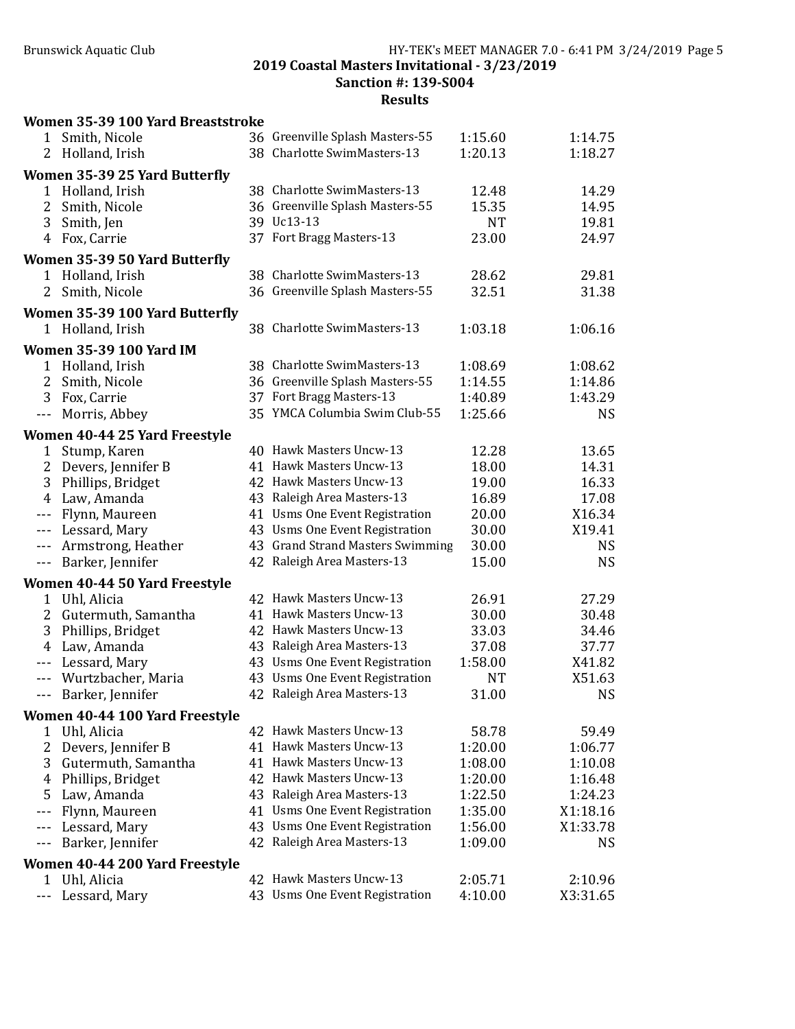## 2019 Coastal Masters Invitational - 3/23/2019

### Sanction #: 139-S004

### Results

**Women 35-39 100 Yard Breaststroke**

| Place | Name | Age | Team | Seed Time | Finals Time |
|---|---|---|---|---|---|
| 1 | Smith, Nicole | 36 | Greenville Splash Masters-55 | 1:15.60 | 1:14.75 |
| 2 | Holland, Irish | 38 | Charlotte SwimMasters-13 | 1:20.13 | 1:18.27 |

**Women 35-39 25 Yard Butterfly**

| Place | Name | Age | Team | Seed Time | Finals Time |
|---|---|---|---|---|---|
| 1 | Holland, Irish | 38 | Charlotte SwimMasters-13 | 12.48 | 14.29 |
| 2 | Smith, Nicole | 36 | Greenville Splash Masters-55 | 15.35 | 14.95 |
| 3 | Smith, Jen | 39 | Uc13-13 | NT | 19.81 |
| 4 | Fox, Carrie | 37 | Fort Bragg Masters-13 | 23.00 | 24.97 |

**Women 35-39 50 Yard Butterfly**

| Place | Name | Age | Team | Seed Time | Finals Time |
|---|---|---|---|---|---|
| 1 | Holland, Irish | 38 | Charlotte SwimMasters-13 | 28.62 | 29.81 |
| 2 | Smith, Nicole | 36 | Greenville Splash Masters-55 | 32.51 | 31.38 |

**Women 35-39 100 Yard Butterfly**

| Place | Name | Age | Team | Seed Time | Finals Time |
|---|---|---|---|---|---|
| 1 | Holland, Irish | 38 | Charlotte SwimMasters-13 | 1:03.18 | 1:06.16 |

**Women 35-39 100 Yard IM**

| Place | Name | Age | Team | Seed Time | Finals Time |
|---|---|---|---|---|---|
| 1 | Holland, Irish | 38 | Charlotte SwimMasters-13 | 1:08.69 | 1:08.62 |
| 2 | Smith, Nicole | 36 | Greenville Splash Masters-55 | 1:14.55 | 1:14.86 |
| 3 | Fox, Carrie | 37 | Fort Bragg Masters-13 | 1:40.89 | 1:43.29 |
| --- | Morris, Abbey | 35 | YMCA Columbia Swim Club-55 | 1:25.66 | NS |

**Women 40-44 25 Yard Freestyle**

| Place | Name | Age | Team | Seed Time | Finals Time |
|---|---|---|---|---|---|
| 1 | Stump, Karen | 40 | Hawk Masters Uncw-13 | 12.28 | 13.65 |
| 2 | Devers, Jennifer B | 41 | Hawk Masters Uncw-13 | 18.00 | 14.31 |
| 3 | Phillips, Bridget | 42 | Hawk Masters Uncw-13 | 19.00 | 16.33 |
| 4 | Law, Amanda | 43 | Raleigh Area Masters-13 | 16.89 | 17.08 |
| --- | Flynn, Maureen | 41 | Usms One Event Registration | 20.00 | X16.34 |
| --- | Lessard, Mary | 43 | Usms One Event Registration | 30.00 | X19.41 |
| --- | Armstrong, Heather | 43 | Grand Strand Masters Swimming | 30.00 | NS |
| --- | Barker, Jennifer | 42 | Raleigh Area Masters-13 | 15.00 | NS |

**Women 40-44 50 Yard Freestyle**

| Place | Name | Age | Team | Seed Time | Finals Time |
|---|---|---|---|---|---|
| 1 | Uhl, Alicia | 42 | Hawk Masters Uncw-13 | 26.91 | 27.29 |
| 2 | Gutermuth, Samantha | 41 | Hawk Masters Uncw-13 | 30.00 | 30.48 |
| 3 | Phillips, Bridget | 42 | Hawk Masters Uncw-13 | 33.03 | 34.46 |
| 4 | Law, Amanda | 43 | Raleigh Area Masters-13 | 37.08 | 37.77 |
| --- | Lessard, Mary | 43 | Usms One Event Registration | 1:58.00 | X41.82 |
| --- | Wurtzbacher, Maria | 43 | Usms One Event Registration | NT | X51.63 |
| --- | Barker, Jennifer | 42 | Raleigh Area Masters-13 | 31.00 | NS |

**Women 40-44 100 Yard Freestyle**

| Place | Name | Age | Team | Seed Time | Finals Time |
|---|---|---|---|---|---|
| 1 | Uhl, Alicia | 42 | Hawk Masters Uncw-13 | 58.78 | 59.49 |
| 2 | Devers, Jennifer B | 41 | Hawk Masters Uncw-13 | 1:20.00 | 1:06.77 |
| 3 | Gutermuth, Samantha | 41 | Hawk Masters Uncw-13 | 1:08.00 | 1:10.08 |
| 4 | Phillips, Bridget | 42 | Hawk Masters Uncw-13 | 1:20.00 | 1:16.48 |
| 5 | Law, Amanda | 43 | Raleigh Area Masters-13 | 1:22.50 | 1:24.23 |
| --- | Flynn, Maureen | 41 | Usms One Event Registration | 1:35.00 | X1:18.16 |
| --- | Lessard, Mary | 43 | Usms One Event Registration | 1:56.00 | X1:33.78 |
| --- | Barker, Jennifer | 42 | Raleigh Area Masters-13 | 1:09.00 | NS |

**Women 40-44 200 Yard Freestyle**

| Place | Name | Age | Team | Seed Time | Finals Time |
|---|---|---|---|---|---|
| 1 | Uhl, Alicia | 42 | Hawk Masters Uncw-13 | 2:05.71 | 2:10.96 |
| --- | Lessard, Mary | 43 | Usms One Event Registration | 4:10.00 | X3:31.65 |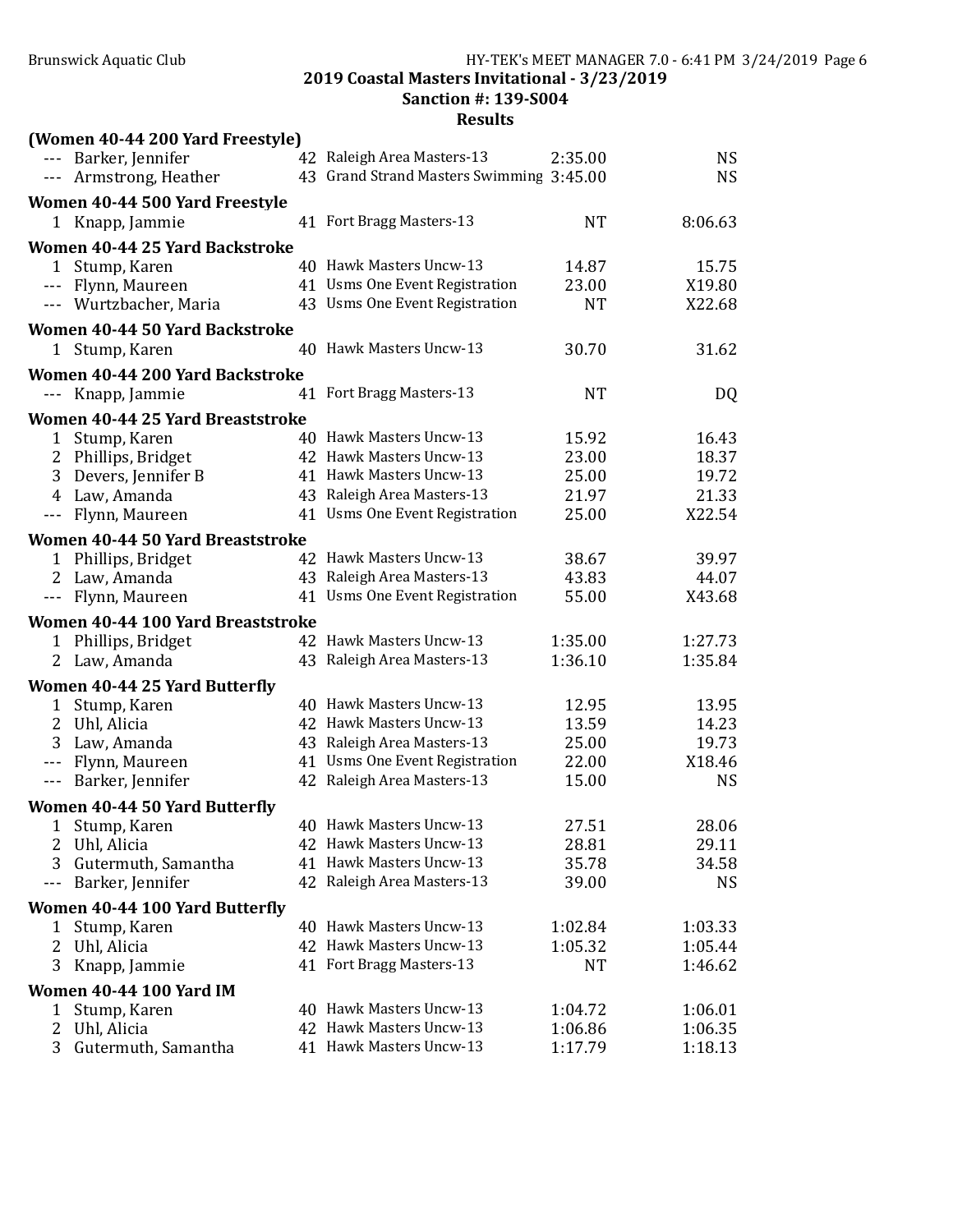**2019 Coastal Masters Invitational - 3/23/2019**
**Sanction #: 139-S004**
**Results**

### (Women 40-44 200 Yard Freestyle)

| Place | Name | Age | Team | Seed Time | Finals Time |
|---|---|---|---|---|---|
| --- | Barker, Jennifer | 42 | Raleigh Area Masters-13 | 2:35.00 | NS |
| --- | Armstrong, Heather | 43 | Grand Strand Masters Swimming | 3:45.00 | NS |

### Women 40-44 500 Yard Freestyle

| Place | Name | Age | Team | Seed Time | Finals Time |
|---|---|---|---|---|---|
| 1 | Knapp, Jammie | 41 | Fort Bragg Masters-13 | NT | 8:06.63 |

### Women 40-44 25 Yard Backstroke

| Place | Name | Age | Team | Seed Time | Finals Time |
|---|---|---|---|---|---|
| 1 | Stump, Karen | 40 | Hawk Masters Uncw-13 | 14.87 | 15.75 |
| --- | Flynn, Maureen | 41 | Usms One Event Registration | 23.00 | X19.80 |
| --- | Wurtzbacher, Maria | 43 | Usms One Event Registration | NT | X22.68 |

### Women 40-44 50 Yard Backstroke

| Place | Name | Age | Team | Seed Time | Finals Time |
|---|---|---|---|---|---|
| 1 | Stump, Karen | 40 | Hawk Masters Uncw-13 | 30.70 | 31.62 |

### Women 40-44 200 Yard Backstroke

| Place | Name | Age | Team | Seed Time | Finals Time |
|---|---|---|---|---|---|
| --- | Knapp, Jammie | 41 | Fort Bragg Masters-13 | NT | DQ |

### Women 40-44 25 Yard Breaststroke

| Place | Name | Age | Team | Seed Time | Finals Time |
|---|---|---|---|---|---|
| 1 | Stump, Karen | 40 | Hawk Masters Uncw-13 | 15.92 | 16.43 |
| 2 | Phillips, Bridget | 42 | Hawk Masters Uncw-13 | 23.00 | 18.37 |
| 3 | Devers, Jennifer B | 41 | Hawk Masters Uncw-13 | 25.00 | 19.72 |
| 4 | Law, Amanda | 43 | Raleigh Area Masters-13 | 21.97 | 21.33 |
| --- | Flynn, Maureen | 41 | Usms One Event Registration | 25.00 | X22.54 |

### Women 40-44 50 Yard Breaststroke

| Place | Name | Age | Team | Seed Time | Finals Time |
|---|---|---|---|---|---|
| 1 | Phillips, Bridget | 42 | Hawk Masters Uncw-13 | 38.67 | 39.97 |
| 2 | Law, Amanda | 43 | Raleigh Area Masters-13 | 43.83 | 44.07 |
| --- | Flynn, Maureen | 41 | Usms One Event Registration | 55.00 | X43.68 |

### Women 40-44 100 Yard Breaststroke

| Place | Name | Age | Team | Seed Time | Finals Time |
|---|---|---|---|---|---|
| 1 | Phillips, Bridget | 42 | Hawk Masters Uncw-13 | 1:35.00 | 1:27.73 |
| 2 | Law, Amanda | 43 | Raleigh Area Masters-13 | 1:36.10 | 1:35.84 |

### Women 40-44 25 Yard Butterfly

| Place | Name | Age | Team | Seed Time | Finals Time |
|---|---|---|---|---|---|
| 1 | Stump, Karen | 40 | Hawk Masters Uncw-13 | 12.95 | 13.95 |
| 2 | Uhl, Alicia | 42 | Hawk Masters Uncw-13 | 13.59 | 14.23 |
| 3 | Law, Amanda | 43 | Raleigh Area Masters-13 | 25.00 | 19.73 |
| --- | Flynn, Maureen | 41 | Usms One Event Registration | 22.00 | X18.46 |
| --- | Barker, Jennifer | 42 | Raleigh Area Masters-13 | 15.00 | NS |

### Women 40-44 50 Yard Butterfly

| Place | Name | Age | Team | Seed Time | Finals Time |
|---|---|---|---|---|---|
| 1 | Stump, Karen | 40 | Hawk Masters Uncw-13 | 27.51 | 28.06 |
| 2 | Uhl, Alicia | 42 | Hawk Masters Uncw-13 | 28.81 | 29.11 |
| 3 | Gutermuth, Samantha | 41 | Hawk Masters Uncw-13 | 35.78 | 34.58 |
| --- | Barker, Jennifer | 42 | Raleigh Area Masters-13 | 39.00 | NS |

### Women 40-44 100 Yard Butterfly

| Place | Name | Age | Team | Seed Time | Finals Time |
|---|---|---|---|---|---|
| 1 | Stump, Karen | 40 | Hawk Masters Uncw-13 | 1:02.84 | 1:03.33 |
| 2 | Uhl, Alicia | 42 | Hawk Masters Uncw-13 | 1:05.32 | 1:05.44 |
| 3 | Knapp, Jammie | 41 | Fort Bragg Masters-13 | NT | 1:46.62 |

### Women 40-44 100 Yard IM

| Place | Name | Age | Team | Seed Time | Finals Time |
|---|---|---|---|---|---|
| 1 | Stump, Karen | 40 | Hawk Masters Uncw-13 | 1:04.72 | 1:06.01 |
| 2 | Uhl, Alicia | 42 | Hawk Masters Uncw-13 | 1:06.86 | 1:06.35 |
| 3 | Gutermuth, Samantha | 41 | Hawk Masters Uncw-13 | 1:17.79 | 1:18.13 |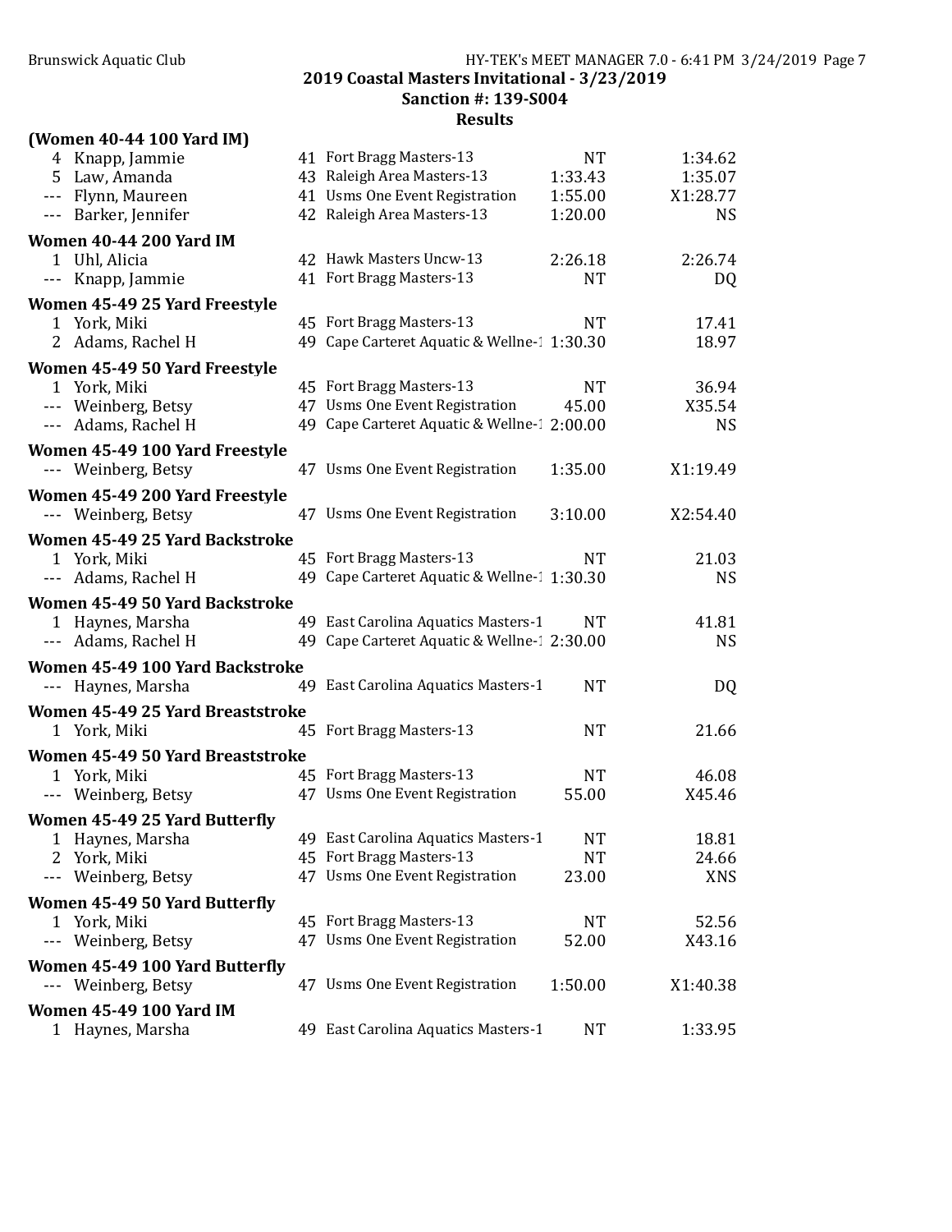## 2019 Coastal Masters Invitational - 3/23/2019

**Sanction #: 139-S004**

**Results**

**(Women 40-44 100 Yard IM)**

| Place | Name | Age | Team | Seed Time | Finals Time |
|---|---|---|---|---|---|
| 4 | Knapp, Jammie | 41 | Fort Bragg Masters-13 | NT | 1:34.62 |
| 5 | Law, Amanda | 43 | Raleigh Area Masters-13 | 1:33.43 | 1:35.07 |
| --- | Flynn, Maureen | 41 | Usms One Event Registration | 1:55.00 | X1:28.77 |
| --- | Barker, Jennifer | 42 | Raleigh Area Masters-13 | 1:20.00 | NS |

**Women 40-44 200 Yard IM**

| Place | Name | Age | Team | Seed Time | Finals Time |
|---|---|---|---|---|---|
| 1 | Uhl, Alicia | 42 | Hawk Masters Uncw-13 | 2:26.18 | 2:26.74 |
| --- | Knapp, Jammie | 41 | Fort Bragg Masters-13 | NT | DQ |

**Women 45-49 25 Yard Freestyle**

| Place | Name | Age | Team | Seed Time | Finals Time |
|---|---|---|---|---|---|
| 1 | York, Miki | 45 | Fort Bragg Masters-13 | NT | 17.41 |
| 2 | Adams, Rachel H | 49 | Cape Carteret Aquatic & Wellne-1 | 1:30.30 | 18.97 |

**Women 45-49 50 Yard Freestyle**

| Place | Name | Age | Team | Seed Time | Finals Time |
|---|---|---|---|---|---|
| 1 | York, Miki | 45 | Fort Bragg Masters-13 | NT | 36.94 |
| --- | Weinberg, Betsy | 47 | Usms One Event Registration | 45.00 | X35.54 |
| --- | Adams, Rachel H | 49 | Cape Carteret Aquatic & Wellne-1 | 2:00.00 | NS |

**Women 45-49 100 Yard Freestyle**

| Place | Name | Age | Team | Seed Time | Finals Time |
|---|---|---|---|---|---|
| --- | Weinberg, Betsy | 47 | Usms One Event Registration | 1:35.00 | X1:19.49 |

**Women 45-49 200 Yard Freestyle**

| Place | Name | Age | Team | Seed Time | Finals Time |
|---|---|---|---|---|---|
| --- | Weinberg, Betsy | 47 | Usms One Event Registration | 3:10.00 | X2:54.40 |

**Women 45-49 25 Yard Backstroke**

| Place | Name | Age | Team | Seed Time | Finals Time |
|---|---|---|---|---|---|
| 1 | York, Miki | 45 | Fort Bragg Masters-13 | NT | 21.03 |
| --- | Adams, Rachel H | 49 | Cape Carteret Aquatic & Wellne-1 | 1:30.30 | NS |

**Women 45-49 50 Yard Backstroke**

| Place | Name | Age | Team | Seed Time | Finals Time |
|---|---|---|---|---|---|
| 1 | Haynes, Marsha | 49 | East Carolina Aquatics Masters-1 | NT | 41.81 |
| --- | Adams, Rachel H | 49 | Cape Carteret Aquatic & Wellne-1 | 2:30.00 | NS |

**Women 45-49 100 Yard Backstroke**

| Place | Name | Age | Team | Seed Time | Finals Time |
|---|---|---|---|---|---|
| --- | Haynes, Marsha | 49 | East Carolina Aquatics Masters-1 | NT | DQ |

**Women 45-49 25 Yard Breaststroke**

| Place | Name | Age | Team | Seed Time | Finals Time |
|---|---|---|---|---|---|
| 1 | York, Miki | 45 | Fort Bragg Masters-13 | NT | 21.66 |

**Women 45-49 50 Yard Breaststroke**

| Place | Name | Age | Team | Seed Time | Finals Time |
|---|---|---|---|---|---|
| 1 | York, Miki | 45 | Fort Bragg Masters-13 | NT | 46.08 |
| --- | Weinberg, Betsy | 47 | Usms One Event Registration | 55.00 | X45.46 |

**Women 45-49 25 Yard Butterfly**

| Place | Name | Age | Team | Seed Time | Finals Time |
|---|---|---|---|---|---|
| 1 | Haynes, Marsha | 49 | East Carolina Aquatics Masters-1 | NT | 18.81 |
| 2 | York, Miki | 45 | Fort Bragg Masters-13 | NT | 24.66 |
| --- | Weinberg, Betsy | 47 | Usms One Event Registration | 23.00 | XNS |

**Women 45-49 50 Yard Butterfly**

| Place | Name | Age | Team | Seed Time | Finals Time |
|---|---|---|---|---|---|
| 1 | York, Miki | 45 | Fort Bragg Masters-13 | NT | 52.56 |
| --- | Weinberg, Betsy | 47 | Usms One Event Registration | 52.00 | X43.16 |

**Women 45-49 100 Yard Butterfly**

| Place | Name | Age | Team | Seed Time | Finals Time |
|---|---|---|---|---|---|
| --- | Weinberg, Betsy | 47 | Usms One Event Registration | 1:50.00 | X1:40.38 |

**Women 45-49 100 Yard IM**

| Place | Name | Age | Team | Seed Time | Finals Time |
|---|---|---|---|---|---|
| 1 | Haynes, Marsha | 49 | East Carolina Aquatics Masters-1 | NT | 1:33.95 |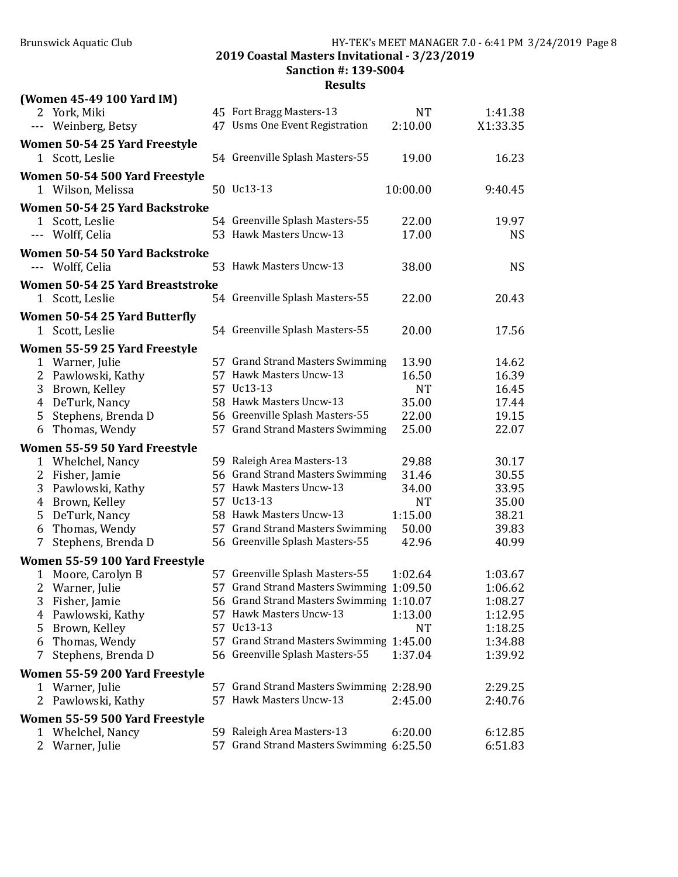## 2019 Coastal Masters Invitational - 3/23/2019

### Sanction #: 139-S004

### Results

**(Women 45-49 100 Yard IM)**

| Place | Name | Age | Team | Seed Time | Finals Time |
|---|---|---|---|---|---|
| 2 | York, Miki | 45 | Fort Bragg Masters-13 | NT | 1:41.38 |
| --- | Weinberg, Betsy | 47 | Usms One Event Registration | 2:10.00 | X1:33.35 |

**Women 50-54 25 Yard Freestyle**

| Place | Name | Age | Team | Seed Time | Finals Time |
|---|---|---|---|---|---|
| 1 | Scott, Leslie | 54 | Greenville Splash Masters-55 | 19.00 | 16.23 |

**Women 50-54 500 Yard Freestyle**

| Place | Name | Age | Team | Seed Time | Finals Time |
|---|---|---|---|---|---|
| 1 | Wilson, Melissa | 50 | Uc13-13 | 10:00.00 | 9:40.45 |

**Women 50-54 25 Yard Backstroke**

| Place | Name | Age | Team | Seed Time | Finals Time |
|---|---|---|---|---|---|
| 1 | Scott, Leslie | 54 | Greenville Splash Masters-55 | 22.00 | 19.97 |
| --- | Wolff, Celia | 53 | Hawk Masters Uncw-13 | 17.00 | NS |

**Women 50-54 50 Yard Backstroke**

| Place | Name | Age | Team | Seed Time | Finals Time |
|---|---|---|---|---|---|
| --- | Wolff, Celia | 53 | Hawk Masters Uncw-13 | 38.00 | NS |

**Women 50-54 25 Yard Breaststroke**

| Place | Name | Age | Team | Seed Time | Finals Time |
|---|---|---|---|---|---|
| 1 | Scott, Leslie | 54 | Greenville Splash Masters-55 | 22.00 | 20.43 |

**Women 50-54 25 Yard Butterfly**

| Place | Name | Age | Team | Seed Time | Finals Time |
|---|---|---|---|---|---|
| 1 | Scott, Leslie | 54 | Greenville Splash Masters-55 | 20.00 | 17.56 |

**Women 55-59 25 Yard Freestyle**

| Place | Name | Age | Team | Seed Time | Finals Time |
|---|---|---|---|---|---|
| 1 | Warner, Julie | 57 | Grand Strand Masters Swimming | 13.90 | 14.62 |
| 2 | Pawlowski, Kathy | 57 | Hawk Masters Uncw-13 | 16.50 | 16.39 |
| 3 | Brown, Kelley | 57 | Uc13-13 | NT | 16.45 |
| 4 | DeTurk, Nancy | 58 | Hawk Masters Uncw-13 | 35.00 | 17.44 |
| 5 | Stephens, Brenda D | 56 | Greenville Splash Masters-55 | 22.00 | 19.15 |
| 6 | Thomas, Wendy | 57 | Grand Strand Masters Swimming | 25.00 | 22.07 |

**Women 55-59 50 Yard Freestyle**

| Place | Name | Age | Team | Seed Time | Finals Time |
|---|---|---|---|---|---|
| 1 | Whelchel, Nancy | 59 | Raleigh Area Masters-13 | 29.88 | 30.17 |
| 2 | Fisher, Jamie | 56 | Grand Strand Masters Swimming | 31.46 | 30.55 |
| 3 | Pawlowski, Kathy | 57 | Hawk Masters Uncw-13 | 34.00 | 33.95 |
| 4 | Brown, Kelley | 57 | Uc13-13 | NT | 35.00 |
| 5 | DeTurk, Nancy | 58 | Hawk Masters Uncw-13 | 1:15.00 | 38.21 |
| 6 | Thomas, Wendy | 57 | Grand Strand Masters Swimming | 50.00 | 39.83 |
| 7 | Stephens, Brenda D | 56 | Greenville Splash Masters-55 | 42.96 | 40.99 |

**Women 55-59 100 Yard Freestyle**

| Place | Name | Age | Team | Seed Time | Finals Time |
|---|---|---|---|---|---|
| 1 | Moore, Carolyn B | 57 | Greenville Splash Masters-55 | 1:02.64 | 1:03.67 |
| 2 | Warner, Julie | 57 | Grand Strand Masters Swimming | 1:09.50 | 1:06.62 |
| 3 | Fisher, Jamie | 56 | Grand Strand Masters Swimming | 1:10.07 | 1:08.27 |
| 4 | Pawlowski, Kathy | 57 | Hawk Masters Uncw-13 | 1:13.00 | 1:12.95 |
| 5 | Brown, Kelley | 57 | Uc13-13 | NT | 1:18.25 |
| 6 | Thomas, Wendy | 57 | Grand Strand Masters Swimming | 1:45.00 | 1:34.88 |
| 7 | Stephens, Brenda D | 56 | Greenville Splash Masters-55 | 1:37.04 | 1:39.92 |

**Women 55-59 200 Yard Freestyle**

| Place | Name | Age | Team | Seed Time | Finals Time |
|---|---|---|---|---|---|
| 1 | Warner, Julie | 57 | Grand Strand Masters Swimming | 2:28.90 | 2:29.25 |
| 2 | Pawlowski, Kathy | 57 | Hawk Masters Uncw-13 | 2:45.00 | 2:40.76 |

**Women 55-59 500 Yard Freestyle**

| Place | Name | Age | Team | Seed Time | Finals Time |
|---|---|---|---|---|---|
| 1 | Whelchel, Nancy | 59 | Raleigh Area Masters-13 | 6:20.00 | 6:12.85 |
| 2 | Warner, Julie | 57 | Grand Strand Masters Swimming | 6:25.50 | 6:51.83 |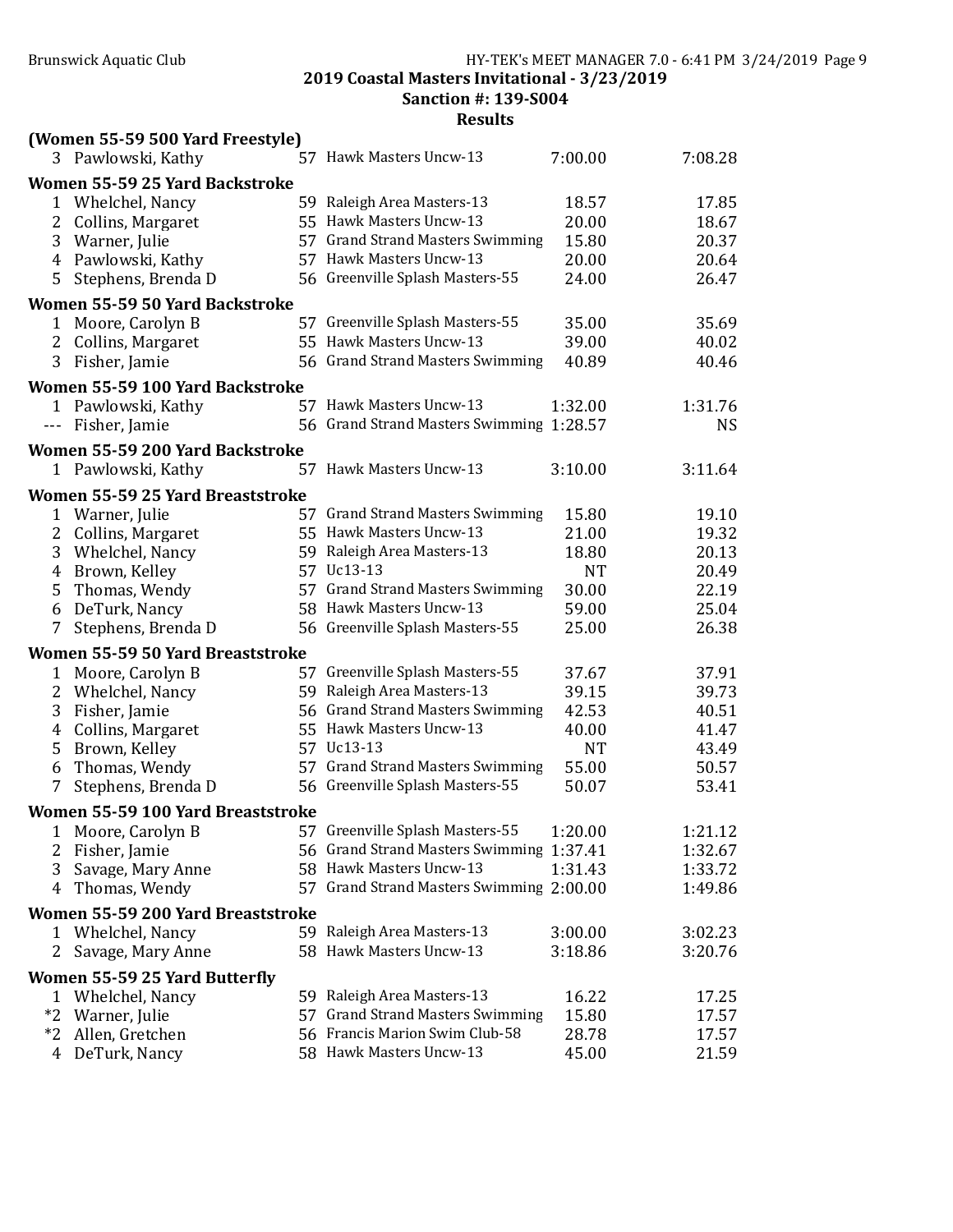## 2019 Coastal Masters Invitational - 3/23/2019

### Sanction #: 139-S004

### Results

**(Women 55-59 500 Yard Freestyle)**

| | Name | Age | Team | Seed Time | Finals Time |
|---|---|---|---|---|---|
| 3 | Pawlowski, Kathy | 57 | Hawk Masters Uncw-13 | 7:00.00 | 7:08.28 |

**Women 55-59 25 Yard Backstroke**

| | Name | Age | Team | Seed Time | Finals Time |
|---|---|---|---|---|---|
| 1 | Whelchel, Nancy | 59 | Raleigh Area Masters-13 | 18.57 | 17.85 |
| 2 | Collins, Margaret | 55 | Hawk Masters Uncw-13 | 20.00 | 18.67 |
| 3 | Warner, Julie | 57 | Grand Strand Masters Swimming | 15.80 | 20.37 |
| 4 | Pawlowski, Kathy | 57 | Hawk Masters Uncw-13 | 20.00 | 20.64 |
| 5 | Stephens, Brenda D | 56 | Greenville Splash Masters-55 | 24.00 | 26.47 |

**Women 55-59 50 Yard Backstroke**

| | Name | Age | Team | Seed Time | Finals Time |
|---|---|---|---|---|---|
| 1 | Moore, Carolyn B | 57 | Greenville Splash Masters-55 | 35.00 | 35.69 |
| 2 | Collins, Margaret | 55 | Hawk Masters Uncw-13 | 39.00 | 40.02 |
| 3 | Fisher, Jamie | 56 | Grand Strand Masters Swimming | 40.89 | 40.46 |

**Women 55-59 100 Yard Backstroke**

| | Name | Age | Team | Seed Time | Finals Time |
|---|---|---|---|---|---|
| 1 | Pawlowski, Kathy | 57 | Hawk Masters Uncw-13 | 1:32.00 | 1:31.76 |
| --- | Fisher, Jamie | 56 | Grand Strand Masters Swimming | 1:28.57 | NS |

**Women 55-59 200 Yard Backstroke**

| | Name | Age | Team | Seed Time | Finals Time |
|---|---|---|---|---|---|
| 1 | Pawlowski, Kathy | 57 | Hawk Masters Uncw-13 | 3:10.00 | 3:11.64 |

**Women 55-59 25 Yard Breaststroke**

| | Name | Age | Team | Seed Time | Finals Time |
|---|---|---|---|---|---|
| 1 | Warner, Julie | 57 | Grand Strand Masters Swimming | 15.80 | 19.10 |
| 2 | Collins, Margaret | 55 | Hawk Masters Uncw-13 | 21.00 | 19.32 |
| 3 | Whelchel, Nancy | 59 | Raleigh Area Masters-13 | 18.80 | 20.13 |
| 4 | Brown, Kelley | 57 | Uc13-13 | NT | 20.49 |
| 5 | Thomas, Wendy | 57 | Grand Strand Masters Swimming | 30.00 | 22.19 |
| 6 | DeTurk, Nancy | 58 | Hawk Masters Uncw-13 | 59.00 | 25.04 |
| 7 | Stephens, Brenda D | 56 | Greenville Splash Masters-55 | 25.00 | 26.38 |

**Women 55-59 50 Yard Breaststroke**

| | Name | Age | Team | Seed Time | Finals Time |
|---|---|---|---|---|---|
| 1 | Moore, Carolyn B | 57 | Greenville Splash Masters-55 | 37.67 | 37.91 |
| 2 | Whelchel, Nancy | 59 | Raleigh Area Masters-13 | 39.15 | 39.73 |
| 3 | Fisher, Jamie | 56 | Grand Strand Masters Swimming | 42.53 | 40.51 |
| 4 | Collins, Margaret | 55 | Hawk Masters Uncw-13 | 40.00 | 41.47 |
| 5 | Brown, Kelley | 57 | Uc13-13 | NT | 43.49 |
| 6 | Thomas, Wendy | 57 | Grand Strand Masters Swimming | 55.00 | 50.57 |
| 7 | Stephens, Brenda D | 56 | Greenville Splash Masters-55 | 50.07 | 53.41 |

**Women 55-59 100 Yard Breaststroke**

| | Name | Age | Team | Seed Time | Finals Time |
|---|---|---|---|---|---|
| 1 | Moore, Carolyn B | 57 | Greenville Splash Masters-55 | 1:20.00 | 1:21.12 |
| 2 | Fisher, Jamie | 56 | Grand Strand Masters Swimming | 1:37.41 | 1:32.67 |
| 3 | Savage, Mary Anne | 58 | Hawk Masters Uncw-13 | 1:31.43 | 1:33.72 |
| 4 | Thomas, Wendy | 57 | Grand Strand Masters Swimming | 2:00.00 | 1:49.86 |

**Women 55-59 200 Yard Breaststroke**

| | Name | Age | Team | Seed Time | Finals Time |
|---|---|---|---|---|---|
| 1 | Whelchel, Nancy | 59 | Raleigh Area Masters-13 | 3:00.00 | 3:02.23 |
| 2 | Savage, Mary Anne | 58 | Hawk Masters Uncw-13 | 3:18.86 | 3:20.76 |

**Women 55-59 25 Yard Butterfly**

| | Name | Age | Team | Seed Time | Finals Time |
|---|---|---|---|---|---|
| 1 | Whelchel, Nancy | 59 | Raleigh Area Masters-13 | 16.22 | 17.25 |
| *2 | Warner, Julie | 57 | Grand Strand Masters Swimming | 15.80 | 17.57 |
| *2 | Allen, Gretchen | 56 | Francis Marion Swim Club-58 | 28.78 | 17.57 |
| 4 | DeTurk, Nancy | 58 | Hawk Masters Uncw-13 | 45.00 | 21.59 |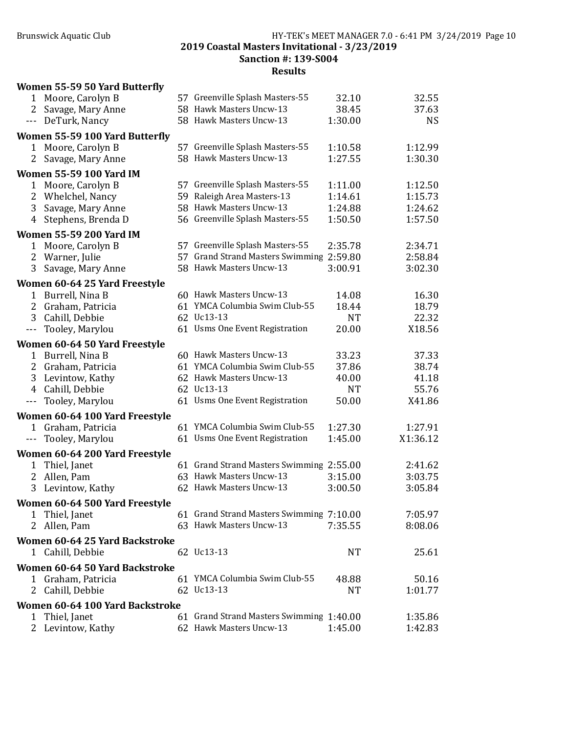**2019 Coastal Masters Invitational - 3/23/2019**
**Sanction #: 139-S004**
**Results**

### Women 55-59 50 Yard Butterfly

| | Name | Age | Team | Seed | Finals |
|---|---|---|---|---|---|
| 1 | Moore, Carolyn B | 57 | Greenville Splash Masters-55 | 32.10 | 32.55 |
| 2 | Savage, Mary Anne | 58 | Hawk Masters Uncw-13 | 38.45 | 37.63 |
| --- | DeTurk, Nancy | 58 | Hawk Masters Uncw-13 | 1:30.00 | NS |

### Women 55-59 100 Yard Butterfly

| | Name | Age | Team | Seed | Finals |
|---|---|---|---|---|---|
| 1 | Moore, Carolyn B | 57 | Greenville Splash Masters-55 | 1:10.58 | 1:12.99 |
| 2 | Savage, Mary Anne | 58 | Hawk Masters Uncw-13 | 1:27.55 | 1:30.30 |

### Women 55-59 100 Yard IM

| | Name | Age | Team | Seed | Finals |
|---|---|---|---|---|---|
| 1 | Moore, Carolyn B | 57 | Greenville Splash Masters-55 | 1:11.00 | 1:12.50 |
| 2 | Whelchel, Nancy | 59 | Raleigh Area Masters-13 | 1:14.61 | 1:15.73 |
| 3 | Savage, Mary Anne | 58 | Hawk Masters Uncw-13 | 1:24.88 | 1:24.62 |
| 4 | Stephens, Brenda D | 56 | Greenville Splash Masters-55 | 1:50.50 | 1:57.50 |

### Women 55-59 200 Yard IM

| | Name | Age | Team | Seed | Finals |
|---|---|---|---|---|---|
| 1 | Moore, Carolyn B | 57 | Greenville Splash Masters-55 | 2:35.78 | 2:34.71 |
| 2 | Warner, Julie | 57 | Grand Strand Masters Swimming | 2:59.80 | 2:58.84 |
| 3 | Savage, Mary Anne | 58 | Hawk Masters Uncw-13 | 3:00.91 | 3:02.30 |

### Women 60-64 25 Yard Freestyle

| | Name | Age | Team | Seed | Finals |
|---|---|---|---|---|---|
| 1 | Burrell, Nina B | 60 | Hawk Masters Uncw-13 | 14.08 | 16.30 |
| 2 | Graham, Patricia | 61 | YMCA Columbia Swim Club-55 | 18.44 | 18.79 |
| 3 | Cahill, Debbie | 62 | Uc13-13 | NT | 22.32 |
| --- | Tooley, Marylou | 61 | Usms One Event Registration | 20.00 | X18.56 |

### Women 60-64 50 Yard Freestyle

| | Name | Age | Team | Seed | Finals |
|---|---|---|---|---|---|
| 1 | Burrell, Nina B | 60 | Hawk Masters Uncw-13 | 33.23 | 37.33 |
| 2 | Graham, Patricia | 61 | YMCA Columbia Swim Club-55 | 37.86 | 38.74 |
| 3 | Levintow, Kathy | 62 | Hawk Masters Uncw-13 | 40.00 | 41.18 |
| 4 | Cahill, Debbie | 62 | Uc13-13 | NT | 55.76 |
| --- | Tooley, Marylou | 61 | Usms One Event Registration | 50.00 | X41.86 |

### Women 60-64 100 Yard Freestyle

| | Name | Age | Team | Seed | Finals |
|---|---|---|---|---|---|
| 1 | Graham, Patricia | 61 | YMCA Columbia Swim Club-55 | 1:27.30 | 1:27.91 |
| --- | Tooley, Marylou | 61 | Usms One Event Registration | 1:45.00 | X1:36.12 |

### Women 60-64 200 Yard Freestyle

| | Name | Age | Team | Seed | Finals |
|---|---|---|---|---|---|
| 1 | Thiel, Janet | 61 | Grand Strand Masters Swimming | 2:55.00 | 2:41.62 |
| 2 | Allen, Pam | 63 | Hawk Masters Uncw-13 | 3:15.00 | 3:03.75 |
| 3 | Levintow, Kathy | 62 | Hawk Masters Uncw-13 | 3:00.50 | 3:05.84 |

### Women 60-64 500 Yard Freestyle

| | Name | Age | Team | Seed | Finals |
|---|---|---|---|---|---|
| 1 | Thiel, Janet | 61 | Grand Strand Masters Swimming | 7:10.00 | 7:05.97 |
| 2 | Allen, Pam | 63 | Hawk Masters Uncw-13 | 7:35.55 | 8:08.06 |

### Women 60-64 25 Yard Backstroke

| | Name | Age | Team | Seed | Finals |
|---|---|---|---|---|---|
| 1 | Cahill, Debbie | 62 | Uc13-13 | NT | 25.61 |

### Women 60-64 50 Yard Backstroke

| | Name | Age | Team | Seed | Finals |
|---|---|---|---|---|---|
| 1 | Graham, Patricia | 61 | YMCA Columbia Swim Club-55 | 48.88 | 50.16 |
| 2 | Cahill, Debbie | 62 | Uc13-13 | NT | 1:01.77 |

### Women 60-64 100 Yard Backstroke

| | Name | Age | Team | Seed | Finals |
|---|---|---|---|---|---|
| 1 | Thiel, Janet | 61 | Grand Strand Masters Swimming | 1:40.00 | 1:35.86 |
| 2 | Levintow, Kathy | 62 | Hawk Masters Uncw-13 | 1:45.00 | 1:42.83 |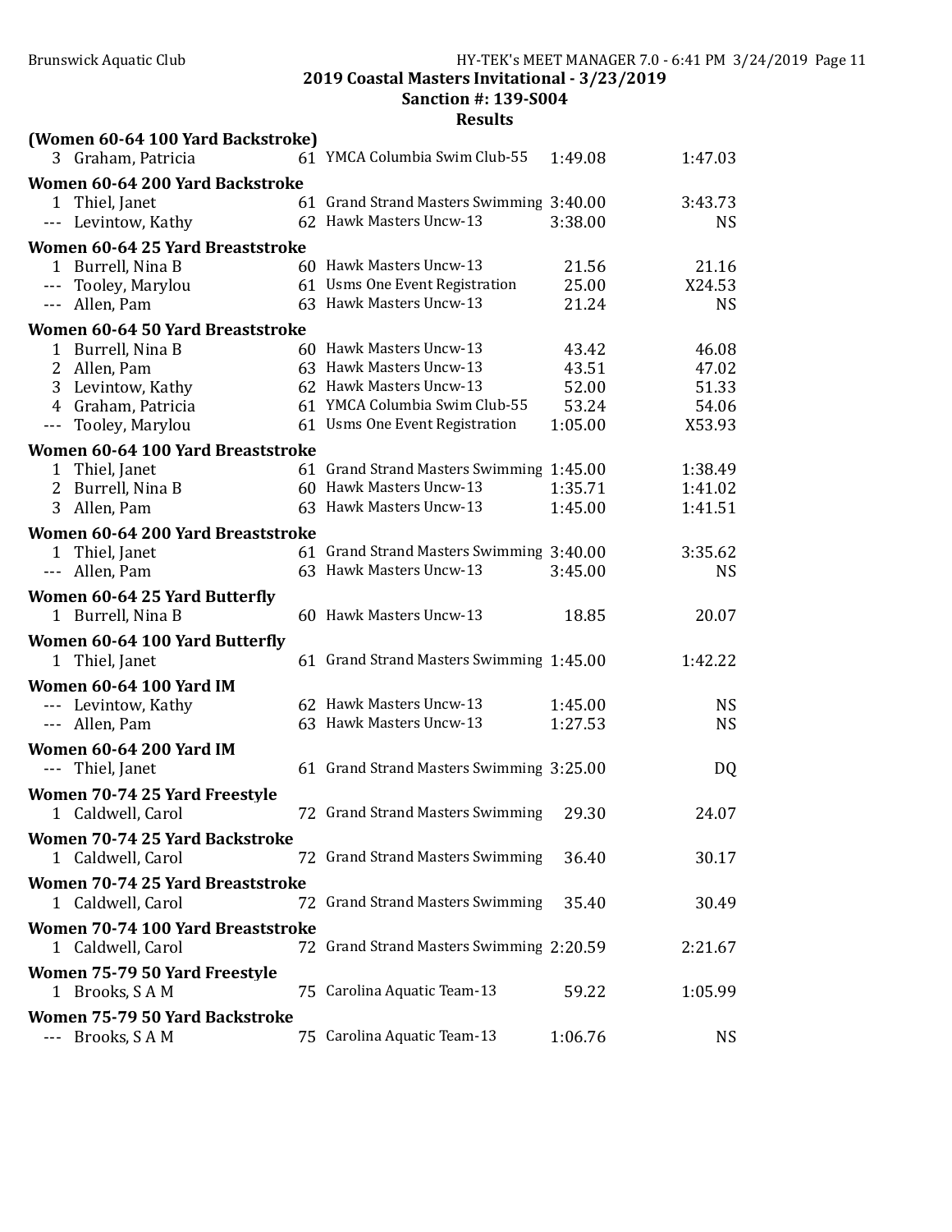**2019 Coastal Masters Invitational - 3/23/2019**

**Sanction #: 139-S004**

**Results**

**(Women 60-64 100 Yard Backstroke)**

| | Name | Age | Team | Seed Time | Finals Time |
|---|---|---|---|---|---|
| 3 | Graham, Patricia | 61 | YMCA Columbia Swim Club-55 | 1:49.08 | 1:47.03 |

**Women 60-64 200 Yard Backstroke**

| | Name | Age | Team | Seed Time | Finals Time |
|---|---|---|---|---|---|
| 1 | Thiel, Janet | 61 | Grand Strand Masters Swimming | 3:40.00 | 3:43.73 |
| --- | Levintow, Kathy | 62 | Hawk Masters Uncw-13 | 3:38.00 | NS |

**Women 60-64 25 Yard Breaststroke**

| | Name | Age | Team | Seed Time | Finals Time |
|---|---|---|---|---|---|
| 1 | Burrell, Nina B | 60 | Hawk Masters Uncw-13 | 21.56 | 21.16 |
| --- | Tooley, Marylou | 61 | Usms One Event Registration | 25.00 | X24.53 |
| --- | Allen, Pam | 63 | Hawk Masters Uncw-13 | 21.24 | NS |

**Women 60-64 50 Yard Breaststroke**

| | Name | Age | Team | Seed Time | Finals Time |
|---|---|---|---|---|---|
| 1 | Burrell, Nina B | 60 | Hawk Masters Uncw-13 | 43.42 | 46.08 |
| 2 | Allen, Pam | 63 | Hawk Masters Uncw-13 | 43.51 | 47.02 |
| 3 | Levintow, Kathy | 62 | Hawk Masters Uncw-13 | 52.00 | 51.33 |
| 4 | Graham, Patricia | 61 | YMCA Columbia Swim Club-55 | 53.24 | 54.06 |
| --- | Tooley, Marylou | 61 | Usms One Event Registration | 1:05.00 | X53.93 |

**Women 60-64 100 Yard Breaststroke**

| | Name | Age | Team | Seed Time | Finals Time |
|---|---|---|---|---|---|
| 1 | Thiel, Janet | 61 | Grand Strand Masters Swimming | 1:45.00 | 1:38.49 |
| 2 | Burrell, Nina B | 60 | Hawk Masters Uncw-13 | 1:35.71 | 1:41.02 |
| 3 | Allen, Pam | 63 | Hawk Masters Uncw-13 | 1:45.00 | 1:41.51 |

**Women 60-64 200 Yard Breaststroke**

| | Name | Age | Team | Seed Time | Finals Time |
|---|---|---|---|---|---|
| 1 | Thiel, Janet | 61 | Grand Strand Masters Swimming | 3:40.00 | 3:35.62 |
| --- | Allen, Pam | 63 | Hawk Masters Uncw-13 | 3:45.00 | NS |

**Women 60-64 25 Yard Butterfly**

| | Name | Age | Team | Seed Time | Finals Time |
|---|---|---|---|---|---|
| 1 | Burrell, Nina B | 60 | Hawk Masters Uncw-13 | 18.85 | 20.07 |

**Women 60-64 100 Yard Butterfly**

| | Name | Age | Team | Seed Time | Finals Time |
|---|---|---|---|---|---|
| 1 | Thiel, Janet | 61 | Grand Strand Masters Swimming | 1:45.00 | 1:42.22 |

**Women 60-64 100 Yard IM**

| | Name | Age | Team | Seed Time | Finals Time |
|---|---|---|---|---|---|
| --- | Levintow, Kathy | 62 | Hawk Masters Uncw-13 | 1:45.00 | NS |
| --- | Allen, Pam | 63 | Hawk Masters Uncw-13 | 1:27.53 | NS |

**Women 60-64 200 Yard IM**

| | Name | Age | Team | Seed Time | Finals Time |
|---|---|---|---|---|---|
| --- | Thiel, Janet | 61 | Grand Strand Masters Swimming | 3:25.00 | DQ |

**Women 70-74 25 Yard Freestyle**

| | Name | Age | Team | Seed Time | Finals Time |
|---|---|---|---|---|---|
| 1 | Caldwell, Carol | 72 | Grand Strand Masters Swimming | 29.30 | 24.07 |

**Women 70-74 25 Yard Backstroke**

| | Name | Age | Team | Seed Time | Finals Time |
|---|---|---|---|---|---|
| 1 | Caldwell, Carol | 72 | Grand Strand Masters Swimming | 36.40 | 30.17 |

**Women 70-74 25 Yard Breaststroke**

| | Name | Age | Team | Seed Time | Finals Time |
|---|---|---|---|---|---|
| 1 | Caldwell, Carol | 72 | Grand Strand Masters Swimming | 35.40 | 30.49 |

**Women 70-74 100 Yard Breaststroke**

| | Name | Age | Team | Seed Time | Finals Time |
|---|---|---|---|---|---|
| 1 | Caldwell, Carol | 72 | Grand Strand Masters Swimming | 2:20.59 | 2:21.67 |

**Women 75-79 50 Yard Freestyle**

| | Name | Age | Team | Seed Time | Finals Time |
|---|---|---|---|---|---|
| 1 | Brooks, S A M | 75 | Carolina Aquatic Team-13 | 59.22 | 1:05.99 |

**Women 75-79 50 Yard Backstroke**

| | Name | Age | Team | Seed Time | Finals Time |
|---|---|---|---|---|---|
| --- | Brooks, S A M | 75 | Carolina Aquatic Team-13 | 1:06.76 | NS |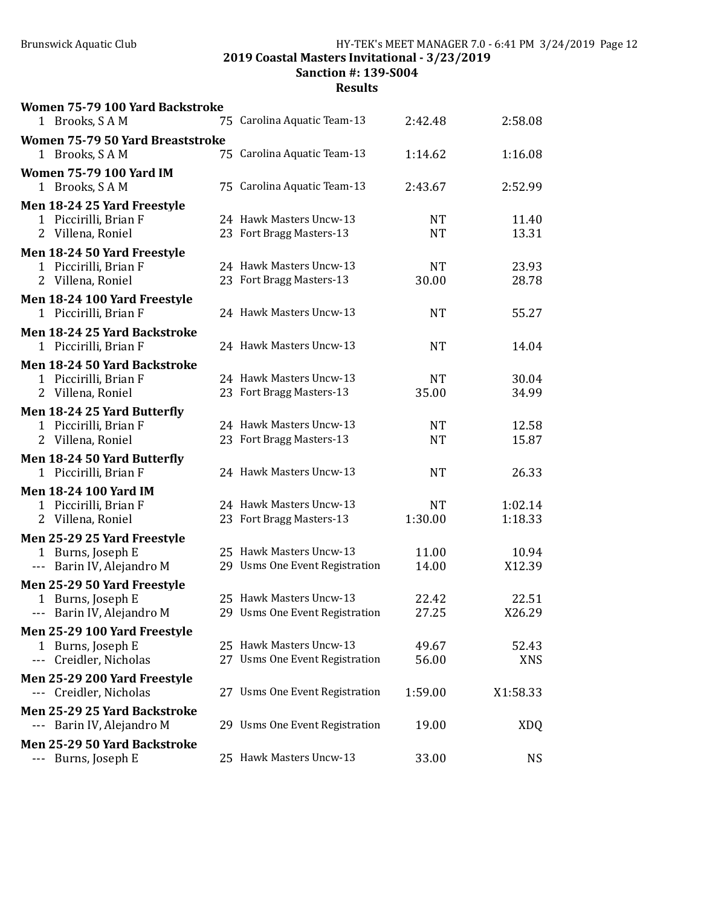## 2019 Coastal Masters Invitational - 3/23/2019

### Sanction #: 139-S004

### Results

**Women 75-79 100 Yard Backstroke**

| Place | Name | Age | Team | Seed Time | Finals Time |
|---|---|---|---|---|---|
| 1 | Brooks, S A M | 75 | Carolina Aquatic Team-13 | 2:42.48 | 2:58.08 |

**Women 75-79 50 Yard Breaststroke**

| Place | Name | Age | Team | Seed Time | Finals Time |
|---|---|---|---|---|---|
| 1 | Brooks, S A M | 75 | Carolina Aquatic Team-13 | 1:14.62 | 1:16.08 |

**Women 75-79 100 Yard IM**

| Place | Name | Age | Team | Seed Time | Finals Time |
|---|---|---|---|---|---|
| 1 | Brooks, S A M | 75 | Carolina Aquatic Team-13 | 2:43.67 | 2:52.99 |

**Men 18-24 25 Yard Freestyle**

| Place | Name | Age | Team | Seed Time | Finals Time |
|---|---|---|---|---|---|
| 1 | Piccirilli, Brian F | 24 | Hawk Masters Uncw-13 | NT | 11.40 |
| 2 | Villena, Roniel | 23 | Fort Bragg Masters-13 | NT | 13.31 |

**Men 18-24 50 Yard Freestyle**

| Place | Name | Age | Team | Seed Time | Finals Time |
|---|---|---|---|---|---|
| 1 | Piccirilli, Brian F | 24 | Hawk Masters Uncw-13 | NT | 23.93 |
| 2 | Villena, Roniel | 23 | Fort Bragg Masters-13 | 30.00 | 28.78 |

**Men 18-24 100 Yard Freestyle**

| Place | Name | Age | Team | Seed Time | Finals Time |
|---|---|---|---|---|---|
| 1 | Piccirilli, Brian F | 24 | Hawk Masters Uncw-13 | NT | 55.27 |

**Men 18-24 25 Yard Backstroke**

| Place | Name | Age | Team | Seed Time | Finals Time |
|---|---|---|---|---|---|
| 1 | Piccirilli, Brian F | 24 | Hawk Masters Uncw-13 | NT | 14.04 |

**Men 18-24 50 Yard Backstroke**

| Place | Name | Age | Team | Seed Time | Finals Time |
|---|---|---|---|---|---|
| 1 | Piccirilli, Brian F | 24 | Hawk Masters Uncw-13 | NT | 30.04 |
| 2 | Villena, Roniel | 23 | Fort Bragg Masters-13 | 35.00 | 34.99 |

**Men 18-24 25 Yard Butterfly**

| Place | Name | Age | Team | Seed Time | Finals Time |
|---|---|---|---|---|---|
| 1 | Piccirilli, Brian F | 24 | Hawk Masters Uncw-13 | NT | 12.58 |
| 2 | Villena, Roniel | 23 | Fort Bragg Masters-13 | NT | 15.87 |

**Men 18-24 50 Yard Butterfly**

| Place | Name | Age | Team | Seed Time | Finals Time |
|---|---|---|---|---|---|
| 1 | Piccirilli, Brian F | 24 | Hawk Masters Uncw-13 | NT | 26.33 |

**Men 18-24 100 Yard IM**

| Place | Name | Age | Team | Seed Time | Finals Time |
|---|---|---|---|---|---|
| 1 | Piccirilli, Brian F | 24 | Hawk Masters Uncw-13 | NT | 1:02.14 |
| 2 | Villena, Roniel | 23 | Fort Bragg Masters-13 | 1:30.00 | 1:18.33 |

**Men 25-29 25 Yard Freestyle**

| Place | Name | Age | Team | Seed Time | Finals Time |
|---|---|---|---|---|---|
| 1 | Burns, Joseph E | 25 | Hawk Masters Uncw-13 | 11.00 | 10.94 |
| --- | Barin IV, Alejandro M | 29 | Usms One Event Registration | 14.00 | X12.39 |

**Men 25-29 50 Yard Freestyle**

| Place | Name | Age | Team | Seed Time | Finals Time |
|---|---|---|---|---|---|
| 1 | Burns, Joseph E | 25 | Hawk Masters Uncw-13 | 22.42 | 22.51 |
| --- | Barin IV, Alejandro M | 29 | Usms One Event Registration | 27.25 | X26.29 |

**Men 25-29 100 Yard Freestyle**

| Place | Name | Age | Team | Seed Time | Finals Time |
|---|---|---|---|---|---|
| 1 | Burns, Joseph E | 25 | Hawk Masters Uncw-13 | 49.67 | 52.43 |
| --- | Creidler, Nicholas | 27 | Usms One Event Registration | 56.00 | XNS |

**Men 25-29 200 Yard Freestyle**

| Place | Name | Age | Team | Seed Time | Finals Time |
|---|---|---|---|---|---|
| --- | Creidler, Nicholas | 27 | Usms One Event Registration | 1:59.00 | X1:58.33 |

**Men 25-29 25 Yard Backstroke**

| Place | Name | Age | Team | Seed Time | Finals Time |
|---|---|---|---|---|---|
| --- | Barin IV, Alejandro M | 29 | Usms One Event Registration | 19.00 | XDQ |

**Men 25-29 50 Yard Backstroke**

| Place | Name | Age | Team | Seed Time | Finals Time |
|---|---|---|---|---|---|
| --- | Burns, Joseph E | 25 | Hawk Masters Uncw-13 | 33.00 | NS |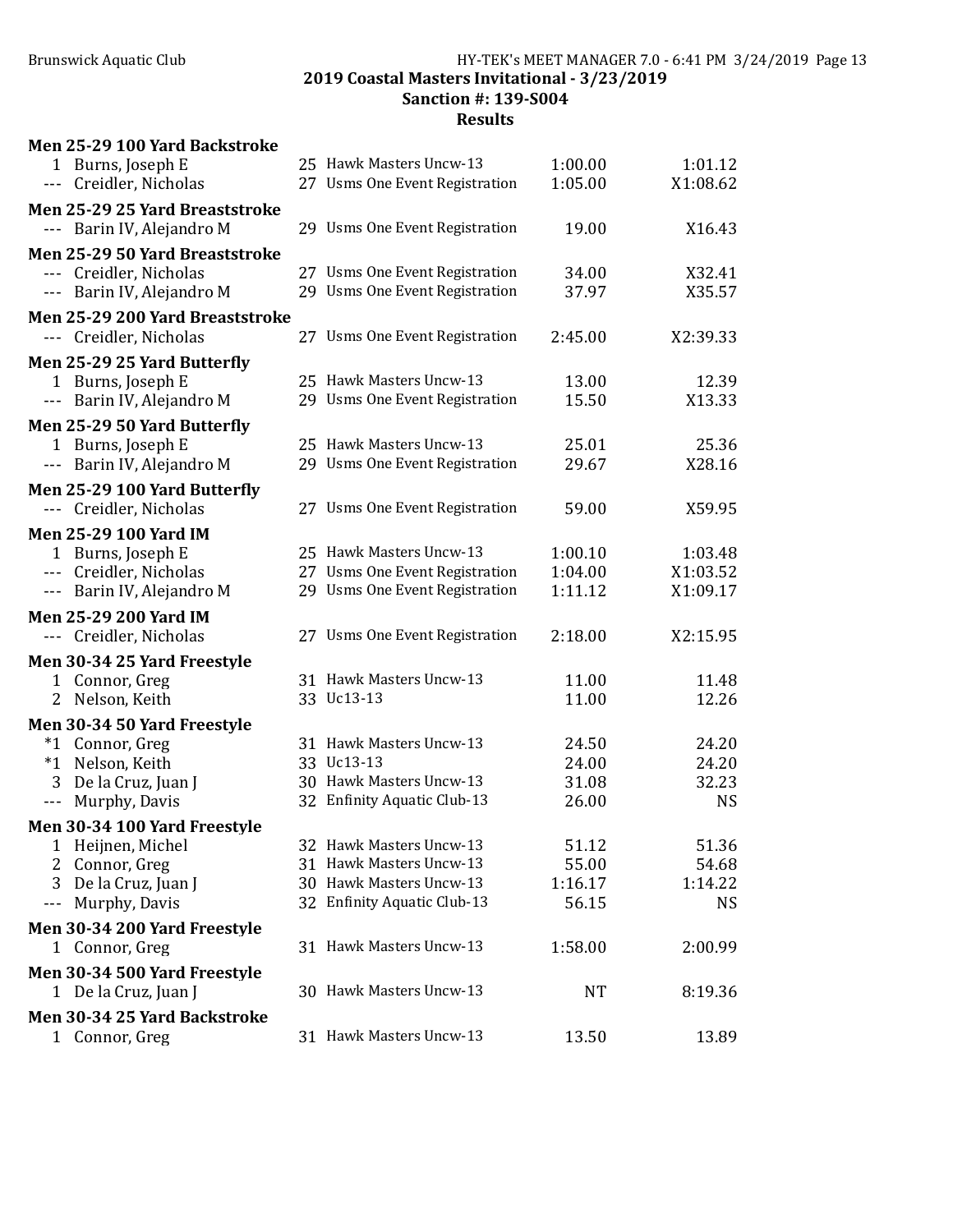## 2019 Coastal Masters Invitational - 3/23/2019
### Sanction #: 139-S004
### Results

**Men 25-29 100 Yard Backstroke**

| Place | Name | Age | Team | Seed Time | Finals Time |
|---|---|---|---|---|---|
| 1 | Burns, Joseph E | 25 | Hawk Masters Uncw-13 | 1:00.00 | 1:01.12 |
| --- | Creidler, Nicholas | 27 | Usms One Event Registration | 1:05.00 | X1:08.62 |

**Men 25-29 25 Yard Breaststroke**

| Place | Name | Age | Team | Seed Time | Finals Time |
|---|---|---|---|---|---|
| --- | Barin IV, Alejandro M | 29 | Usms One Event Registration | 19.00 | X16.43 |

**Men 25-29 50 Yard Breaststroke**

| Place | Name | Age | Team | Seed Time | Finals Time |
|---|---|---|---|---|---|
| --- | Creidler, Nicholas | 27 | Usms One Event Registration | 34.00 | X32.41 |
| --- | Barin IV, Alejandro M | 29 | Usms One Event Registration | 37.97 | X35.57 |

**Men 25-29 200 Yard Breaststroke**

| Place | Name | Age | Team | Seed Time | Finals Time |
|---|---|---|---|---|---|
| --- | Creidler, Nicholas | 27 | Usms One Event Registration | 2:45.00 | X2:39.33 |

**Men 25-29 25 Yard Butterfly**

| Place | Name | Age | Team | Seed Time | Finals Time |
|---|---|---|---|---|---|
| 1 | Burns, Joseph E | 25 | Hawk Masters Uncw-13 | 13.00 | 12.39 |
| --- | Barin IV, Alejandro M | 29 | Usms One Event Registration | 15.50 | X13.33 |

**Men 25-29 50 Yard Butterfly**

| Place | Name | Age | Team | Seed Time | Finals Time |
|---|---|---|---|---|---|
| 1 | Burns, Joseph E | 25 | Hawk Masters Uncw-13 | 25.01 | 25.36 |
| --- | Barin IV, Alejandro M | 29 | Usms One Event Registration | 29.67 | X28.16 |

**Men 25-29 100 Yard Butterfly**

| Place | Name | Age | Team | Seed Time | Finals Time |
|---|---|---|---|---|---|
| --- | Creidler, Nicholas | 27 | Usms One Event Registration | 59.00 | X59.95 |

**Men 25-29 100 Yard IM**

| Place | Name | Age | Team | Seed Time | Finals Time |
|---|---|---|---|---|---|
| 1 | Burns, Joseph E | 25 | Hawk Masters Uncw-13 | 1:00.10 | 1:03.48 |
| --- | Creidler, Nicholas | 27 | Usms One Event Registration | 1:04.00 | X1:03.52 |
| --- | Barin IV, Alejandro M | 29 | Usms One Event Registration | 1:11.12 | X1:09.17 |

**Men 25-29 200 Yard IM**

| Place | Name | Age | Team | Seed Time | Finals Time |
|---|---|---|---|---|---|
| --- | Creidler, Nicholas | 27 | Usms One Event Registration | 2:18.00 | X2:15.95 |

**Men 30-34 25 Yard Freestyle**

| Place | Name | Age | Team | Seed Time | Finals Time |
|---|---|---|---|---|---|
| 1 | Connor, Greg | 31 | Hawk Masters Uncw-13 | 11.00 | 11.48 |
| 2 | Nelson, Keith | 33 | Uc13-13 | 11.00 | 12.26 |

**Men 30-34 50 Yard Freestyle**

| Place | Name | Age | Team | Seed Time | Finals Time |
|---|---|---|---|---|---|
| *1 | Connor, Greg | 31 | Hawk Masters Uncw-13 | 24.50 | 24.20 |
| *1 | Nelson, Keith | 33 | Uc13-13 | 24.00 | 24.20 |
| 3 | De la Cruz, Juan J | 30 | Hawk Masters Uncw-13 | 31.08 | 32.23 |
| --- | Murphy, Davis | 32 | Enfinity Aquatic Club-13 | 26.00 | NS |

**Men 30-34 100 Yard Freestyle**

| Place | Name | Age | Team | Seed Time | Finals Time |
|---|---|---|---|---|---|
| 1 | Heijnen, Michel | 32 | Hawk Masters Uncw-13 | 51.12 | 51.36 |
| 2 | Connor, Greg | 31 | Hawk Masters Uncw-13 | 55.00 | 54.68 |
| 3 | De la Cruz, Juan J | 30 | Hawk Masters Uncw-13 | 1:16.17 | 1:14.22 |
| --- | Murphy, Davis | 32 | Enfinity Aquatic Club-13 | 56.15 | NS |

**Men 30-34 200 Yard Freestyle**

| Place | Name | Age | Team | Seed Time | Finals Time |
|---|---|---|---|---|---|
| 1 | Connor, Greg | 31 | Hawk Masters Uncw-13 | 1:58.00 | 2:00.99 |

**Men 30-34 500 Yard Freestyle**

| Place | Name | Age | Team | Seed Time | Finals Time |
|---|---|---|---|---|---|
| 1 | De la Cruz, Juan J | 30 | Hawk Masters Uncw-13 | NT | 8:19.36 |

**Men 30-34 25 Yard Backstroke**

| Place | Name | Age | Team | Seed Time | Finals Time |
|---|---|---|---|---|---|
| 1 | Connor, Greg | 31 | Hawk Masters Uncw-13 | 13.50 | 13.89 |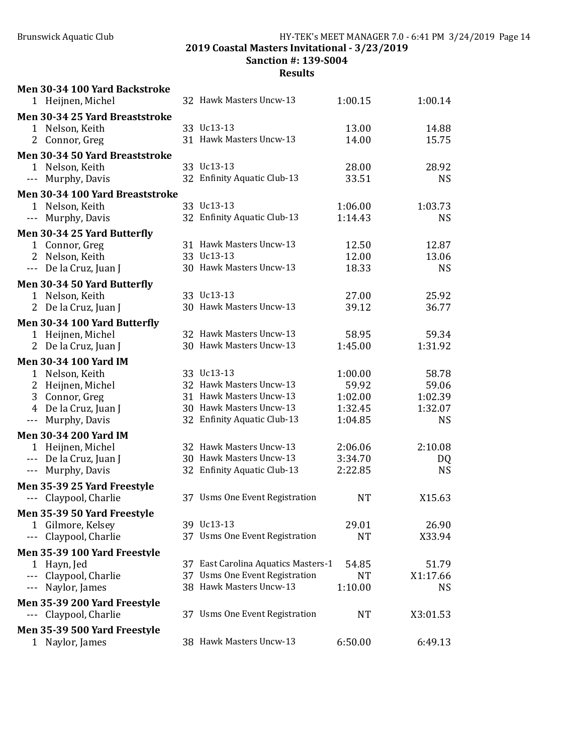2019 Coastal Masters Invitational - 3/23/2019
Sanction #: 139-S004
Results

**Men 30-34 100 Yard Backstroke**

| | Name | Age | Team | Seed Time | Finals Time |
|---|---|---|---|---|---|
| 1 | Heijnen, Michel | 32 | Hawk Masters Uncw-13 | 1:00.15 | 1:00.14 |

**Men 30-34 25 Yard Breaststroke**

| | Name | Age | Team | Seed Time | Finals Time |
|---|---|---|---|---|---|
| 1 | Nelson, Keith | 33 | Uc13-13 | 13.00 | 14.88 |
| 2 | Connor, Greg | 31 | Hawk Masters Uncw-13 | 14.00 | 15.75 |

**Men 30-34 50 Yard Breaststroke**

| | Name | Age | Team | Seed Time | Finals Time |
|---|---|---|---|---|---|
| 1 | Nelson, Keith | 33 | Uc13-13 | 28.00 | 28.92 |
| --- | Murphy, Davis | 32 | Enfinity Aquatic Club-13 | 33.51 | NS |

**Men 30-34 100 Yard Breaststroke**

| | Name | Age | Team | Seed Time | Finals Time |
|---|---|---|---|---|---|
| 1 | Nelson, Keith | 33 | Uc13-13 | 1:06.00 | 1:03.73 |
| --- | Murphy, Davis | 32 | Enfinity Aquatic Club-13 | 1:14.43 | NS |

**Men 30-34 25 Yard Butterfly**

| | Name | Age | Team | Seed Time | Finals Time |
|---|---|---|---|---|---|
| 1 | Connor, Greg | 31 | Hawk Masters Uncw-13 | 12.50 | 12.87 |
| 2 | Nelson, Keith | 33 | Uc13-13 | 12.00 | 13.06 |
| --- | De la Cruz, Juan J | 30 | Hawk Masters Uncw-13 | 18.33 | NS |

**Men 30-34 50 Yard Butterfly**

| | Name | Age | Team | Seed Time | Finals Time |
|---|---|---|---|---|---|
| 1 | Nelson, Keith | 33 | Uc13-13 | 27.00 | 25.92 |
| 2 | De la Cruz, Juan J | 30 | Hawk Masters Uncw-13 | 39.12 | 36.77 |

**Men 30-34 100 Yard Butterfly**

| | Name | Age | Team | Seed Time | Finals Time |
|---|---|---|---|---|---|
| 1 | Heijnen, Michel | 32 | Hawk Masters Uncw-13 | 58.95 | 59.34 |
| 2 | De la Cruz, Juan J | 30 | Hawk Masters Uncw-13 | 1:45.00 | 1:31.92 |

**Men 30-34 100 Yard IM**

| | Name | Age | Team | Seed Time | Finals Time |
|---|---|---|---|---|---|
| 1 | Nelson, Keith | 33 | Uc13-13 | 1:00.00 | 58.78 |
| 2 | Heijnen, Michel | 32 | Hawk Masters Uncw-13 | 59.92 | 59.06 |
| 3 | Connor, Greg | 31 | Hawk Masters Uncw-13 | 1:02.00 | 1:02.39 |
| 4 | De la Cruz, Juan J | 30 | Hawk Masters Uncw-13 | 1:32.45 | 1:32.07 |
| --- | Murphy, Davis | 32 | Enfinity Aquatic Club-13 | 1:04.85 | NS |

**Men 30-34 200 Yard IM**

| | Name | Age | Team | Seed Time | Finals Time |
|---|---|---|---|---|---|
| 1 | Heijnen, Michel | 32 | Hawk Masters Uncw-13 | 2:06.06 | 2:10.08 |
| --- | De la Cruz, Juan J | 30 | Hawk Masters Uncw-13 | 3:34.70 | DQ |
| --- | Murphy, Davis | 32 | Enfinity Aquatic Club-13 | 2:22.85 | NS |

**Men 35-39 25 Yard Freestyle**

| | Name | Age | Team | Seed Time | Finals Time |
|---|---|---|---|---|---|
| --- | Claypool, Charlie | 37 | Usms One Event Registration | NT | X15.63 |

**Men 35-39 50 Yard Freestyle**

| | Name | Age | Team | Seed Time | Finals Time |
|---|---|---|---|---|---|
| 1 | Gilmore, Kelsey | 39 | Uc13-13 | 29.01 | 26.90 |
| --- | Claypool, Charlie | 37 | Usms One Event Registration | NT | X33.94 |

**Men 35-39 100 Yard Freestyle**

| | Name | Age | Team | Seed Time | Finals Time |
|---|---|---|---|---|---|
| 1 | Hayn, Jed | 37 | East Carolina Aquatics Masters-1 | 54.85 | 51.79 |
| --- | Claypool, Charlie | 37 | Usms One Event Registration | NT | X1:17.66 |
| --- | Naylor, James | 38 | Hawk Masters Uncw-13 | 1:10.00 | NS |

**Men 35-39 200 Yard Freestyle**

| | Name | Age | Team | Seed Time | Finals Time |
|---|---|---|---|---|---|
| --- | Claypool, Charlie | 37 | Usms One Event Registration | NT | X3:01.53 |

**Men 35-39 500 Yard Freestyle**

| | Name | Age | Team | Seed Time | Finals Time |
|---|---|---|---|---|---|
| 1 | Naylor, James | 38 | Hawk Masters Uncw-13 | 6:50.00 | 6:49.13 |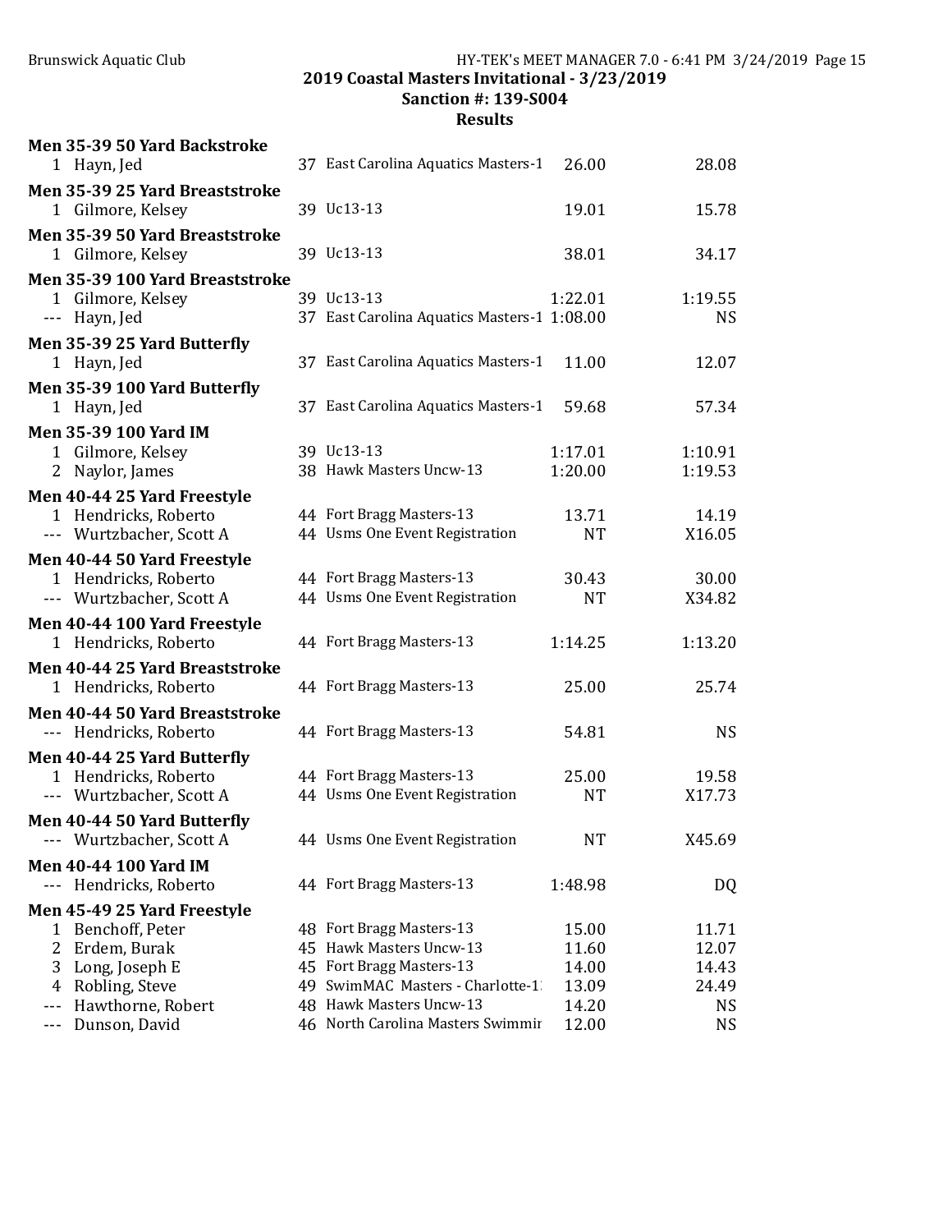**2019 Coastal Masters Invitational - 3/23/2019**
**Sanction #: 139-S004**
**Results**

**Men 35-39 50 Yard Backstroke**

| Place | Name | Age | Team | Seed Time | Finals Time |
|---|---|---|---|---|---|
| 1 | Hayn, Jed | 37 | East Carolina Aquatics Masters-1 | 26.00 | 28.08 |

**Men 35-39 25 Yard Breaststroke**

| Place | Name | Age | Team | Seed Time | Finals Time |
|---|---|---|---|---|---|
| 1 | Gilmore, Kelsey | 39 | Uc13-13 | 19.01 | 15.78 |

**Men 35-39 50 Yard Breaststroke**

| Place | Name | Age | Team | Seed Time | Finals Time |
|---|---|---|---|---|---|
| 1 | Gilmore, Kelsey | 39 | Uc13-13 | 38.01 | 34.17 |

**Men 35-39 100 Yard Breaststroke**

| Place | Name | Age | Team | Seed Time | Finals Time |
|---|---|---|---|---|---|
| 1 | Gilmore, Kelsey | 39 | Uc13-13 | 1:22.01 | 1:19.55 |
| --- | Hayn, Jed | 37 | East Carolina Aquatics Masters-1 | 1:08.00 | NS |

**Men 35-39 25 Yard Butterfly**

| Place | Name | Age | Team | Seed Time | Finals Time |
|---|---|---|---|---|---|
| 1 | Hayn, Jed | 37 | East Carolina Aquatics Masters-1 | 11.00 | 12.07 |

**Men 35-39 100 Yard Butterfly**

| Place | Name | Age | Team | Seed Time | Finals Time |
|---|---|---|---|---|---|
| 1 | Hayn, Jed | 37 | East Carolina Aquatics Masters-1 | 59.68 | 57.34 |

**Men 35-39 100 Yard IM**

| Place | Name | Age | Team | Seed Time | Finals Time |
|---|---|---|---|---|---|
| 1 | Gilmore, Kelsey | 39 | Uc13-13 | 1:17.01 | 1:10.91 |
| 2 | Naylor, James | 38 | Hawk Masters Uncw-13 | 1:20.00 | 1:19.53 |

**Men 40-44 25 Yard Freestyle**

| Place | Name | Age | Team | Seed Time | Finals Time |
|---|---|---|---|---|---|
| 1 | Hendricks, Roberto | 44 | Fort Bragg Masters-13 | 13.71 | 14.19 |
| --- | Wurtzbacher, Scott A | 44 | Usms One Event Registration | NT | X16.05 |

**Men 40-44 50 Yard Freestyle**

| Place | Name | Age | Team | Seed Time | Finals Time |
|---|---|---|---|---|---|
| 1 | Hendricks, Roberto | 44 | Fort Bragg Masters-13 | 30.43 | 30.00 |
| --- | Wurtzbacher, Scott A | 44 | Usms One Event Registration | NT | X34.82 |

**Men 40-44 100 Yard Freestyle**

| Place | Name | Age | Team | Seed Time | Finals Time |
|---|---|---|---|---|---|
| 1 | Hendricks, Roberto | 44 | Fort Bragg Masters-13 | 1:14.25 | 1:13.20 |

**Men 40-44 25 Yard Breaststroke**

| Place | Name | Age | Team | Seed Time | Finals Time |
|---|---|---|---|---|---|
| 1 | Hendricks, Roberto | 44 | Fort Bragg Masters-13 | 25.00 | 25.74 |

**Men 40-44 50 Yard Breaststroke**

| Place | Name | Age | Team | Seed Time | Finals Time |
|---|---|---|---|---|---|
| --- | Hendricks, Roberto | 44 | Fort Bragg Masters-13 | 54.81 | NS |

**Men 40-44 25 Yard Butterfly**

| Place | Name | Age | Team | Seed Time | Finals Time |
|---|---|---|---|---|---|
| 1 | Hendricks, Roberto | 44 | Fort Bragg Masters-13 | 25.00 | 19.58 |
| --- | Wurtzbacher, Scott A | 44 | Usms One Event Registration | NT | X17.73 |

**Men 40-44 50 Yard Butterfly**

| Place | Name | Age | Team | Seed Time | Finals Time |
|---|---|---|---|---|---|
| --- | Wurtzbacher, Scott A | 44 | Usms One Event Registration | NT | X45.69 |

**Men 40-44 100 Yard IM**

| Place | Name | Age | Team | Seed Time | Finals Time |
|---|---|---|---|---|---|
| --- | Hendricks, Roberto | 44 | Fort Bragg Masters-13 | 1:48.98 | DQ |

**Men 45-49 25 Yard Freestyle**

| Place | Name | Age | Team | Seed Time | Finals Time |
|---|---|---|---|---|---|
| 1 | Benchoff, Peter | 48 | Fort Bragg Masters-13 | 15.00 | 11.71 |
| 2 | Erdem, Burak | 45 | Hawk Masters Uncw-13 | 11.60 | 12.07 |
| 3 | Long, Joseph E | 45 | Fort Bragg Masters-13 | 14.00 | 14.43 |
| 4 | Robling, Steve | 49 | SwimMAC Masters - Charlotte-1: | 13.09 | 24.49 |
| --- | Hawthorne, Robert | 48 | Hawk Masters Uncw-13 | 14.20 | NS |
| --- | Dunson, David | 46 | North Carolina Masters Swimmir | 12.00 | NS |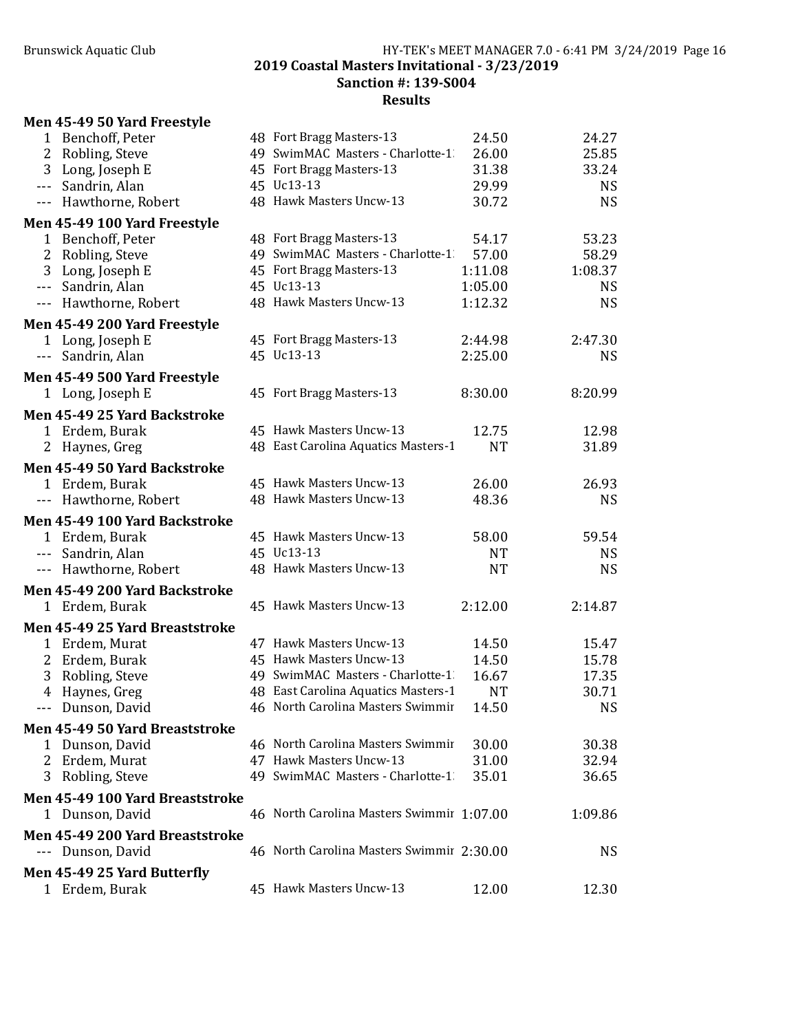## 2019 Coastal Masters Invitational - 3/23/2019
### Sanction #: 139-S004
### Results

**Men 45-49 50 Yard Freestyle**

| Place | Name | Age | Team | Seed | Finals |
|---|---|---|---|---|---|
| 1 | Benchoff, Peter | 48 | Fort Bragg Masters-13 | 24.50 | 24.27 |
| 2 | Robling, Steve | 49 | SwimMAC Masters - Charlotte-1: | 26.00 | 25.85 |
| 3 | Long, Joseph E | 45 | Fort Bragg Masters-13 | 31.38 | 33.24 |
| --- | Sandrin, Alan | 45 | Uc13-13 | 29.99 | NS |
| --- | Hawthorne, Robert | 48 | Hawk Masters Uncw-13 | 30.72 | NS |

**Men 45-49 100 Yard Freestyle**

| Place | Name | Age | Team | Seed | Finals |
|---|---|---|---|---|---|
| 1 | Benchoff, Peter | 48 | Fort Bragg Masters-13 | 54.17 | 53.23 |
| 2 | Robling, Steve | 49 | SwimMAC Masters - Charlotte-1: | 57.00 | 58.29 |
| 3 | Long, Joseph E | 45 | Fort Bragg Masters-13 | 1:11.08 | 1:08.37 |
| --- | Sandrin, Alan | 45 | Uc13-13 | 1:05.00 | NS |
| --- | Hawthorne, Robert | 48 | Hawk Masters Uncw-13 | 1:12.32 | NS |

**Men 45-49 200 Yard Freestyle**

| Place | Name | Age | Team | Seed | Finals |
|---|---|---|---|---|---|
| 1 | Long, Joseph E | 45 | Fort Bragg Masters-13 | 2:44.98 | 2:47.30 |
| --- | Sandrin, Alan | 45 | Uc13-13 | 2:25.00 | NS |

**Men 45-49 500 Yard Freestyle**

| Place | Name | Age | Team | Seed | Finals |
|---|---|---|---|---|---|
| 1 | Long, Joseph E | 45 | Fort Bragg Masters-13 | 8:30.00 | 8:20.99 |

**Men 45-49 25 Yard Backstroke**

| Place | Name | Age | Team | Seed | Finals |
|---|---|---|---|---|---|
| 1 | Erdem, Burak | 45 | Hawk Masters Uncw-13 | 12.75 | 12.98 |
| 2 | Haynes, Greg | 48 | East Carolina Aquatics Masters-1 | NT | 31.89 |

**Men 45-49 50 Yard Backstroke**

| Place | Name | Age | Team | Seed | Finals |
|---|---|---|---|---|---|
| 1 | Erdem, Burak | 45 | Hawk Masters Uncw-13 | 26.00 | 26.93 |
| --- | Hawthorne, Robert | 48 | Hawk Masters Uncw-13 | 48.36 | NS |

**Men 45-49 100 Yard Backstroke**

| Place | Name | Age | Team | Seed | Finals |
|---|---|---|---|---|---|
| 1 | Erdem, Burak | 45 | Hawk Masters Uncw-13 | 58.00 | 59.54 |
| --- | Sandrin, Alan | 45 | Uc13-13 | NT | NS |
| --- | Hawthorne, Robert | 48 | Hawk Masters Uncw-13 | NT | NS |

**Men 45-49 200 Yard Backstroke**

| Place | Name | Age | Team | Seed | Finals |
|---|---|---|---|---|---|
| 1 | Erdem, Burak | 45 | Hawk Masters Uncw-13 | 2:12.00 | 2:14.87 |

**Men 45-49 25 Yard Breaststroke**

| Place | Name | Age | Team | Seed | Finals |
|---|---|---|---|---|---|
| 1 | Erdem, Murat | 47 | Hawk Masters Uncw-13 | 14.50 | 15.47 |
| 2 | Erdem, Burak | 45 | Hawk Masters Uncw-13 | 14.50 | 15.78 |
| 3 | Robling, Steve | 49 | SwimMAC Masters - Charlotte-1: | 16.67 | 17.35 |
| 4 | Haynes, Greg | 48 | East Carolina Aquatics Masters-1 | NT | 30.71 |
| --- | Dunson, David | 46 | North Carolina Masters Swimmir | 14.50 | NS |

**Men 45-49 50 Yard Breaststroke**

| Place | Name | Age | Team | Seed | Finals |
|---|---|---|---|---|---|
| 1 | Dunson, David | 46 | North Carolina Masters Swimmir | 30.00 | 30.38 |
| 2 | Erdem, Murat | 47 | Hawk Masters Uncw-13 | 31.00 | 32.94 |
| 3 | Robling, Steve | 49 | SwimMAC Masters - Charlotte-1: | 35.01 | 36.65 |

**Men 45-49 100 Yard Breaststroke**

| Place | Name | Age | Team | Seed | Finals |
|---|---|---|---|---|---|
| 1 | Dunson, David | 46 | North Carolina Masters Swimmir | 1:07.00 | 1:09.86 |

**Men 45-49 200 Yard Breaststroke**

| Place | Name | Age | Team | Seed | Finals |
|---|---|---|---|---|---|
| --- | Dunson, David | 46 | North Carolina Masters Swimmir | 2:30.00 | NS |

**Men 45-49 25 Yard Butterfly**

| Place | Name | Age | Team | Seed | Finals |
|---|---|---|---|---|---|
| 1 | Erdem, Burak | 45 | Hawk Masters Uncw-13 | 12.00 | 12.30 |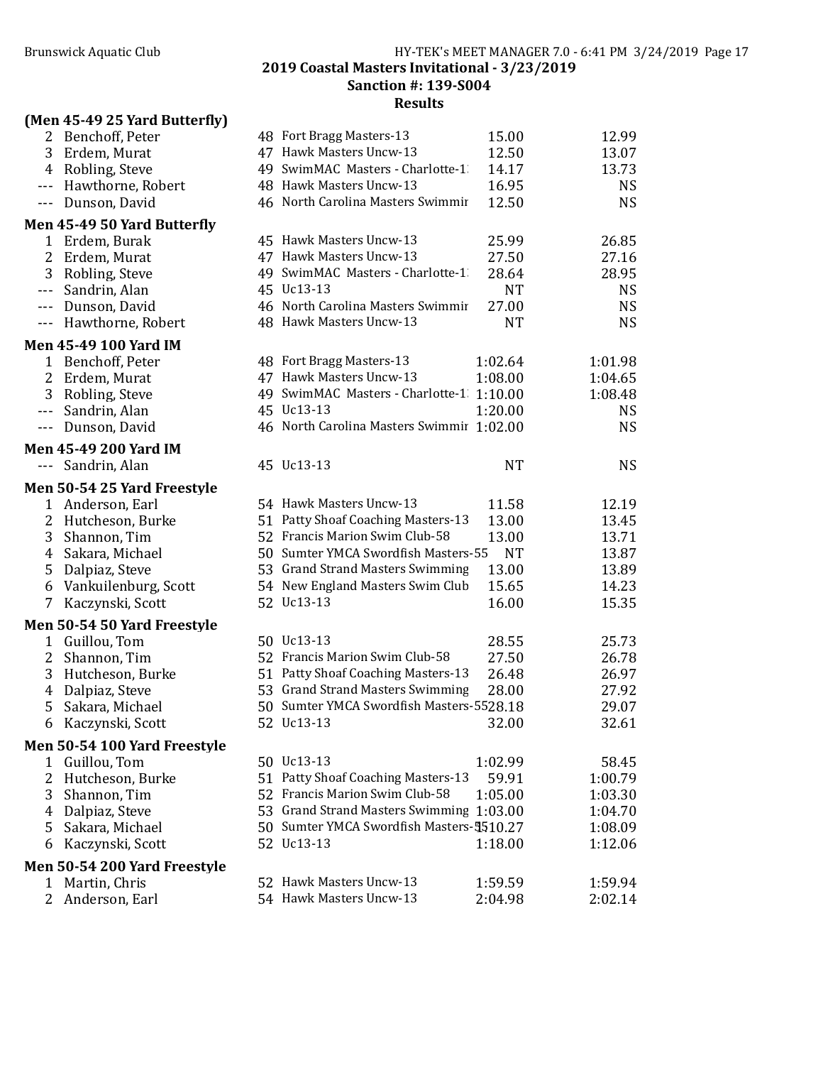**2019 Coastal Masters Invitational - 3/23/2019**
**Sanction #: 139-S004**
**Results**

### (Men 45-49 25 Yard Butterfly)

| Place | Name | Age | Team | Seed Time | Finals Time |
|---|---|---|---|---|---|
| 2 | Benchoff, Peter | 48 | Fort Bragg Masters-13 | 15.00 | 12.99 |
| 3 | Erdem, Murat | 47 | Hawk Masters Uncw-13 | 12.50 | 13.07 |
| 4 | Robling, Steve | 49 | SwimMAC Masters - Charlotte-1 | 14.17 | 13.73 |
| --- | Hawthorne, Robert | 48 | Hawk Masters Uncw-13 | 16.95 | NS |
| --- | Dunson, David | 46 | North Carolina Masters Swimmir | 12.50 | NS |

### Men 45-49 50 Yard Butterfly

| Place | Name | Age | Team | Seed Time | Finals Time |
|---|---|---|---|---|---|
| 1 | Erdem, Burak | 45 | Hawk Masters Uncw-13 | 25.99 | 26.85 |
| 2 | Erdem, Murat | 47 | Hawk Masters Uncw-13 | 27.50 | 27.16 |
| 3 | Robling, Steve | 49 | SwimMAC Masters - Charlotte-1 | 28.64 | 28.95 |
| --- | Sandrin, Alan | 45 | Uc13-13 | NT | NS |
| --- | Dunson, David | 46 | North Carolina Masters Swimmir | 27.00 | NS |
| --- | Hawthorne, Robert | 48 | Hawk Masters Uncw-13 | NT | NS |

### Men 45-49 100 Yard IM

| Place | Name | Age | Team | Seed Time | Finals Time |
|---|---|---|---|---|---|
| 1 | Benchoff, Peter | 48 | Fort Bragg Masters-13 | 1:02.64 | 1:01.98 |
| 2 | Erdem, Murat | 47 | Hawk Masters Uncw-13 | 1:08.00 | 1:04.65 |
| 3 | Robling, Steve | 49 | SwimMAC Masters - Charlotte-1 | 1:10.00 | 1:08.48 |
| --- | Sandrin, Alan | 45 | Uc13-13 | 1:20.00 | NS |
| --- | Dunson, David | 46 | North Carolina Masters Swimmir | 1:02.00 | NS |

### Men 45-49 200 Yard IM

| Place | Name | Age | Team | Seed Time | Finals Time |
|---|---|---|---|---|---|
| --- | Sandrin, Alan | 45 | Uc13-13 | NT | NS |

### Men 50-54 25 Yard Freestyle

| Place | Name | Age | Team | Seed Time | Finals Time |
|---|---|---|---|---|---|
| 1 | Anderson, Earl | 54 | Hawk Masters Uncw-13 | 11.58 | 12.19 |
| 2 | Hutcheson, Burke | 51 | Patty Shoaf Coaching Masters-13 | 13.00 | 13.45 |
| 3 | Shannon, Tim | 52 | Francis Marion Swim Club-58 | 13.00 | 13.71 |
| 4 | Sakara, Michael | 50 | Sumter YMCA Swordfish Masters-55 | NT | 13.87 |
| 5 | Dalpiaz, Steve | 53 | Grand Strand Masters Swimming | 13.00 | 13.89 |
| 6 | Vankuilenburg, Scott | 54 | New England Masters Swim Club | 15.65 | 14.23 |
| 7 | Kaczynski, Scott | 52 | Uc13-13 | 16.00 | 15.35 |

### Men 50-54 50 Yard Freestyle

| Place | Name | Age | Team | Seed Time | Finals Time |
|---|---|---|---|---|---|
| 1 | Guillou, Tom | 50 | Uc13-13 | 28.55 | 25.73 |
| 2 | Shannon, Tim | 52 | Francis Marion Swim Club-58 | 27.50 | 26.78 |
| 3 | Hutcheson, Burke | 51 | Patty Shoaf Coaching Masters-13 | 26.48 | 26.97 |
| 4 | Dalpiaz, Steve | 53 | Grand Strand Masters Swimming | 28.00 | 27.92 |
| 5 | Sakara, Michael | 50 | Sumter YMCA Swordfish Masters-55 | 28.18 | 29.07 |
| 6 | Kaczynski, Scott | 52 | Uc13-13 | 32.00 | 32.61 |

### Men 50-54 100 Yard Freestyle

| Place | Name | Age | Team | Seed Time | Finals Time |
|---|---|---|---|---|---|
| 1 | Guillou, Tom | 50 | Uc13-13 | 1:02.99 | 58.45 |
| 2 | Hutcheson, Burke | 51 | Patty Shoaf Coaching Masters-13 | 59.91 | 1:00.79 |
| 3 | Shannon, Tim | 52 | Francis Marion Swim Club-58 | 1:05.00 | 1:03.30 |
| 4 | Dalpiaz, Steve | 53 | Grand Strand Masters Swimming | 1:03.00 | 1:04.70 |
| 5 | Sakara, Michael | 50 | Sumter YMCA Swordfish Masters-55 | 1:10.27 | 1:08.09 |
| 6 | Kaczynski, Scott | 52 | Uc13-13 | 1:18.00 | 1:12.06 |

### Men 50-54 200 Yard Freestyle

| Place | Name | Age | Team | Seed Time | Finals Time |
|---|---|---|---|---|---|
| 1 | Martin, Chris | 52 | Hawk Masters Uncw-13 | 1:59.59 | 1:59.94 |
| 2 | Anderson, Earl | 54 | Hawk Masters Uncw-13 | 2:04.98 | 2:02.14 |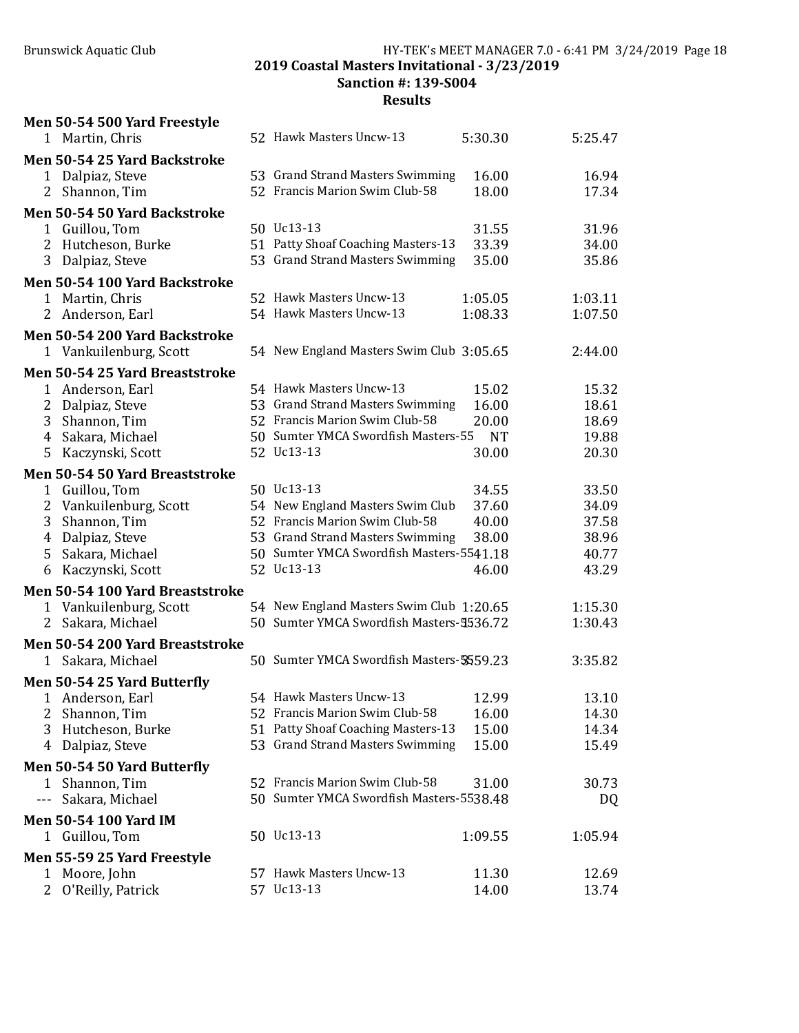## 2019 Coastal Masters Invitational - 3/23/2019

### Sanction #: 139-S004

### Results

**Men 50-54 500 Yard Freestyle**

| Place | Name | Age | Team | Seed Time | Finals Time |
|---|---|---|---|---|---|
| 1 | Martin, Chris | 52 | Hawk Masters Uncw-13 | 5:30.30 | 5:25.47 |

**Men 50-54 25 Yard Backstroke**

| Place | Name | Age | Team | Seed Time | Finals Time |
|---|---|---|---|---|---|
| 1 | Dalpiaz, Steve | 53 | Grand Strand Masters Swimming | 16.00 | 16.94 |
| 2 | Shannon, Tim | 52 | Francis Marion Swim Club-58 | 18.00 | 17.34 |

**Men 50-54 50 Yard Backstroke**

| Place | Name | Age | Team | Seed Time | Finals Time |
|---|---|---|---|---|---|
| 1 | Guillou, Tom | 50 | Uc13-13 | 31.55 | 31.96 |
| 2 | Hutcheson, Burke | 51 | Patty Shoaf Coaching Masters-13 | 33.39 | 34.00 |
| 3 | Dalpiaz, Steve | 53 | Grand Strand Masters Swimming | 35.00 | 35.86 |

**Men 50-54 100 Yard Backstroke**

| Place | Name | Age | Team | Seed Time | Finals Time |
|---|---|---|---|---|---|
| 1 | Martin, Chris | 52 | Hawk Masters Uncw-13 | 1:05.05 | 1:03.11 |
| 2 | Anderson, Earl | 54 | Hawk Masters Uncw-13 | 1:08.33 | 1:07.50 |

**Men 50-54 200 Yard Backstroke**

| Place | Name | Age | Team | Seed Time | Finals Time |
|---|---|---|---|---|---|
| 1 | Vankuilenburg, Scott | 54 | New England Masters Swim Club | 3:05.65 | 2:44.00 |

**Men 50-54 25 Yard Breaststroke**

| Place | Name | Age | Team | Seed Time | Finals Time |
|---|---|---|---|---|---|
| 1 | Anderson, Earl | 54 | Hawk Masters Uncw-13 | 15.02 | 15.32 |
| 2 | Dalpiaz, Steve | 53 | Grand Strand Masters Swimming | 16.00 | 18.61 |
| 3 | Shannon, Tim | 52 | Francis Marion Swim Club-58 | 20.00 | 18.69 |
| 4 | Sakara, Michael | 50 | Sumter YMCA Swordfish Masters-55 | NT | 19.88 |
| 5 | Kaczynski, Scott | 52 | Uc13-13 | 30.00 | 20.30 |

**Men 50-54 50 Yard Breaststroke**

| Place | Name | Age | Team | Seed Time | Finals Time |
|---|---|---|---|---|---|
| 1 | Guillou, Tom | 50 | Uc13-13 | 34.55 | 33.50 |
| 2 | Vankuilenburg, Scott | 54 | New England Masters Swim Club | 37.60 | 34.09 |
| 3 | Shannon, Tim | 52 | Francis Marion Swim Club-58 | 40.00 | 37.58 |
| 4 | Dalpiaz, Steve | 53 | Grand Strand Masters Swimming | 38.00 | 38.96 |
| 5 | Sakara, Michael | 50 | Sumter YMCA Swordfish Masters-55 | 41.18 | 40.77 |
| 6 | Kaczynski, Scott | 52 | Uc13-13 | 46.00 | 43.29 |

**Men 50-54 100 Yard Breaststroke**

| Place | Name | Age | Team | Seed Time | Finals Time |
|---|---|---|---|---|---|
| 1 | Vankuilenburg, Scott | 54 | New England Masters Swim Club | 1:20.65 | 1:15.30 |
| 2 | Sakara, Michael | 50 | Sumter YMCA Swordfish Masters-55 | 1:36.72 | 1:30.43 |

**Men 50-54 200 Yard Breaststroke**

| Place | Name | Age | Team | Seed Time | Finals Time |
|---|---|---|---|---|---|
| 1 | Sakara, Michael | 50 | Sumter YMCA Swordfish Masters-55 | 3:59.23 | 3:35.82 |

**Men 50-54 25 Yard Butterfly**

| Place | Name | Age | Team | Seed Time | Finals Time |
|---|---|---|---|---|---|
| 1 | Anderson, Earl | 54 | Hawk Masters Uncw-13 | 12.99 | 13.10 |
| 2 | Shannon, Tim | 52 | Francis Marion Swim Club-58 | 16.00 | 14.30 |
| 3 | Hutcheson, Burke | 51 | Patty Shoaf Coaching Masters-13 | 15.00 | 14.34 |
| 4 | Dalpiaz, Steve | 53 | Grand Strand Masters Swimming | 15.00 | 15.49 |

**Men 50-54 50 Yard Butterfly**

| Place | Name | Age | Team | Seed Time | Finals Time |
|---|---|---|---|---|---|
| 1 | Shannon, Tim | 52 | Francis Marion Swim Club-58 | 31.00 | 30.73 |
| --- | Sakara, Michael | 50 | Sumter YMCA Swordfish Masters-55 | 38.48 | DQ |

**Men 50-54 100 Yard IM**

| Place | Name | Age | Team | Seed Time | Finals Time |
|---|---|---|---|---|---|
| 1 | Guillou, Tom | 50 | Uc13-13 | 1:09.55 | 1:05.94 |

**Men 55-59 25 Yard Freestyle**

| Place | Name | Age | Team | Seed Time | Finals Time |
|---|---|---|---|---|---|
| 1 | Moore, John | 57 | Hawk Masters Uncw-13 | 11.30 | 12.69 |
| 2 | O'Reilly, Patrick | 57 | Uc13-13 | 14.00 | 13.74 |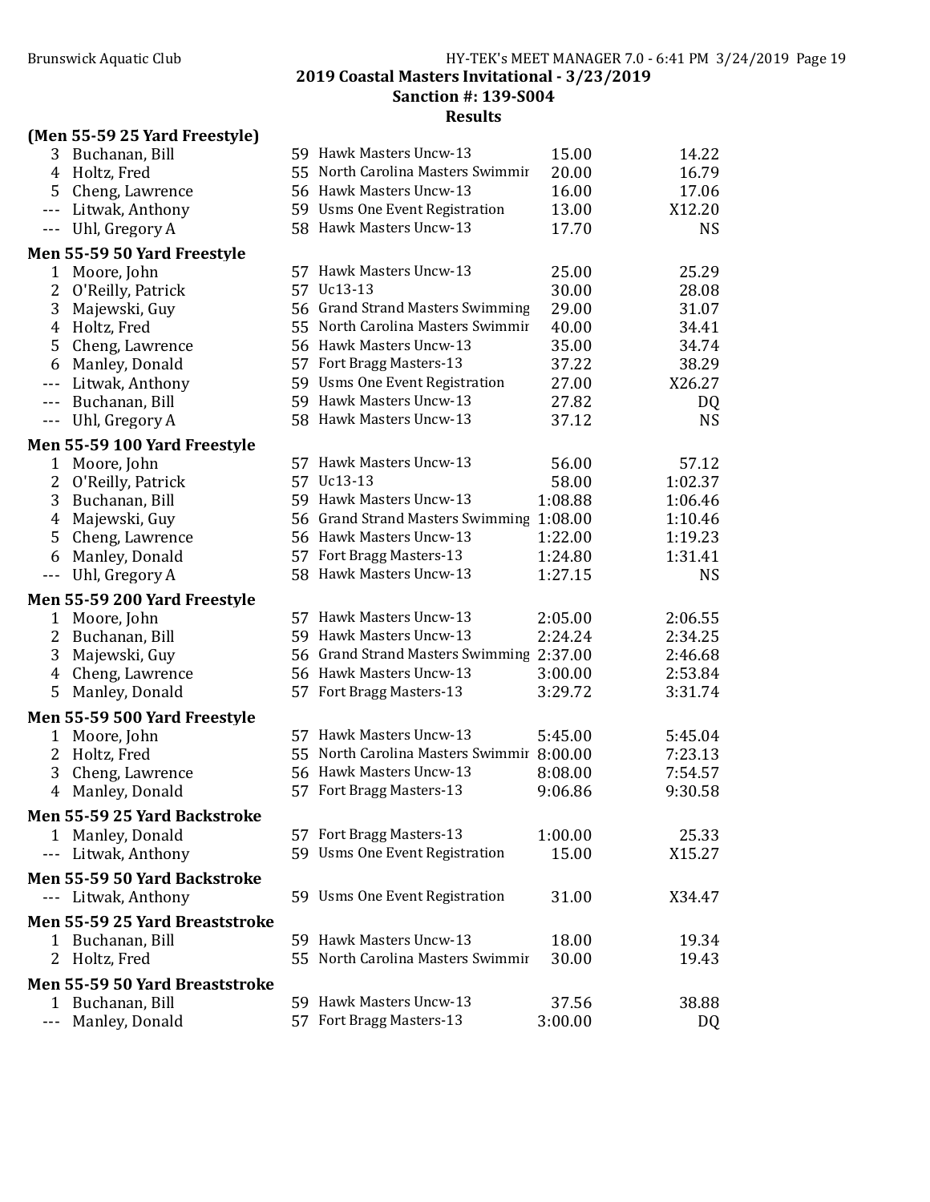## 2019 Coastal Masters Invitational - 3/23/2019

## Sanction #: 139-S004

## Results

### (Men 55-59 25 Yard Freestyle)

| | Name | Age | Team | Seed | Finals |
|---|---|---|---|---|---|
| 3 | Buchanan, Bill | 59 | Hawk Masters Uncw-13 | 15.00 | 14.22 |
| 4 | Holtz, Fred | 55 | North Carolina Masters Swimmir | 20.00 | 16.79 |
| 5 | Cheng, Lawrence | 56 | Hawk Masters Uncw-13 | 16.00 | 17.06 |
| --- | Litwak, Anthony | 59 | Usms One Event Registration | 13.00 | X12.20 |
| --- | Uhl, Gregory A | 58 | Hawk Masters Uncw-13 | 17.70 | NS |

### Men 55-59 50 Yard Freestyle

| | Name | Age | Team | Seed | Finals |
|---|---|---|---|---|---|
| 1 | Moore, John | 57 | Hawk Masters Uncw-13 | 25.00 | 25.29 |
| 2 | O'Reilly, Patrick | 57 | Uc13-13 | 30.00 | 28.08 |
| 3 | Majewski, Guy | 56 | Grand Strand Masters Swimming | 29.00 | 31.07 |
| 4 | Holtz, Fred | 55 | North Carolina Masters Swimmir | 40.00 | 34.41 |
| 5 | Cheng, Lawrence | 56 | Hawk Masters Uncw-13 | 35.00 | 34.74 |
| 6 | Manley, Donald | 57 | Fort Bragg Masters-13 | 37.22 | 38.29 |
| --- | Litwak, Anthony | 59 | Usms One Event Registration | 27.00 | X26.27 |
| --- | Buchanan, Bill | 59 | Hawk Masters Uncw-13 | 27.82 | DQ |
| --- | Uhl, Gregory A | 58 | Hawk Masters Uncw-13 | 37.12 | NS |

### Men 55-59 100 Yard Freestyle

| | Name | Age | Team | Seed | Finals |
|---|---|---|---|---|---|
| 1 | Moore, John | 57 | Hawk Masters Uncw-13 | 56.00 | 57.12 |
| 2 | O'Reilly, Patrick | 57 | Uc13-13 | 58.00 | 1:02.37 |
| 3 | Buchanan, Bill | 59 | Hawk Masters Uncw-13 | 1:08.88 | 1:06.46 |
| 4 | Majewski, Guy | 56 | Grand Strand Masters Swimming | 1:08.00 | 1:10.46 |
| 5 | Cheng, Lawrence | 56 | Hawk Masters Uncw-13 | 1:22.00 | 1:19.23 |
| 6 | Manley, Donald | 57 | Fort Bragg Masters-13 | 1:24.80 | 1:31.41 |
| --- | Uhl, Gregory A | 58 | Hawk Masters Uncw-13 | 1:27.15 | NS |

### Men 55-59 200 Yard Freestyle

| | Name | Age | Team | Seed | Finals |
|---|---|---|---|---|---|
| 1 | Moore, John | 57 | Hawk Masters Uncw-13 | 2:05.00 | 2:06.55 |
| 2 | Buchanan, Bill | 59 | Hawk Masters Uncw-13 | 2:24.24 | 2:34.25 |
| 3 | Majewski, Guy | 56 | Grand Strand Masters Swimming | 2:37.00 | 2:46.68 |
| 4 | Cheng, Lawrence | 56 | Hawk Masters Uncw-13 | 3:00.00 | 2:53.84 |
| 5 | Manley, Donald | 57 | Fort Bragg Masters-13 | 3:29.72 | 3:31.74 |

### Men 55-59 500 Yard Freestyle

| | Name | Age | Team | Seed | Finals |
|---|---|---|---|---|---|
| 1 | Moore, John | 57 | Hawk Masters Uncw-13 | 5:45.00 | 5:45.04 |
| 2 | Holtz, Fred | 55 | North Carolina Masters Swimmir | 8:00.00 | 7:23.13 |
| 3 | Cheng, Lawrence | 56 | Hawk Masters Uncw-13 | 8:08.00 | 7:54.57 |
| 4 | Manley, Donald | 57 | Fort Bragg Masters-13 | 9:06.86 | 9:30.58 |

### Men 55-59 25 Yard Backstroke

| | Name | Age | Team | Seed | Finals |
|---|---|---|---|---|---|
| 1 | Manley, Donald | 57 | Fort Bragg Masters-13 | 1:00.00 | 25.33 |
| --- | Litwak, Anthony | 59 | Usms One Event Registration | 15.00 | X15.27 |

### Men 55-59 50 Yard Backstroke

| | Name | Age | Team | Seed | Finals |
|---|---|---|---|---|---|
| --- | Litwak, Anthony | 59 | Usms One Event Registration | 31.00 | X34.47 |

### Men 55-59 25 Yard Breaststroke

| | Name | Age | Team | Seed | Finals |
|---|---|---|---|---|---|
| 1 | Buchanan, Bill | 59 | Hawk Masters Uncw-13 | 18.00 | 19.34 |
| 2 | Holtz, Fred | 55 | North Carolina Masters Swimmir | 30.00 | 19.43 |

### Men 55-59 50 Yard Breaststroke

| | Name | Age | Team | Seed | Finals |
|---|---|---|---|---|---|
| 1 | Buchanan, Bill | 59 | Hawk Masters Uncw-13 | 37.56 | 38.88 |
| --- | Manley, Donald | 57 | Fort Bragg Masters-13 | 3:00.00 | DQ |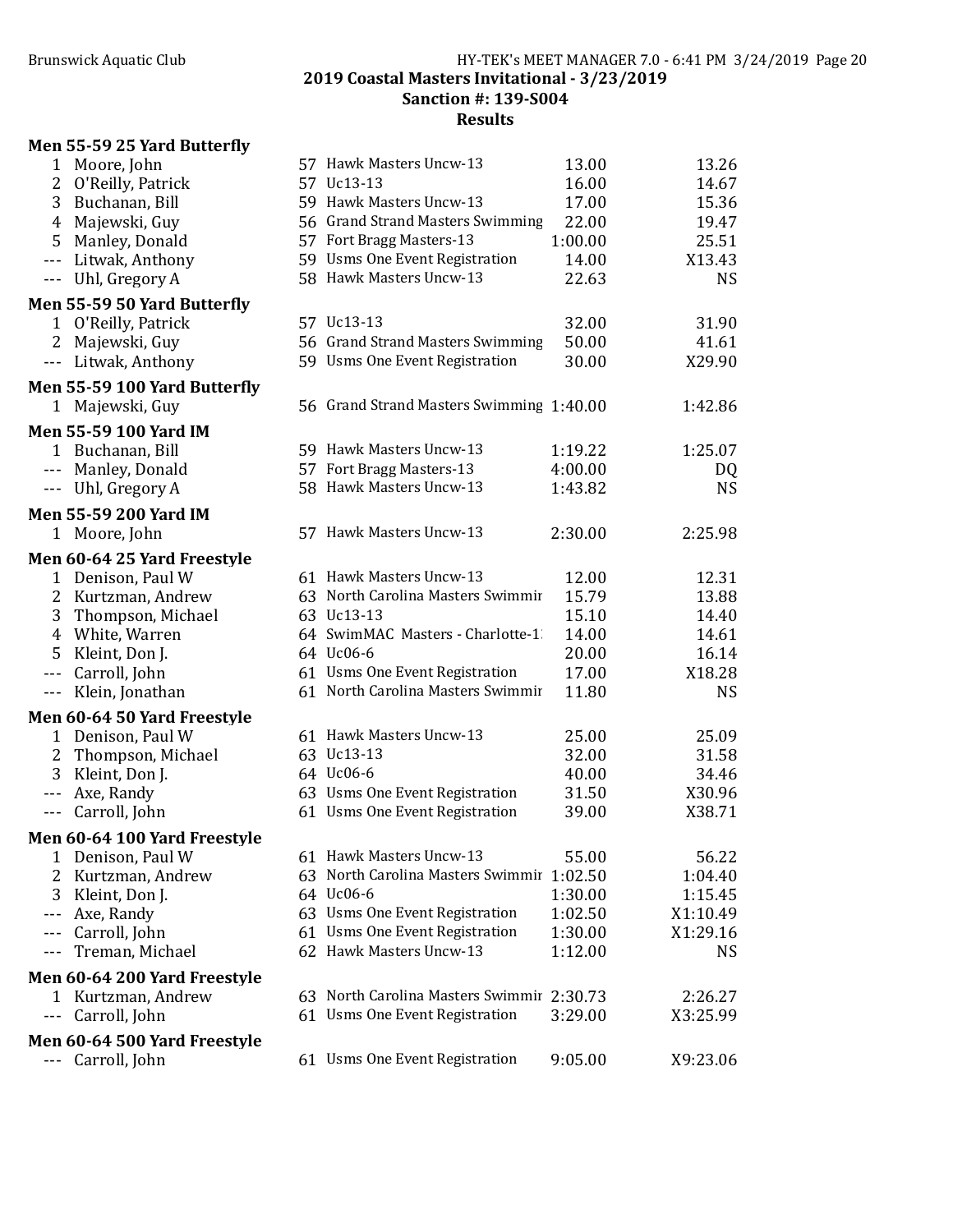**2019 Coastal Masters Invitational - 3/23/2019**
**Sanction #: 139-S004**
**Results**

### Men 55-59 25 Yard Butterfly

| Place | Name | Age | Team | Seed | Finals |
|---|---|---|---|---|---|
| 1 | Moore, John | 57 | Hawk Masters Uncw-13 | 13.00 | 13.26 |
| 2 | O'Reilly, Patrick | 57 | Uc13-13 | 16.00 | 14.67 |
| 3 | Buchanan, Bill | 59 | Hawk Masters Uncw-13 | 17.00 | 15.36 |
| 4 | Majewski, Guy | 56 | Grand Strand Masters Swimming | 22.00 | 19.47 |
| 5 | Manley, Donald | 57 | Fort Bragg Masters-13 | 1:00.00 | 25.51 |
| --- | Litwak, Anthony | 59 | Usms One Event Registration | 14.00 | X13.43 |
| --- | Uhl, Gregory A | 58 | Hawk Masters Uncw-13 | 22.63 | NS |

### Men 55-59 50 Yard Butterfly

| Place | Name | Age | Team | Seed | Finals |
|---|---|---|---|---|---|
| 1 | O'Reilly, Patrick | 57 | Uc13-13 | 32.00 | 31.90 |
| 2 | Majewski, Guy | 56 | Grand Strand Masters Swimming | 50.00 | 41.61 |
| --- | Litwak, Anthony | 59 | Usms One Event Registration | 30.00 | X29.90 |

### Men 55-59 100 Yard Butterfly

| Place | Name | Age | Team | Seed | Finals |
|---|---|---|---|---|---|
| 1 | Majewski, Guy | 56 | Grand Strand Masters Swimming | 1:40.00 | 1:42.86 |

### Men 55-59 100 Yard IM

| Place | Name | Age | Team | Seed | Finals |
|---|---|---|---|---|---|
| 1 | Buchanan, Bill | 59 | Hawk Masters Uncw-13 | 1:19.22 | 1:25.07 |
| --- | Manley, Donald | 57 | Fort Bragg Masters-13 | 4:00.00 | DQ |
| --- | Uhl, Gregory A | 58 | Hawk Masters Uncw-13 | 1:43.82 | NS |

### Men 55-59 200 Yard IM

| Place | Name | Age | Team | Seed | Finals |
|---|---|---|---|---|---|
| 1 | Moore, John | 57 | Hawk Masters Uncw-13 | 2:30.00 | 2:25.98 |

### Men 60-64 25 Yard Freestyle

| Place | Name | Age | Team | Seed | Finals |
|---|---|---|---|---|---|
| 1 | Denison, Paul W | 61 | Hawk Masters Uncw-13 | 12.00 | 12.31 |
| 2 | Kurtzman, Andrew | 63 | North Carolina Masters Swimmir | 15.79 | 13.88 |
| 3 | Thompson, Michael | 63 | Uc13-13 | 15.10 | 14.40 |
| 4 | White, Warren | 64 | SwimMAC Masters - Charlotte-1 | 14.00 | 14.61 |
| 5 | Kleint, Don J. | 64 | Uc06-6 | 20.00 | 16.14 |
| --- | Carroll, John | 61 | Usms One Event Registration | 17.00 | X18.28 |
| --- | Klein, Jonathan | 61 | North Carolina Masters Swimmir | 11.80 | NS |

### Men 60-64 50 Yard Freestyle

| Place | Name | Age | Team | Seed | Finals |
|---|---|---|---|---|---|
| 1 | Denison, Paul W | 61 | Hawk Masters Uncw-13 | 25.00 | 25.09 |
| 2 | Thompson, Michael | 63 | Uc13-13 | 32.00 | 31.58 |
| 3 | Kleint, Don J. | 64 | Uc06-6 | 40.00 | 34.46 |
| --- | Axe, Randy | 63 | Usms One Event Registration | 31.50 | X30.96 |
| --- | Carroll, John | 61 | Usms One Event Registration | 39.00 | X38.71 |

### Men 60-64 100 Yard Freestyle

| Place | Name | Age | Team | Seed | Finals |
|---|---|---|---|---|---|
| 1 | Denison, Paul W | 61 | Hawk Masters Uncw-13 | 55.00 | 56.22 |
| 2 | Kurtzman, Andrew | 63 | North Carolina Masters Swimmir | 1:02.50 | 1:04.40 |
| 3 | Kleint, Don J. | 64 | Uc06-6 | 1:30.00 | 1:15.45 |
| --- | Axe, Randy | 63 | Usms One Event Registration | 1:02.50 | X1:10.49 |
| --- | Carroll, John | 61 | Usms One Event Registration | 1:30.00 | X1:29.16 |
| --- | Treman, Michael | 62 | Hawk Masters Uncw-13 | 1:12.00 | NS |

### Men 60-64 200 Yard Freestyle

| Place | Name | Age | Team | Seed | Finals |
|---|---|---|---|---|---|
| 1 | Kurtzman, Andrew | 63 | North Carolina Masters Swimmir | 2:30.73 | 2:26.27 |
| --- | Carroll, John | 61 | Usms One Event Registration | 3:29.00 | X3:25.99 |

### Men 60-64 500 Yard Freestyle

| Place | Name | Age | Team | Seed | Finals |
|---|---|---|---|---|---|
| --- | Carroll, John | 61 | Usms One Event Registration | 9:05.00 | X9:23.06 |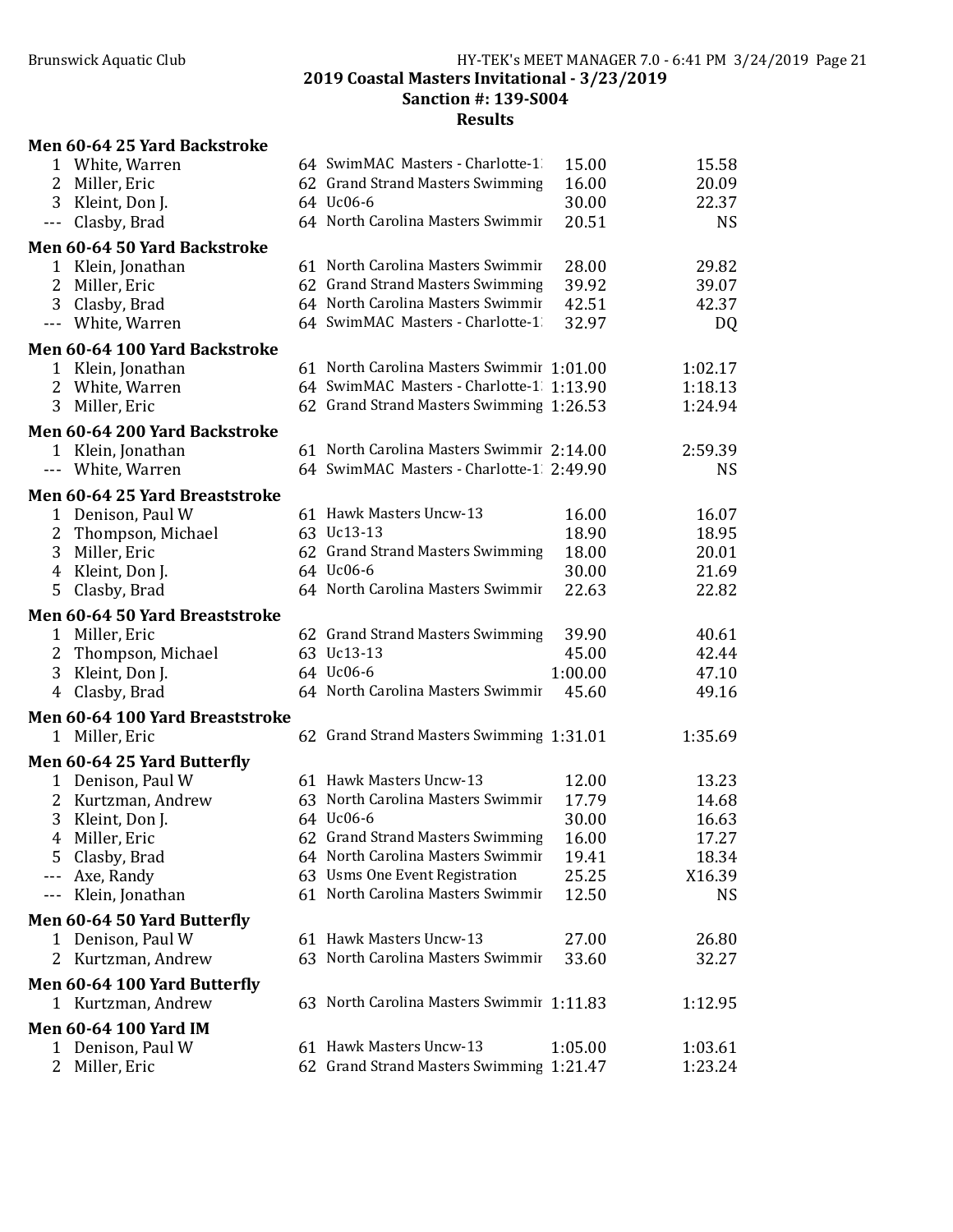## 2019 Coastal Masters Invitational - 3/23/2019

### Sanction #: 139-S004

### Results

**Men 60-64 25 Yard Backstroke**

| Place | Name | Age | Team | Seed Time | Finals Time |
|---|---|---|---|---|---|
| 1 | White, Warren | 64 | SimMAC Masters - Charlotte-1 | 15.00 | 15.58 |
| 2 | Miller, Eric | 62 | Grand Strand Masters Swimming | 16.00 | 20.09 |
| 3 | Kleint, Don J. | 64 | Uc06-6 | 30.00 | 22.37 |
| --- | Clasby, Brad | 64 | North Carolina Masters Swimmir | 20.51 | NS |

**Men 60-64 50 Yard Backstroke**

| Place | Name | Age | Team | Seed Time | Finals Time |
|---|---|---|---|---|---|
| 1 | Klein, Jonathan | 61 | North Carolina Masters Swimmir | 28.00 | 29.82 |
| 2 | Miller, Eric | 62 | Grand Strand Masters Swimming | 39.92 | 39.07 |
| 3 | Clasby, Brad | 64 | North Carolina Masters Swimmir | 42.51 | 42.37 |
| --- | White, Warren | 64 | SwimMAC Masters - Charlotte-1 | 32.97 | DQ |

**Men 60-64 100 Yard Backstroke**

| Place | Name | Age | Team | Seed Time | Finals Time |
|---|---|---|---|---|---|
| 1 | Klein, Jonathan | 61 | North Carolina Masters Swimmir | 1:01.00 | 1:02.17 |
| 2 | White, Warren | 64 | SwimMAC Masters - Charlotte-1 | 1:13.90 | 1:18.13 |
| 3 | Miller, Eric | 62 | Grand Strand Masters Swimming | 1:26.53 | 1:24.94 |

**Men 60-64 200 Yard Backstroke**

| Place | Name | Age | Team | Seed Time | Finals Time |
|---|---|---|---|---|---|
| 1 | Klein, Jonathan | 61 | North Carolina Masters Swimmir | 2:14.00 | 2:59.39 |
| --- | White, Warren | 64 | SwimMAC Masters - Charlotte-1 | 2:49.90 | NS |

**Men 60-64 25 Yard Breaststroke**

| Place | Name | Age | Team | Seed Time | Finals Time |
|---|---|---|---|---|---|
| 1 | Denison, Paul W | 61 | Hawk Masters Uncw-13 | 16.00 | 16.07 |
| 2 | Thompson, Michael | 63 | Uc13-13 | 18.90 | 18.95 |
| 3 | Miller, Eric | 62 | Grand Strand Masters Swimming | 18.00 | 20.01 |
| 4 | Kleint, Don J. | 64 | Uc06-6 | 30.00 | 21.69 |
| 5 | Clasby, Brad | 64 | North Carolina Masters Swimmir | 22.63 | 22.82 |

**Men 60-64 50 Yard Breaststroke**

| Place | Name | Age | Team | Seed Time | Finals Time |
|---|---|---|---|---|---|
| 1 | Miller, Eric | 62 | Grand Strand Masters Swimming | 39.90 | 40.61 |
| 2 | Thompson, Michael | 63 | Uc13-13 | 45.00 | 42.44 |
| 3 | Kleint, Don J. | 64 | Uc06-6 | 1:00.00 | 47.10 |
| 4 | Clasby, Brad | 64 | North Carolina Masters Swimmir | 45.60 | 49.16 |

**Men 60-64 100 Yard Breaststroke**

| Place | Name | Age | Team | Seed Time | Finals Time |
|---|---|---|---|---|---|
| 1 | Miller, Eric | 62 | Grand Strand Masters Swimming | 1:31.01 | 1:35.69 |

**Men 60-64 25 Yard Butterfly**

| Place | Name | Age | Team | Seed Time | Finals Time |
|---|---|---|---|---|---|
| 1 | Denison, Paul W | 61 | Hawk Masters Uncw-13 | 12.00 | 13.23 |
| 2 | Kurtzman, Andrew | 63 | North Carolina Masters Swimmir | 17.79 | 14.68 |
| 3 | Kleint, Don J. | 64 | Uc06-6 | 30.00 | 16.63 |
| 4 | Miller, Eric | 62 | Grand Strand Masters Swimming | 16.00 | 17.27 |
| 5 | Clasby, Brad | 64 | North Carolina Masters Swimmir | 19.41 | 18.34 |
| --- | Axe, Randy | 63 | Usms One Event Registration | 25.25 | X16.39 |
| --- | Klein, Jonathan | 61 | North Carolina Masters Swimmir | 12.50 | NS |

**Men 60-64 50 Yard Butterfly**

| Place | Name | Age | Team | Seed Time | Finals Time |
|---|---|---|---|---|---|
| 1 | Denison, Paul W | 61 | Hawk Masters Uncw-13 | 27.00 | 26.80 |
| 2 | Kurtzman, Andrew | 63 | North Carolina Masters Swimmir | 33.60 | 32.27 |

**Men 60-64 100 Yard Butterfly**

| Place | Name | Age | Team | Seed Time | Finals Time |
|---|---|---|---|---|---|
| 1 | Kurtzman, Andrew | 63 | North Carolina Masters Swimmir | 1:11.83 | 1:12.95 |

**Men 60-64 100 Yard IM**

| Place | Name | Age | Team | Seed Time | Finals Time |
|---|---|---|---|---|---|
| 1 | Denison, Paul W | 61 | Hawk Masters Uncw-13 | 1:05.00 | 1:03.61 |
| 2 | Miller, Eric | 62 | Grand Strand Masters Swimming | 1:21.47 | 1:23.24 |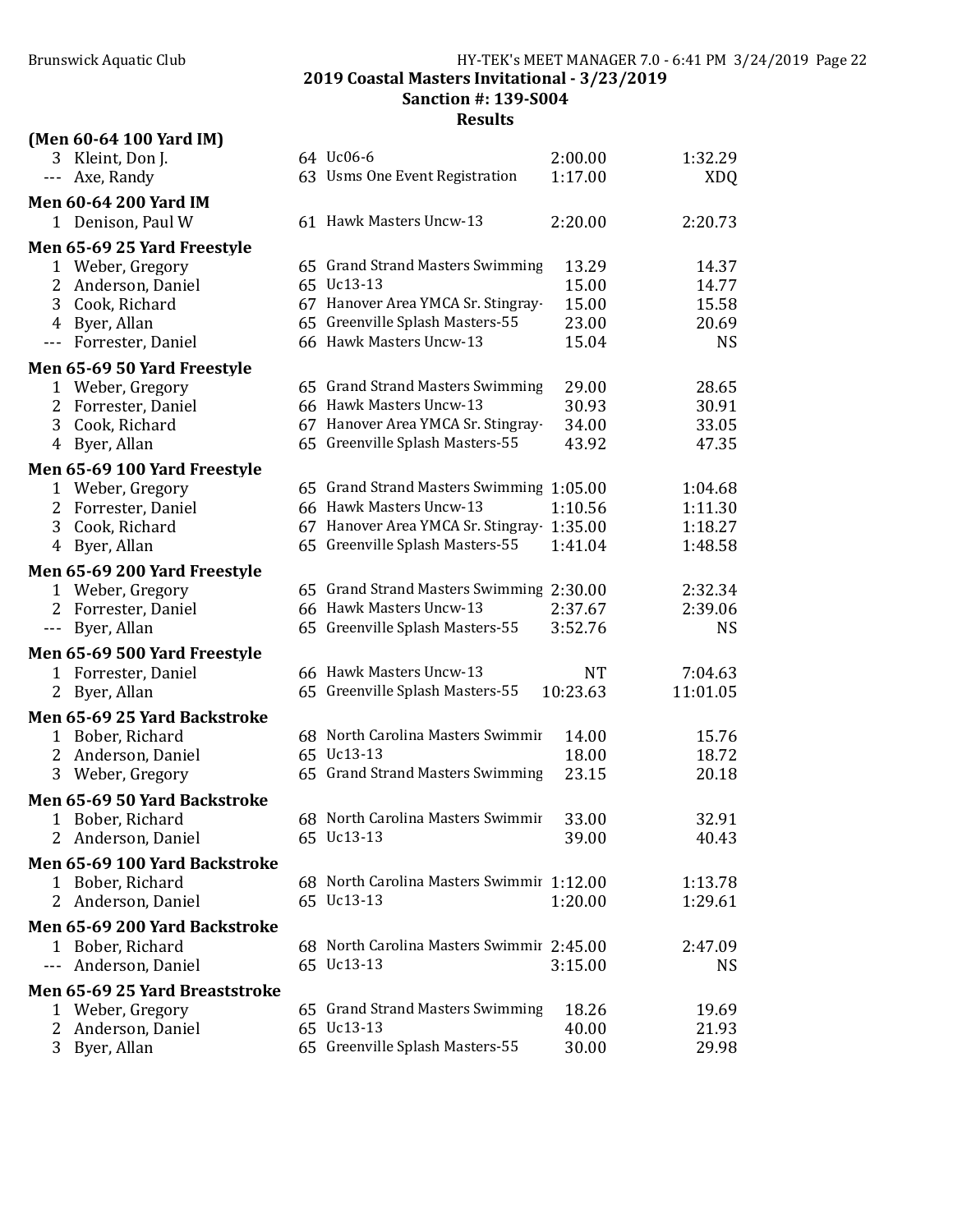**2019 Coastal Masters Invitational - 3/23/2019**
**Sanction #: 139-S004**
**Results**

**(Men 60-64 100 Yard IM)**

| | | | | | |
|---|---|---|---|---|---|
| 3 | Kleint, Don J. | 64 | Uc06-6 | 2:00.00 | 1:32.29 |
| --- | Axe, Randy | 63 | Usms One Event Registration | 1:17.00 | XDQ |

**Men 60-64 200 Yard IM**

| | | | | | |
|---|---|---|---|---|---|
| 1 | Denison, Paul W | 61 | Hawk Masters Uncw-13 | 2:20.00 | 2:20.73 |

**Men 65-69 25 Yard Freestyle**

| | | | | | |
|---|---|---|---|---|---|
| 1 | Weber, Gregory | 65 | Grand Strand Masters Swimming | 13.29 | 14.37 |
| 2 | Anderson, Daniel | 65 | Uc13-13 | 15.00 | 14.77 |
| 3 | Cook, Richard | 67 | Hanover Area YMCA Sr. Stingray- | 15.00 | 15.58 |
| 4 | Byer, Allan | 65 | Greenville Splash Masters-55 | 23.00 | 20.69 |
| --- | Forrester, Daniel | 66 | Hawk Masters Uncw-13 | 15.04 | NS |

**Men 65-69 50 Yard Freestyle**

| | | | | | |
|---|---|---|---|---|---|
| 1 | Weber, Gregory | 65 | Grand Strand Masters Swimming | 29.00 | 28.65 |
| 2 | Forrester, Daniel | 66 | Hawk Masters Uncw-13 | 30.93 | 30.91 |
| 3 | Cook, Richard | 67 | Hanover Area YMCA Sr. Stingray- | 34.00 | 33.05 |
| 4 | Byer, Allan | 65 | Greenville Splash Masters-55 | 43.92 | 47.35 |

**Men 65-69 100 Yard Freestyle**

| | | | | | |
|---|---|---|---|---|---|
| 1 | Weber, Gregory | 65 | Grand Strand Masters Swimming | 1:05.00 | 1:04.68 |
| 2 | Forrester, Daniel | 66 | Hawk Masters Uncw-13 | 1:10.56 | 1:11.30 |
| 3 | Cook, Richard | 67 | Hanover Area YMCA Sr. Stingray- | 1:35.00 | 1:18.27 |
| 4 | Byer, Allan | 65 | Greenville Splash Masters-55 | 1:41.04 | 1:48.58 |

**Men 65-69 200 Yard Freestyle**

| | | | | | |
|---|---|---|---|---|---|
| 1 | Weber, Gregory | 65 | Grand Strand Masters Swimming | 2:30.00 | 2:32.34 |
| 2 | Forrester, Daniel | 66 | Hawk Masters Uncw-13 | 2:37.67 | 2:39.06 |
| --- | Byer, Allan | 65 | Greenville Splash Masters-55 | 3:52.76 | NS |

**Men 65-69 500 Yard Freestyle**

| | | | | | |
|---|---|---|---|---|---|
| 1 | Forrester, Daniel | 66 | Hawk Masters Uncw-13 | NT | 7:04.63 |
| 2 | Byer, Allan | 65 | Greenville Splash Masters-55 | 10:23.63 | 11:01.05 |

**Men 65-69 25 Yard Backstroke**

| | | | | | |
|---|---|---|---|---|---|
| 1 | Bober, Richard | 68 | North Carolina Masters Swimmir | 14.00 | 15.76 |
| 2 | Anderson, Daniel | 65 | Uc13-13 | 18.00 | 18.72 |
| 3 | Weber, Gregory | 65 | Grand Strand Masters Swimming | 23.15 | 20.18 |

**Men 65-69 50 Yard Backstroke**

| | | | | | |
|---|---|---|---|---|---|
| 1 | Bober, Richard | 68 | North Carolina Masters Swimmir | 33.00 | 32.91 |
| 2 | Anderson, Daniel | 65 | Uc13-13 | 39.00 | 40.43 |

**Men 65-69 100 Yard Backstroke**

| | | | | | |
|---|---|---|---|---|---|
| 1 | Bober, Richard | 68 | North Carolina Masters Swimmir | 1:12.00 | 1:13.78 |
| 2 | Anderson, Daniel | 65 | Uc13-13 | 1:20.00 | 1:29.61 |

**Men 65-69 200 Yard Backstroke**

| | | | | | |
|---|---|---|---|---|---|
| 1 | Bober, Richard | 68 | North Carolina Masters Swimmir | 2:45.00 | 2:47.09 |
| --- | Anderson, Daniel | 65 | Uc13-13 | 3:15.00 | NS |

**Men 65-69 25 Yard Breaststroke**

| | | | | | |
|---|---|---|---|---|---|
| 1 | Weber, Gregory | 65 | Grand Strand Masters Swimming | 18.26 | 19.69 |
| 2 | Anderson, Daniel | 65 | Uc13-13 | 40.00 | 21.93 |
| 3 | Byer, Allan | 65 | Greenville Splash Masters-55 | 30.00 | 29.98 |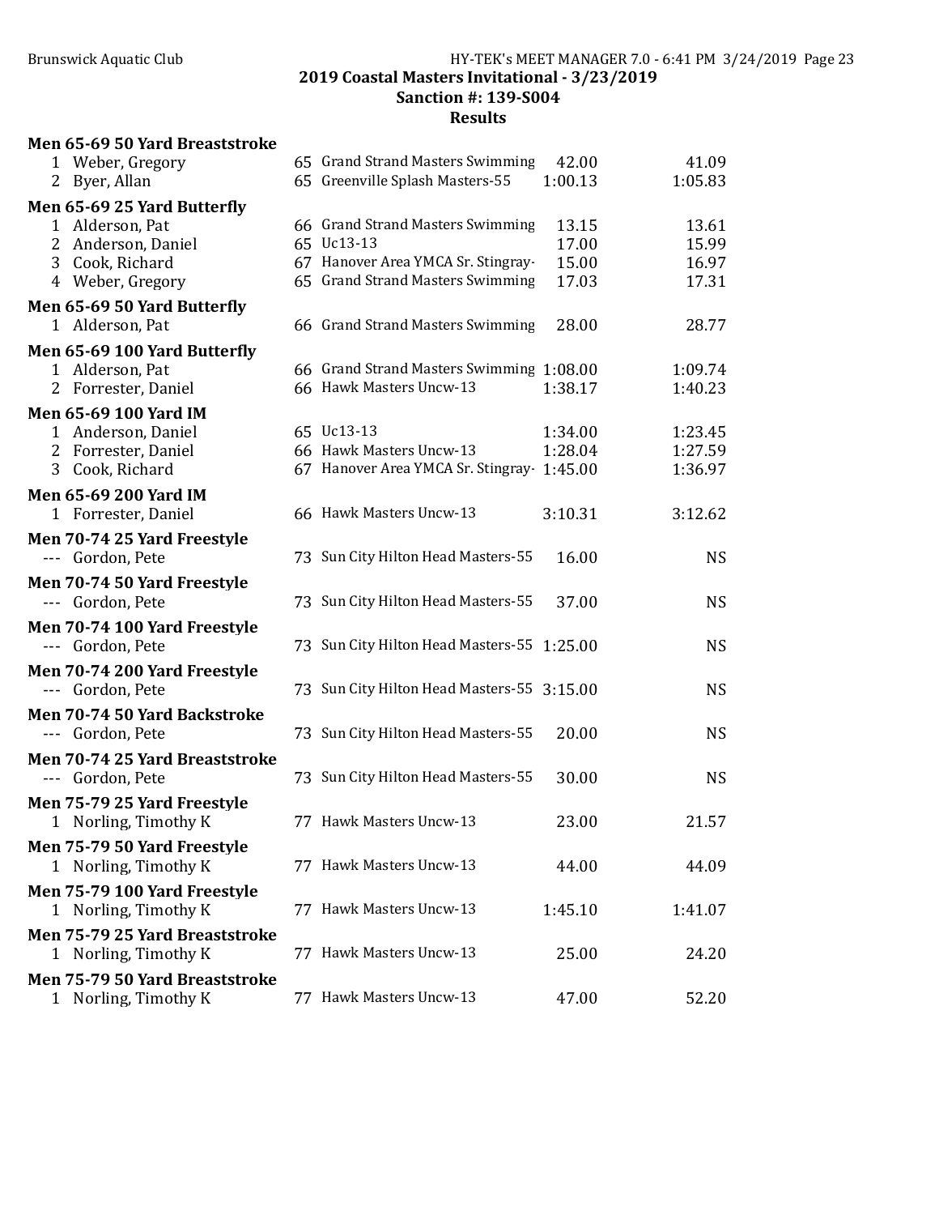## 2019 Coastal Masters Invitational - 3/23/2019
### Sanction #: 139-S004
### Results

**Men 65-69 50 Yard Breaststroke**

| Place | Name | Age | Team | Seed | Finals |
|---|---|---|---|---|---|
| 1 | Weber, Gregory | 65 | Grand Strand Masters Swimming | 42.00 | 41.09 |
| 2 | Byer, Allan | 65 | Greenville Splash Masters-55 | 1:00.13 | 1:05.83 |

**Men 65-69 25 Yard Butterfly**

| Place | Name | Age | Team | Seed | Finals |
|---|---|---|---|---|---|
| 1 | Alderson, Pat | 66 | Grand Strand Masters Swimming | 13.15 | 13.61 |
| 2 | Anderson, Daniel | 65 | Uc13-13 | 17.00 | 15.99 |
| 3 | Cook, Richard | 67 | Hanover Area YMCA Sr. Stingray- | 15.00 | 16.97 |
| 4 | Weber, Gregory | 65 | Grand Strand Masters Swimming | 17.03 | 17.31 |

**Men 65-69 50 Yard Butterfly**

| Place | Name | Age | Team | Seed | Finals |
|---|---|---|---|---|---|
| 1 | Alderson, Pat | 66 | Grand Strand Masters Swimming | 28.00 | 28.77 |

**Men 65-69 100 Yard Butterfly**

| Place | Name | Age | Team | Seed | Finals |
|---|---|---|---|---|---|
| 1 | Alderson, Pat | 66 | Grand Strand Masters Swimming | 1:08.00 | 1:09.74 |
| 2 | Forrester, Daniel | 66 | Hawk Masters Uncw-13 | 1:38.17 | 1:40.23 |

**Men 65-69 100 Yard IM**

| Place | Name | Age | Team | Seed | Finals |
|---|---|---|---|---|---|
| 1 | Anderson, Daniel | 65 | Uc13-13 | 1:34.00 | 1:23.45 |
| 2 | Forrester, Daniel | 66 | Hawk Masters Uncw-13 | 1:28.04 | 1:27.59 |
| 3 | Cook, Richard | 67 | Hanover Area YMCA Sr. Stingray- | 1:45.00 | 1:36.97 |

**Men 65-69 200 Yard IM**

| Place | Name | Age | Team | Seed | Finals |
|---|---|---|---|---|---|
| 1 | Forrester, Daniel | 66 | Hawk Masters Uncw-13 | 3:10.31 | 3:12.62 |

**Men 70-74 25 Yard Freestyle**

| Place | Name | Age | Team | Seed | Finals |
|---|---|---|---|---|---|
| --- | Gordon, Pete | 73 | Sun City Hilton Head Masters-55 | 16.00 | NS |

**Men 70-74 50 Yard Freestyle**

| Place | Name | Age | Team | Seed | Finals |
|---|---|---|---|---|---|
| --- | Gordon, Pete | 73 | Sun City Hilton Head Masters-55 | 37.00 | NS |

**Men 70-74 100 Yard Freestyle**

| Place | Name | Age | Team | Seed | Finals |
|---|---|---|---|---|---|
| --- | Gordon, Pete | 73 | Sun City Hilton Head Masters-55 | 1:25.00 | NS |

**Men 70-74 200 Yard Freestyle**

| Place | Name | Age | Team | Seed | Finals |
|---|---|---|---|---|---|
| --- | Gordon, Pete | 73 | Sun City Hilton Head Masters-55 | 3:15.00 | NS |

**Men 70-74 50 Yard Backstroke**

| Place | Name | Age | Team | Seed | Finals |
|---|---|---|---|---|---|
| --- | Gordon, Pete | 73 | Sun City Hilton Head Masters-55 | 20.00 | NS |

**Men 70-74 25 Yard Breaststroke**

| Place | Name | Age | Team | Seed | Finals |
|---|---|---|---|---|---|
| --- | Gordon, Pete | 73 | Sun City Hilton Head Masters-55 | 30.00 | NS |

**Men 75-79 25 Yard Freestyle**

| Place | Name | Age | Team | Seed | Finals |
|---|---|---|---|---|---|
| 1 | Norling, Timothy K | 77 | Hawk Masters Uncw-13 | 23.00 | 21.57 |

**Men 75-79 50 Yard Freestyle**

| Place | Name | Age | Team | Seed | Finals |
|---|---|---|---|---|---|
| 1 | Norling, Timothy K | 77 | Hawk Masters Uncw-13 | 44.00 | 44.09 |

**Men 75-79 100 Yard Freestyle**

| Place | Name | Age | Team | Seed | Finals |
|---|---|---|---|---|---|
| 1 | Norling, Timothy K | 77 | Hawk Masters Uncw-13 | 1:45.10 | 1:41.07 |

**Men 75-79 25 Yard Breaststroke**

| Place | Name | Age | Team | Seed | Finals |
|---|---|---|---|---|---|
| 1 | Norling, Timothy K | 77 | Hawk Masters Uncw-13 | 25.00 | 24.20 |

**Men 75-79 50 Yard Breaststroke**

| Place | Name | Age | Team | Seed | Finals |
|---|---|---|---|---|---|
| 1 | Norling, Timothy K | 77 | Hawk Masters Uncw-13 | 47.00 | 52.20 |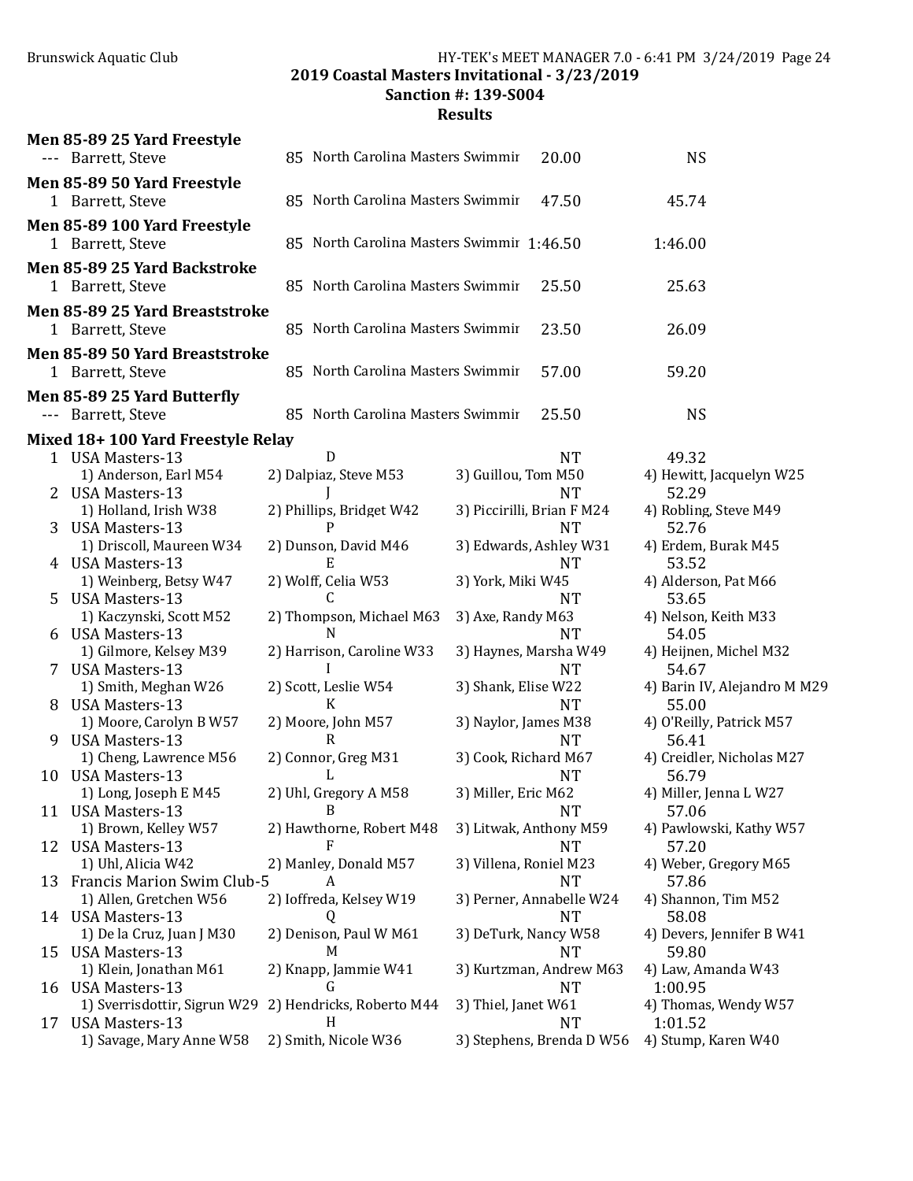## 2019 Coastal Masters Invitational - 3/23/2019
### Sanction #: 139-S004
### Results

**Men 85-89 25 Yard Freestyle**

| Place | Name | Age | Team | Seed Time | Finals Time |
|---|---|---|---|---|---|
| --- | Barrett, Steve | 85 | North Carolina Masters Swimmir | 20.00 | NS |

**Men 85-89 50 Yard Freestyle**

| Place | Name | Age | Team | Seed Time | Finals Time |
|---|---|---|---|---|---|
| 1 | Barrett, Steve | 85 | North Carolina Masters Swimmir | 47.50 | 45.74 |

**Men 85-89 100 Yard Freestyle**

| Place | Name | Age | Team | Seed Time | Finals Time |
|---|---|---|---|---|---|
| 1 | Barrett, Steve | 85 | North Carolina Masters Swimmir | 1:46.50 | 1:46.00 |

**Men 85-89 25 Yard Backstroke**

| Place | Name | Age | Team | Seed Time | Finals Time |
|---|---|---|---|---|---|
| 1 | Barrett, Steve | 85 | North Carolina Masters Swimmir | 25.50 | 25.63 |

**Men 85-89 25 Yard Breaststroke**

| Place | Name | Age | Team | Seed Time | Finals Time |
|---|---|---|---|---|---|
| 1 | Barrett, Steve | 85 | North Carolina Masters Swimmir | 23.50 | 26.09 |

**Men 85-89 50 Yard Breaststroke**

| Place | Name | Age | Team | Seed Time | Finals Time |
|---|---|---|---|---|---|
| 1 | Barrett, Steve | 85 | North Carolina Masters Swimmir | 57.00 | 59.20 |

**Men 85-89 25 Yard Butterfly**

| Place | Name | Age | Team | Seed Time | Finals Time |
|---|---|---|---|---|---|
| --- | Barrett, Steve | 85 | North Carolina Masters Swimmir | 25.50 | NS |

**Mixed 18+ 100 Yard Freestyle Relay**

| Place | Team | Relay | Seed Time | Finals Time |
|---|---|---|---|---|
| 1 | USA Masters-13 | D | NT | 49.32 |
| | 1) Anderson, Earl M54 | 2) Dalpiaz, Steve M53 | 3) Guillou, Tom M50 | 4) Hewitt, Jacquelyn W25 |
| 2 | USA Masters-13 | J | NT | 52.29 |
| | 1) Holland, Irish W38 | 2) Phillips, Bridget W42 | 3) Piccirilli, Brian F M24 | 4) Robling, Steve M49 |
| 3 | USA Masters-13 | P | NT | 52.76 |
| | 1) Driscoll, Maureen W34 | 2) Dunson, David M46 | 3) Edwards, Ashley W31 | 4) Erdem, Burak M45 |
| 4 | USA Masters-13 | E | NT | 53.52 |
| | 1) Weinberg, Betsy W47 | 2) Wolff, Celia W53 | 3) York, Miki W45 | 4) Alderson, Pat M66 |
| 5 | USA Masters-13 | C | NT | 53.65 |
| | 1) Kaczynski, Scott M52 | 2) Thompson, Michael M63 | 3) Axe, Randy M63 | 4) Nelson, Keith M33 |
| 6 | USA Masters-13 | N | NT | 54.05 |
| | 1) Gilmore, Kelsey M39 | 2) Harrison, Caroline W33 | 3) Haynes, Marsha W49 | 4) Heijnen, Michel M32 |
| 7 | USA Masters-13 | I | NT | 54.67 |
| | 1) Smith, Meghan W26 | 2) Scott, Leslie W54 | 3) Shank, Elise W22 | 4) Barin IV, Alejandro M M29 |
| 8 | USA Masters-13 | K | NT | 55.00 |
| | 1) Moore, Carolyn B W57 | 2) Moore, John M57 | 3) Naylor, James M38 | 4) O'Reilly, Patrick M57 |
| 9 | USA Masters-13 | R | NT | 56.41 |
| | 1) Cheng, Lawrence M56 | 2) Connor, Greg M31 | 3) Cook, Richard M67 | 4) Creidler, Nicholas M27 |
| 10 | USA Masters-13 | L | NT | 56.79 |
| | 1) Long, Joseph E M45 | 2) Uhl, Gregory A M58 | 3) Miller, Eric M62 | 4) Miller, Jenna L W27 |
| 11 | USA Masters-13 | B | NT | 57.06 |
| | 1) Brown, Kelley W57 | 2) Hawthorne, Robert M48 | 3) Litwak, Anthony M59 | 4) Pawlowski, Kathy W57 |
| 12 | USA Masters-13 | F | NT | 57.20 |
| | 1) Uhl, Alicia W42 | 2) Manley, Donald M57 | 3) Villena, Roniel M23 | 4) Weber, Gregory M65 |
| 13 | Francis Marion Swim Club-5 | A | NT | 57.86 |
| | 1) Allen, Gretchen W56 | 2) Ioffreda, Kelsey W19 | 3) Perner, Annabelle W24 | 4) Shannon, Tim M52 |
| 14 | USA Masters-13 | Q | NT | 58.08 |
| | 1) De la Cruz, Juan J M30 | 2) Denison, Paul W M61 | 3) DeTurk, Nancy W58 | 4) Devers, Jennifer B W41 |
| 15 | USA Masters-13 | M | NT | 59.80 |
| | 1) Klein, Jonathan M61 | 2) Knapp, Jammie W41 | 3) Kurtzman, Andrew M63 | 4) Law, Amanda W43 |
| 16 | USA Masters-13 | G | NT | 1:00.95 |
| | 1) Sverrisdottir, Sigrun W29 | 2) Hendricks, Roberto M44 | 3) Thiel, Janet W61 | 4) Thomas, Wendy W57 |
| 17 | USA Masters-13 | H | NT | 1:01.52 |
| | 1) Savage, Mary Anne W58 | 2) Smith, Nicole W36 | 3) Stephens, Brenda D W56 | 4) Stump, Karen W40 |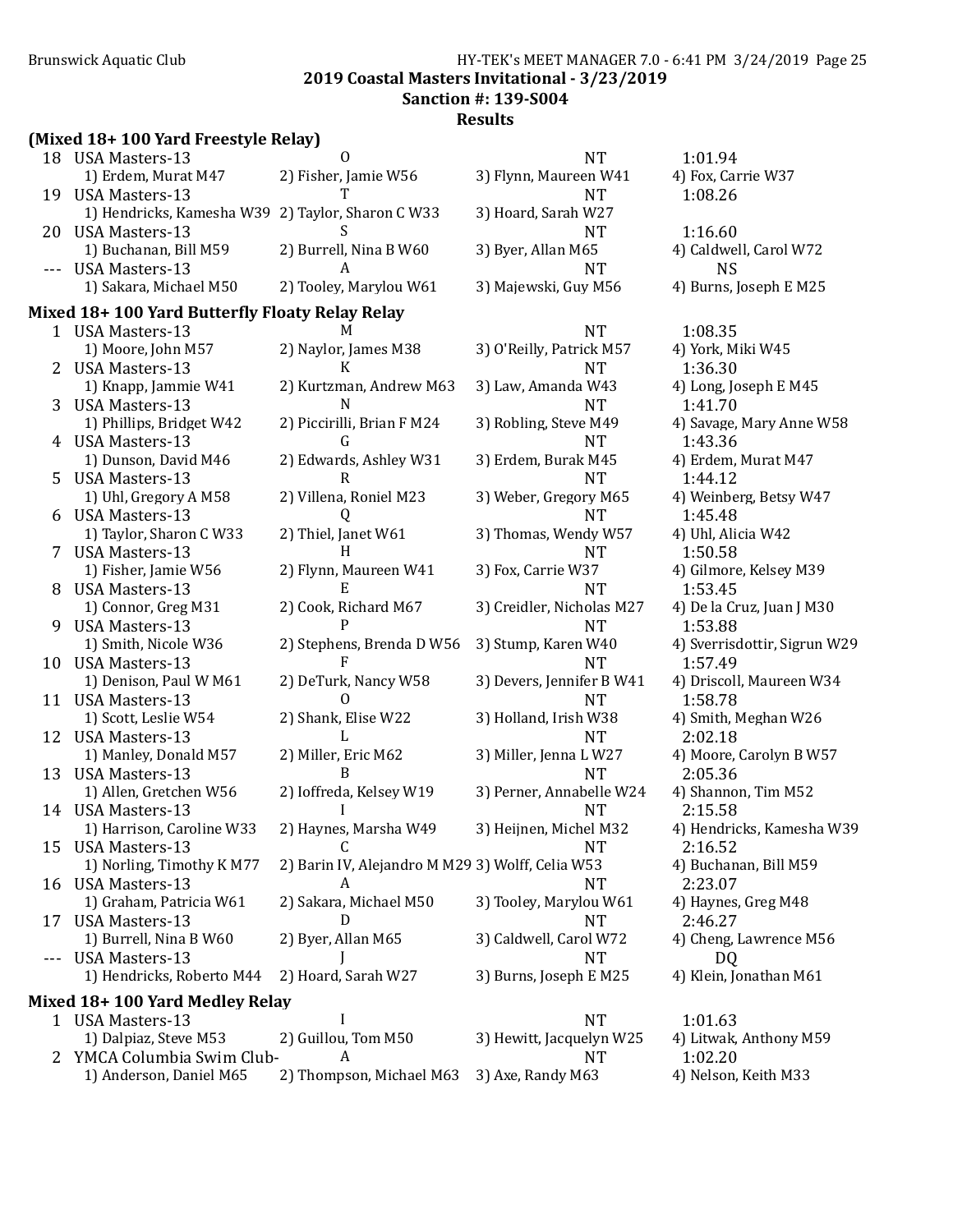**2019 Coastal Masters Invitational - 3/23/2019**
**Sanction #: 139-S004**
**Results**

### (Mixed 18+ 100 Yard Freestyle Relay)

| Place | Team | Relay | Seed Time | Finals Time |
|---|---|---|---|---|
| 18 | USA Masters-13 | O | NT | 1:01.94 |
| | 1) Erdem, Murat M47 | 2) Fisher, Jamie W56 | 3) Flynn, Maureen W41 | 4) Fox, Carrie W37 |
| 19 | USA Masters-13 | T | NT | 1:08.26 |
| | 1) Hendricks, Kamesha W39 | 2) Taylor, Sharon C W33 | 3) Hoard, Sarah W27 | |
| 20 | USA Masters-13 | S | NT | 1:16.60 |
| | 1) Buchanan, Bill M59 | 2) Burrell, Nina B W60 | 3) Byer, Allan M65 | 4) Caldwell, Carol W72 |
| --- | USA Masters-13 | A | NT | NS |
| | 1) Sakara, Michael M50 | 2) Tooley, Marylou W61 | 3) Majewski, Guy M56 | 4) Burns, Joseph E M25 |

### Mixed 18+ 100 Yard Butterfly Floaty Relay Relay

| Place | Team | Relay | Seed Time | Finals Time |
|---|---|---|---|---|
| 1 | USA Masters-13 | M | NT | 1:08.35 |
| | 1) Moore, John M57 | 2) Naylor, James M38 | 3) O'Reilly, Patrick M57 | 4) York, Miki W45 |
| 2 | USA Masters-13 | K | NT | 1:36.30 |
| | 1) Knapp, Jammie W41 | 2) Kurtzman, Andrew M63 | 3) Law, Amanda W43 | 4) Long, Joseph E M45 |
| 3 | USA Masters-13 | N | NT | 1:41.70 |
| | 1) Phillips, Bridget W42 | 2) Piccirilli, Brian F M24 | 3) Robling, Steve M49 | 4) Savage, Mary Anne W58 |
| 4 | USA Masters-13 | G | NT | 1:43.36 |
| | 1) Dunson, David M46 | 2) Edwards, Ashley W31 | 3) Erdem, Burak M45 | 4) Erdem, Murat M47 |
| 5 | USA Masters-13 | R | NT | 1:44.12 |
| | 1) Uhl, Gregory A M58 | 2) Villena, Roniel M23 | 3) Weber, Gregory M65 | 4) Weinberg, Betsy W47 |
| 6 | USA Masters-13 | Q | NT | 1:45.48 |
| | 1) Taylor, Sharon C W33 | 2) Thiel, Janet W61 | 3) Thomas, Wendy W57 | 4) Uhl, Alicia W42 |
| 7 | USA Masters-13 | H | NT | 1:50.58 |
| | 1) Fisher, Jamie W56 | 2) Flynn, Maureen W41 | 3) Fox, Carrie W37 | 4) Gilmore, Kelsey M39 |
| 8 | USA Masters-13 | E | NT | 1:53.45 |
| | 1) Connor, Greg M31 | 2) Cook, Richard M67 | 3) Creidler, Nicholas M27 | 4) De la Cruz, Juan J M30 |
| 9 | USA Masters-13 | P | NT | 1:53.88 |
| | 1) Smith, Nicole W36 | 2) Stephens, Brenda D W56 | 3) Stump, Karen W40 | 4) Sverrisdottir, Sigrun W29 |
| 10 | USA Masters-13 | F | NT | 1:57.49 |
| | 1) Denison, Paul W M61 | 2) DeTurk, Nancy W58 | 3) Devers, Jennifer B W41 | 4) Driscoll, Maureen W34 |
| 11 | USA Masters-13 | O | NT | 1:58.78 |
| | 1) Scott, Leslie W54 | 2) Shank, Elise W22 | 3) Holland, Irish W38 | 4) Smith, Meghan W26 |
| 12 | USA Masters-13 | L | NT | 2:02.18 |
| | 1) Manley, Donald M57 | 2) Miller, Eric M62 | 3) Miller, Jenna L W27 | 4) Moore, Carolyn B W57 |
| 13 | USA Masters-13 | B | NT | 2:05.36 |
| | 1) Allen, Gretchen W56 | 2) Ioffreda, Kelsey W19 | 3) Perner, Annabelle W24 | 4) Shannon, Tim M52 |
| 14 | USA Masters-13 | I | NT | 2:15.58 |
| | 1) Harrison, Caroline W33 | 2) Haynes, Marsha W49 | 3) Heijnen, Michel M32 | 4) Hendricks, Kamesha W39 |
| 15 | USA Masters-13 | C | NT | 2:16.52 |
| | 1) Norling, Timothy K M77 | 2) Barin IV, Alejandro M M29 | 3) Wolff, Celia W53 | 4) Buchanan, Bill M59 |
| 16 | USA Masters-13 | A | NT | 2:23.07 |
| | 1) Graham, Patricia W61 | 2) Sakara, Michael M50 | 3) Tooley, Marylou W61 | 4) Haynes, Greg M48 |
| 17 | USA Masters-13 | D | NT | 2:46.27 |
| | 1) Burrell, Nina B W60 | 2) Byer, Allan M65 | 3) Caldwell, Carol W72 | 4) Cheng, Lawrence M56 |
| --- | USA Masters-13 | J | NT | DQ |
| | 1) Hendricks, Roberto M44 | 2) Hoard, Sarah W27 | 3) Burns, Joseph E M25 | 4) Klein, Jonathan M61 |

### Mixed 18+ 100 Yard Medley Relay

| Place | Team | Relay | Seed Time | Finals Time |
|---|---|---|---|---|
| 1 | USA Masters-13 | I | NT | 1:01.63 |
| | 1) Dalpiaz, Steve M53 | 2) Guillou, Tom M50 | 3) Hewitt, Jacquelyn W25 | 4) Litwak, Anthony M59 |
| 2 | YMCA Columbia Swim Club- | A | NT | 1:02.20 |
| | 1) Anderson, Daniel M65 | 2) Thompson, Michael M63 | 3) Axe, Randy M63 | 4) Nelson, Keith M33 |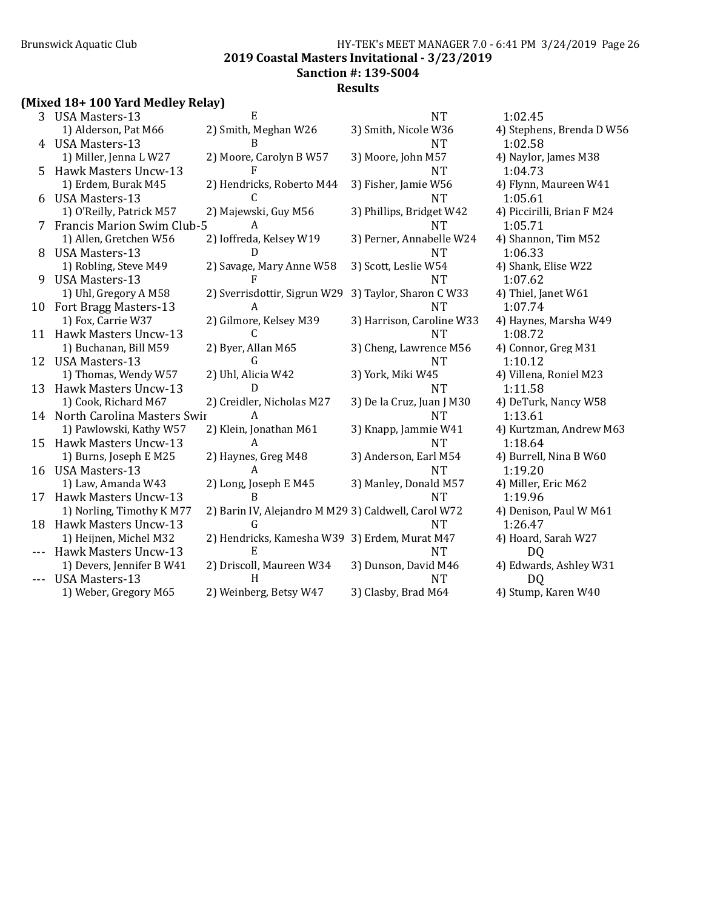2019 Coastal Masters Invitational - 3/23/2019

Sanction #: 139-S004

Results

**(Mixed 18+ 100 Yard Medley Relay)**

| | | | | |
|---|---|---|---|---|
| 3 | USA Masters-13 | E | NT | 1:02.45 |
| | 1) Alderson, Pat M66 | 2) Smith, Meghan W26 | 3) Smith, Nicole W36 | 4) Stephens, Brenda D W56 |
| 4 | USA Masters-13 | B | NT | 1:02.58 |
| | 1) Miller, Jenna L W27 | 2) Moore, Carolyn B W57 | 3) Moore, John M57 | 4) Naylor, James M38 |
| 5 | Hawk Masters Uncw-13 | F | NT | 1:04.73 |
| | 1) Erdem, Burak M45 | 2) Hendricks, Roberto M44 | 3) Fisher, Jamie W56 | 4) Flynn, Maureen W41 |
| 6 | USA Masters-13 | C | NT | 1:05.61 |
| | 1) O'Reilly, Patrick M57 | 2) Majewski, Guy M56 | 3) Phillips, Bridget W42 | 4) Piccirilli, Brian F M24 |
| 7 | Francis Marion Swim Club-5 | A | NT | 1:05.71 |
| | 1) Allen, Gretchen W56 | 2) Ioffreda, Kelsey W19 | 3) Perner, Annabelle W24 | 4) Shannon, Tim M52 |
| 8 | USA Masters-13 | D | NT | 1:06.33 |
| | 1) Robling, Steve M49 | 2) Savage, Mary Anne W58 | 3) Scott, Leslie W54 | 4) Shank, Elise W22 |
| 9 | USA Masters-13 | F | NT | 1:07.62 |
| | 1) Uhl, Gregory A M58 | 2) Sverrisdottir, Sigrun W29 | 3) Taylor, Sharon C W33 | 4) Thiel, Janet W61 |
| 10 | Fort Bragg Masters-13 | A | NT | 1:07.74 |
| | 1) Fox, Carrie W37 | 2) Gilmore, Kelsey M39 | 3) Harrison, Caroline W33 | 4) Haynes, Marsha W49 |
| 11 | Hawk Masters Uncw-13 | C | NT | 1:08.72 |
| | 1) Buchanan, Bill M59 | 2) Byer, Allan M65 | 3) Cheng, Lawrence M56 | 4) Connor, Greg M31 |
| 12 | USA Masters-13 | G | NT | 1:10.12 |
| | 1) Thomas, Wendy W57 | 2) Uhl, Alicia W42 | 3) York, Miki W45 | 4) Villena, Roniel M23 |
| 13 | Hawk Masters Uncw-13 | D | NT | 1:11.58 |
| | 1) Cook, Richard M67 | 2) Creidler, Nicholas M27 | 3) De la Cruz, Juan J M30 | 4) DeTurk, Nancy W58 |
| 14 | North Carolina Masters Swir | A | NT | 1:13.61 |
| | 1) Pawlowski, Kathy W57 | 2) Klein, Jonathan M61 | 3) Knapp, Jammie W41 | 4) Kurtzman, Andrew M63 |
| 15 | Hawk Masters Uncw-13 | A | NT | 1:18.64 |
| | 1) Burns, Joseph E M25 | 2) Haynes, Greg M48 | 3) Anderson, Earl M54 | 4) Burrell, Nina B W60 |
| 16 | USA Masters-13 | A | NT | 1:19.20 |
| | 1) Law, Amanda W43 | 2) Long, Joseph E M45 | 3) Manley, Donald M57 | 4) Miller, Eric M62 |
| 17 | Hawk Masters Uncw-13 | B | NT | 1:19.96 |
| | 1) Norling, Timothy K M77 | 2) Barin IV, Alejandro M M29 | 3) Caldwell, Carol W72 | 4) Denison, Paul W M61 |
| 18 | Hawk Masters Uncw-13 | G | NT | 1:26.47 |
| | 1) Heijnen, Michel M32 | 2) Hendricks, Kamesha W39 | 3) Erdem, Murat M47 | 4) Hoard, Sarah W27 |
| --- | Hawk Masters Uncw-13 | E | NT | DQ |
| | 1) Devers, Jennifer B W41 | 2) Driscoll, Maureen W34 | 3) Dunson, David M46 | 4) Edwards, Ashley W31 |
| --- | USA Masters-13 | H | NT | DQ |
| | 1) Weber, Gregory M65 | 2) Weinberg, Betsy W47 | 3) Clasby, Brad M64 | 4) Stump, Karen W40 |